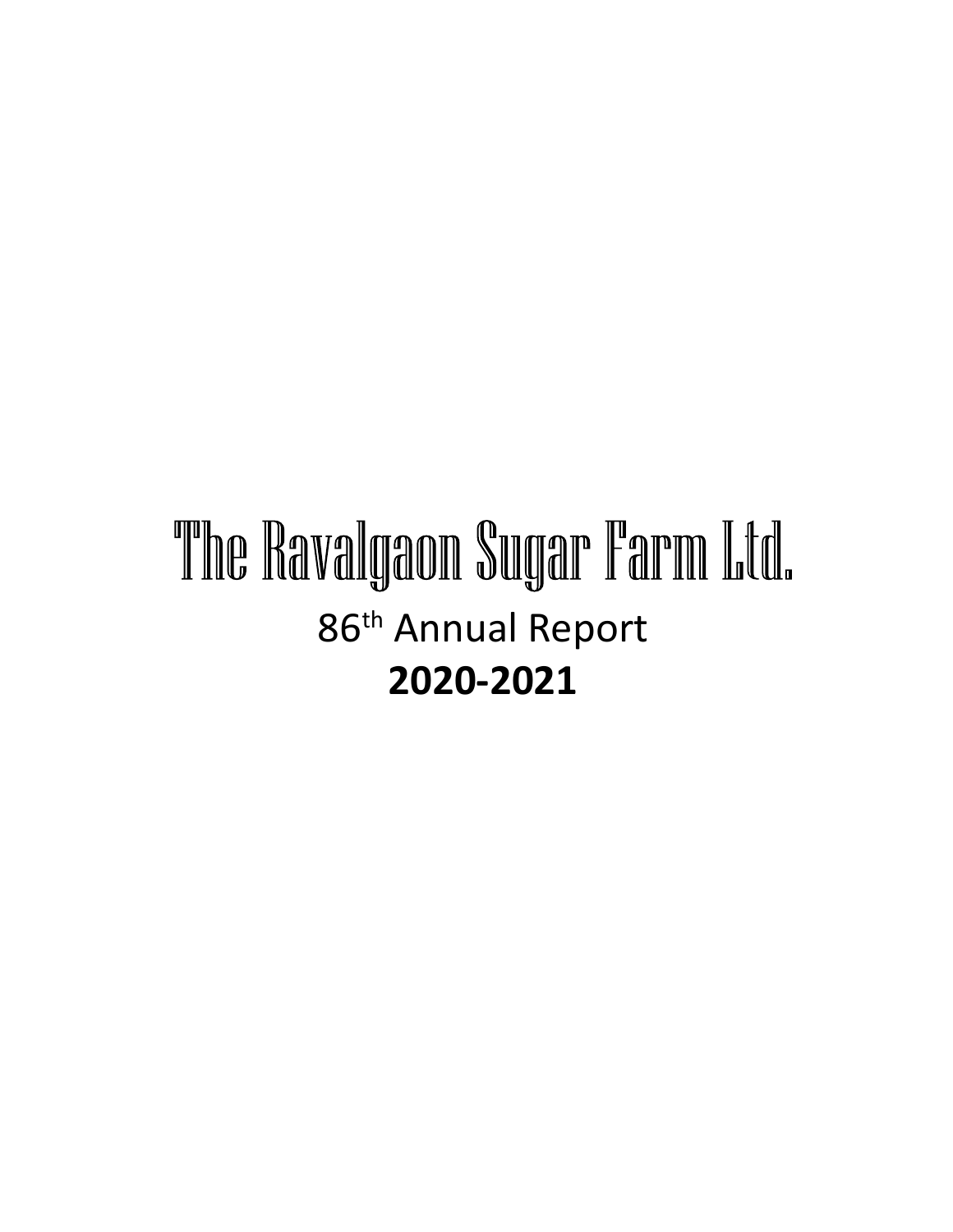# The Ravalgaon Sugar Farm Ltd.

## 86th Annual Report

## **2020-2021**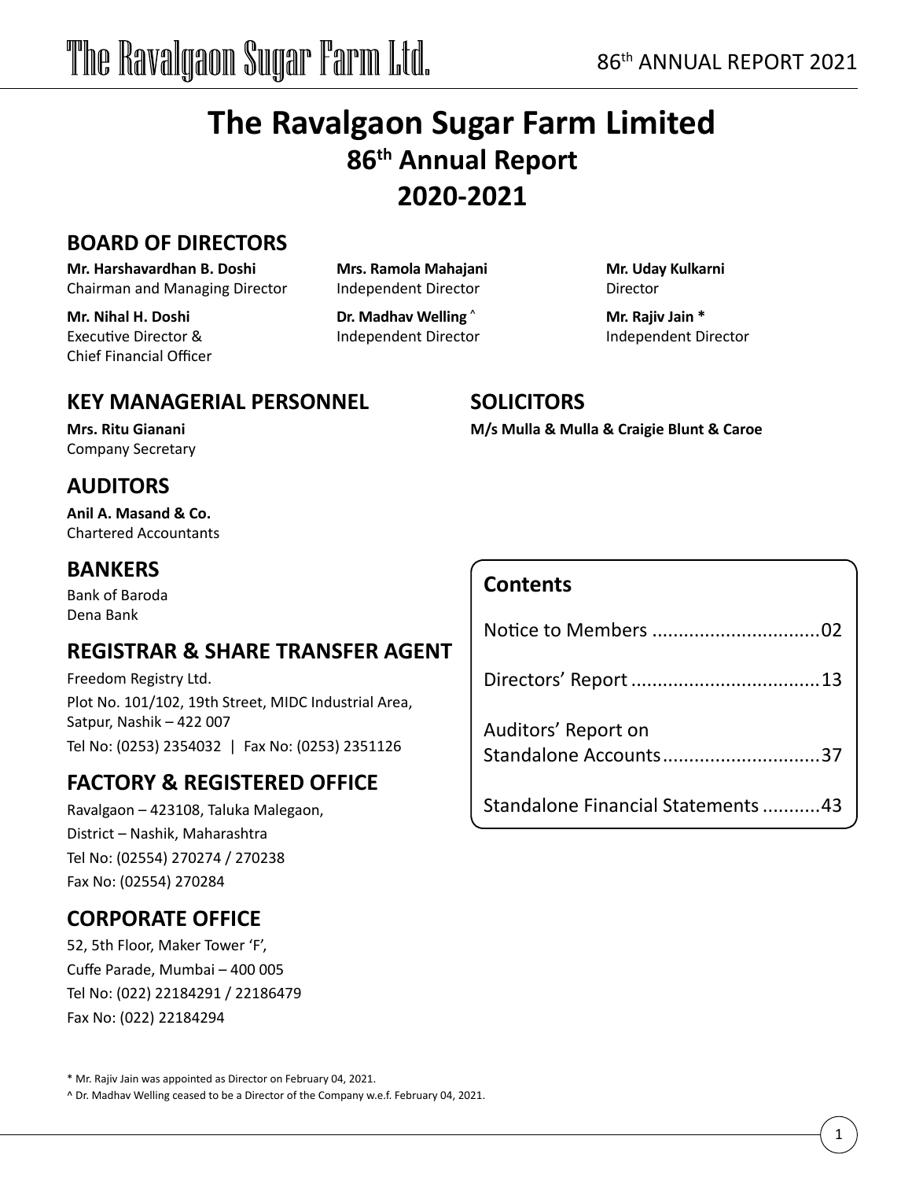# The Ravalgaon Sugar Farm Limited

## 86th Annual Report

## 2020-2021

## BOARD OF DIRECTORS

**Mr. Harshavardhan B. Doshi**
Chairman and Managing Director

**Mr. Nihal H. Doshi**
Executive Director &
Chief Financial Officer

**Mrs. Ramola Mahajani**
Independent Director

**Dr. Madhav Welling ^**
Independent Director

**Mr. Uday Kulkarni**
Director

**Mr. Rajiv Jain ***
Independent Director

## KEY MANAGERIAL PERSONNEL

**Mrs. Ritu Gianani**
Company Secretary

## SOLICITORS

**M/s Mulla & Mulla & Craigie Blunt & Caroe**

## AUDITORS

**Anil A. Masand & Co.**
Chartered Accountants

## BANKERS

Bank of Baroda
Dena Bank

## REGISTRAR & SHARE TRANSFER AGENT

Freedom Registry Ltd.
Plot No. 101/102, 19th Street, MIDC Industrial Area,
Satpur, Nashik – 422 007
Tel No: (0253) 2354032 | Fax No: (0253) 2351126

## FACTORY & REGISTERED OFFICE

Ravalgaon – 423108, Taluka Malegaon,
District – Nashik, Maharashtra
Tel No: (02554) 270274 / 270238
Fax No: (02554) 270284

## CORPORATE OFFICE

52, 5th Floor, Maker Tower 'F',
Cuffe Parade, Mumbai – 400 005
Tel No: (022) 22184291 / 22186479
Fax No: (022) 22184294

## Contents

| | |
|---|---|
| Notice to Members | 02 |
| Directors' Report | 13 |
| Auditors' Report on Standalone Accounts | 37 |
| Standalone Financial Statements | 43 |

* Mr. Rajiv Jain was appointed as Director on February 04, 2021.

^ Dr. Madhav Welling ceased to be a Director of the Company w.e.f. February 04, 2021.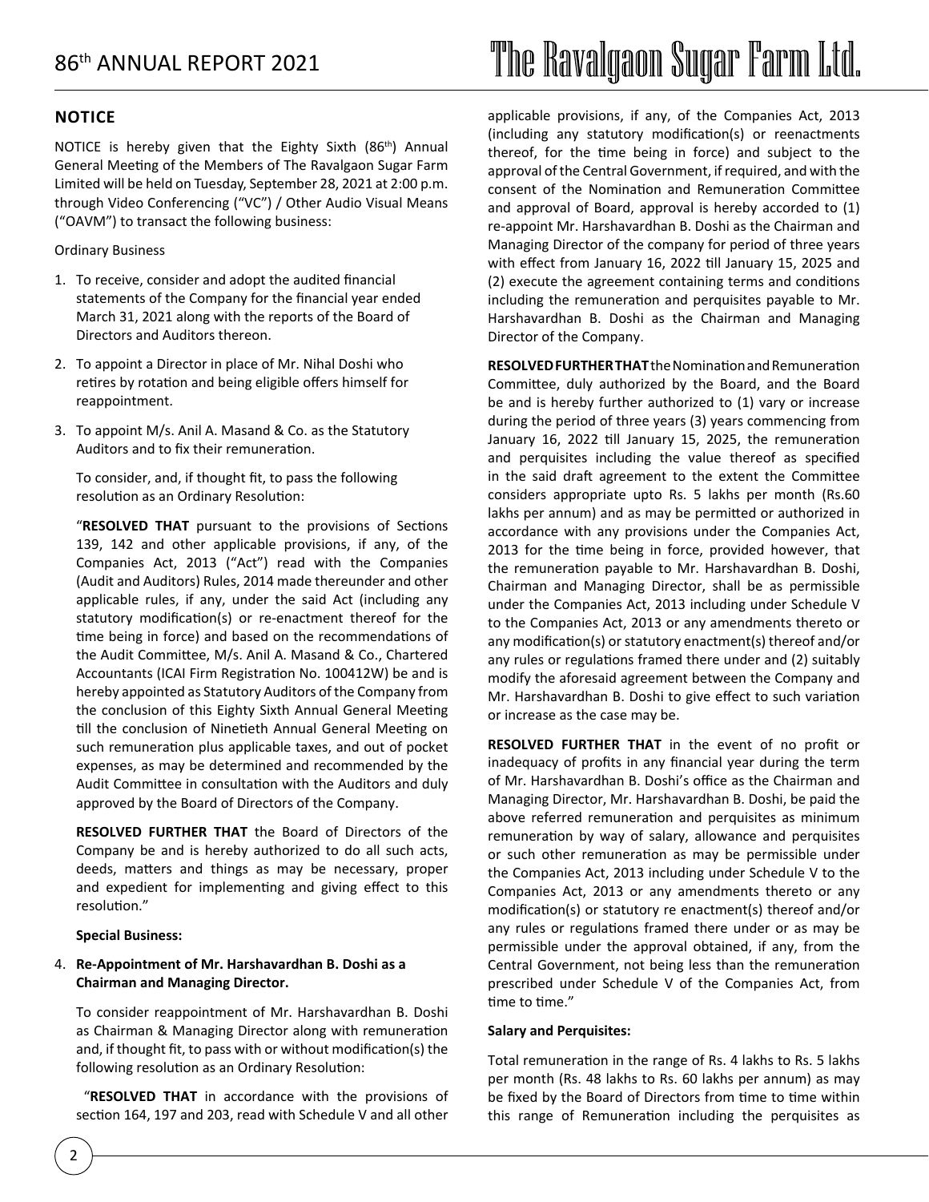## NOTICE

NOTICE is hereby given that the Eighty Sixth (86th) Annual General Meeting of the Members of The Ravalgaon Sugar Farm Limited will be held on Tuesday, September 28, 2021 at 2:00 p.m. through Video Conferencing ("VC") / Other Audio Visual Means ("OAVM") to transact the following business:

Ordinary Business

1. To receive, consider and adopt the audited financial statements of the Company for the financial year ended March 31, 2021 along with the reports of the Board of Directors and Auditors thereon.
2. To appoint a Director in place of Mr. Nihal Doshi who retires by rotation and being eligible offers himself for reappointment.
3. To appoint M/s. Anil A. Masand & Co. as the Statutory Auditors and to fix their remuneration.

   To consider, and, if thought fit, to pass the following resolution as an Ordinary Resolution:

   "**RESOLVED THAT** pursuant to the provisions of Sections 139, 142 and other applicable provisions, if any, of the Companies Act, 2013 ("Act") read with the Companies (Audit and Auditors) Rules, 2014 made thereunder and other applicable rules, if any, under the said Act (including any statutory modification(s) or re-enactment thereof for the time being in force) and based on the recommendations of the Audit Committee, M/s. Anil A. Masand & Co., Chartered Accountants (ICAI Firm Registration No. 100412W) be and is hereby appointed as Statutory Auditors of the Company from the conclusion of this Eighty Sixth Annual General Meeting till the conclusion of Ninetieth Annual General Meeting on such remuneration plus applicable taxes, and out of pocket expenses, as may be determined and recommended by the Audit Committee in consultation with the Auditors and duly approved by the Board of Directors of the Company.

   **RESOLVED FURTHER THAT** the Board of Directors of the Company be and is hereby authorized to do all such acts, deeds, matters and things as may be necessary, proper and expedient for implementing and giving effect to this resolution."

   **Special Business:**

4. **Re-Appointment of Mr. Harshavardhan B. Doshi as a Chairman and Managing Director.**

   To consider reappointment of Mr. Harshavardhan B. Doshi as Chairman & Managing Director along with remuneration and, if thought fit, to pass with or without modification(s) the following resolution as an Ordinary Resolution:

   "**RESOLVED THAT** in accordance with the provisions of section 164, 197 and 203, read with Schedule V and all other applicable provisions, if any, of the Companies Act, 2013 (including any statutory modification(s) or reenactments thereof, for the time being in force) and subject to the approval of the Central Government, if required, and with the consent of the Nomination and Remuneration Committee and approval of Board, approval is hereby accorded to (1) re-appoint Mr. Harshavardhan B. Doshi as the Chairman and Managing Director of the company for period of three years with effect from January 16, 2022 till January 15, 2025 and (2) execute the agreement containing terms and conditions including the remuneration and perquisites payable to Mr. Harshavardhan B. Doshi as the Chairman and Managing Director of the Company.

   **RESOLVED FURTHER THAT** the Nomination and Remuneration Committee, duly authorized by the Board, and the Board be and is hereby further authorized to (1) vary or increase during the period of three years (3) years commencing from January 16, 2022 till January 15, 2025, the remuneration and perquisites including the value thereof as specified in the said draft agreement to the extent the Committee considers appropriate upto Rs. 5 lakhs per month (Rs.60 lakhs per annum) and as may be permitted or authorized in accordance with any provisions under the Companies Act, 2013 for the time being in force, provided however, that the remuneration payable to Mr. Harshavardhan B. Doshi, Chairman and Managing Director, shall be as permissible under the Companies Act, 2013 including under Schedule V to the Companies Act, 2013 or any amendments thereto or any modification(s) or statutory enactment(s) thereof and/or any rules or regulations framed there under and (2) suitably modify the aforesaid agreement between the Company and Mr. Harshavardhan B. Doshi to give effect to such variation or increase as the case may be.

   **RESOLVED FURTHER THAT** in the event of no profit or inadequacy of profits in any financial year during the term of Mr. Harshavardhan B. Doshi's office as the Chairman and Managing Director, Mr. Harshavardhan B. Doshi, be paid the above referred remuneration and perquisites as minimum remuneration by way of salary, allowance and perquisites or such other remuneration as may be permissible under the Companies Act, 2013 including under Schedule V to the Companies Act, 2013 or any amendments thereto or any modification(s) or statutory re enactment(s) thereof and/or any rules or regulations framed there under or as may be permissible under the approval obtained, if any, from the Central Government, not being less than the remuneration prescribed under Schedule V of the Companies Act, from time to time."

   **Salary and Perquisites:**

   Total remuneration in the range of Rs. 4 lakhs to Rs. 5 lakhs per month (Rs. 48 lakhs to Rs. 60 lakhs per annum) as may be fixed by the Board of Directors from time to time within this range of Remuneration including the perquisites as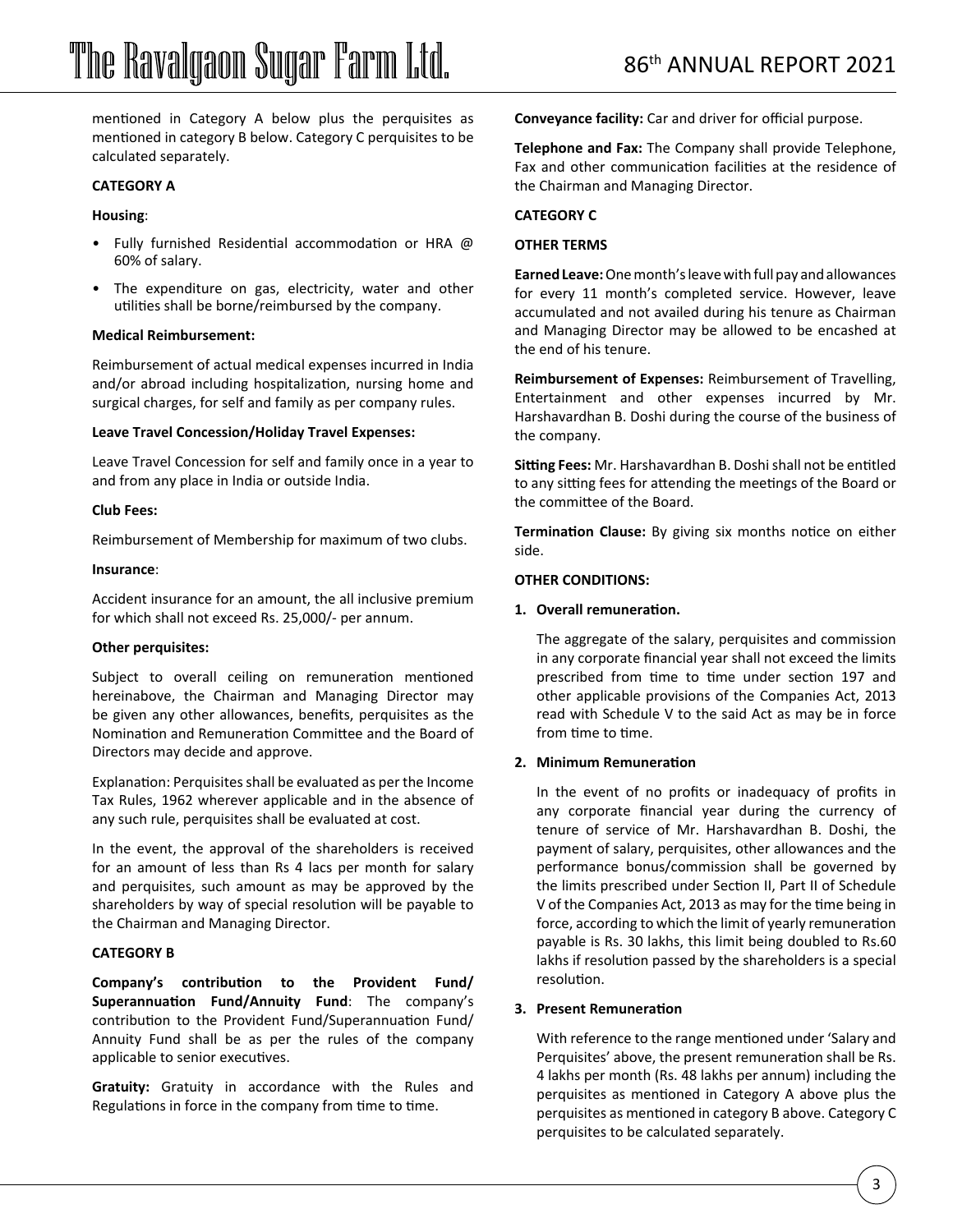mentioned in Category A below plus the perquisites as mentioned in category B below. Category C perquisites to be calculated separately.

**CATEGORY A**

**Housing**:

- Fully furnished Residential accommodation or HRA @ 60% of salary.
- The expenditure on gas, electricity, water and other utilities shall be borne/reimbursed by the company.

**Medical Reimbursement:**

Reimbursement of actual medical expenses incurred in India and/or abroad including hospitalization, nursing home and surgical charges, for self and family as per company rules.

**Leave Travel Concession/Holiday Travel Expenses:**

Leave Travel Concession for self and family once in a year to and from any place in India or outside India.

**Club Fees:**

Reimbursement of Membership for maximum of two clubs.

**Insurance**:

Accident insurance for an amount, the all inclusive premium for which shall not exceed Rs. 25,000/- per annum.

**Other perquisites:**

Subject to overall ceiling on remuneration mentioned hereinabove, the Chairman and Managing Director may be given any other allowances, benefits, perquisites as the Nomination and Remuneration Committee and the Board of Directors may decide and approve.

Explanation: Perquisites shall be evaluated as per the Income Tax Rules, 1962 wherever applicable and in the absence of any such rule, perquisites shall be evaluated at cost.

In the event, the approval of the shareholders is received for an amount of less than Rs 4 lacs per month for salary and perquisites, such amount as may be approved by the shareholders by way of special resolution will be payable to the Chairman and Managing Director.

**CATEGORY B**

**Company's contribution to the Provident Fund/ Superannuation Fund/Annuity Fund**: The company's contribution to the Provident Fund/Superannuation Fund/ Annuity Fund shall be as per the rules of the company applicable to senior executives.

**Gratuity:** Gratuity in accordance with the Rules and Regulations in force in the company from time to time.

**Conveyance facility:** Car and driver for official purpose.

**Telephone and Fax:** The Company shall provide Telephone, Fax and other communication facilities at the residence of the Chairman and Managing Director.

**CATEGORY C**

**OTHER TERMS**

**Earned Leave:** One month's leave with full pay and allowances for every 11 month's completed service. However, leave accumulated and not availed during his tenure as Chairman and Managing Director may be allowed to be encashed at the end of his tenure.

**Reimbursement of Expenses:** Reimbursement of Travelling, Entertainment and other expenses incurred by Mr. Harshavardhan B. Doshi during the course of the business of the company.

**Sitting Fees:** Mr. Harshavardhan B. Doshi shall not be entitled to any sitting fees for attending the meetings of the Board or the committee of the Board.

**Termination Clause:** By giving six months notice on either side.

**OTHER CONDITIONS:**

1. **Overall remuneration.**

   The aggregate of the salary, perquisites and commission in any corporate financial year shall not exceed the limits prescribed from time to time under section 197 and other applicable provisions of the Companies Act, 2013 read with Schedule V to the said Act as may be in force from time to time.

2. **Minimum Remuneration**

   In the event of no profits or inadequacy of profits in any corporate financial year during the currency of tenure of service of Mr. Harshavardhan B. Doshi, the payment of salary, perquisites, other allowances and the performance bonus/commission shall be governed by the limits prescribed under Section II, Part II of Schedule V of the Companies Act, 2013 as may for the time being in force, according to which the limit of yearly remuneration payable is Rs. 30 lakhs, this limit being doubled to Rs.60 lakhs if resolution passed by the shareholders is a special resolution.

3. **Present Remuneration**

   With reference to the range mentioned under 'Salary and Perquisites' above, the present remuneration shall be Rs. 4 lakhs per month (Rs. 48 lakhs per annum) including the perquisites as mentioned in Category A above plus the perquisites as mentioned in category B above. Category C perquisites to be calculated separately.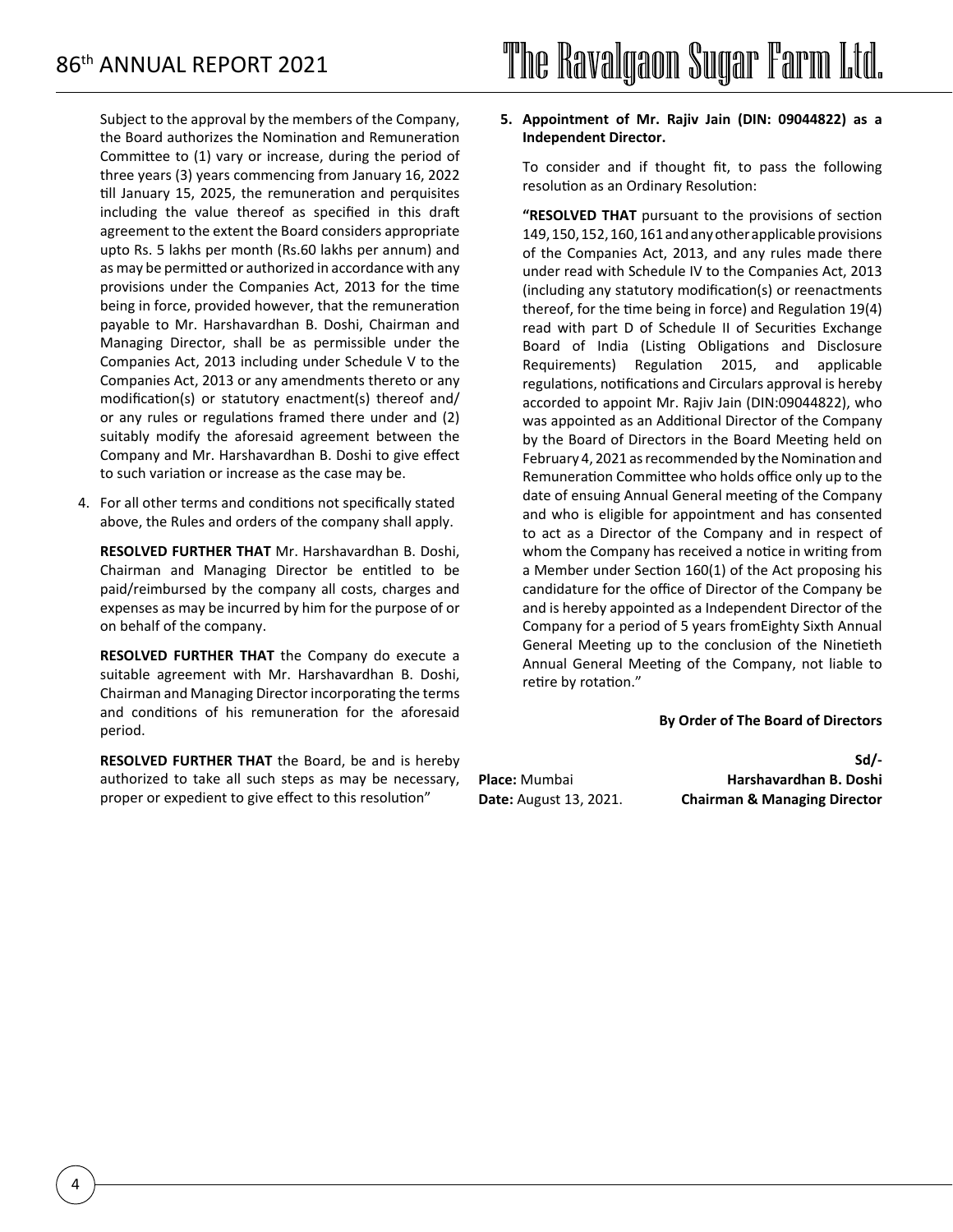Subject to the approval by the members of the Company, the Board authorizes the Nomination and Remuneration Committee to (1) vary or increase, during the period of three years (3) years commencing from January 16, 2022 till January 15, 2025, the remuneration and perquisites including the value thereof as specified in this draft agreement to the extent the Board considers appropriate upto Rs. 5 lakhs per month (Rs.60 lakhs per annum) and as may be permitted or authorized in accordance with any provisions under the Companies Act, 2013 for the time being in force, provided however, that the remuneration payable to Mr. Harshavardhan B. Doshi, Chairman and Managing Director, shall be as permissible under the Companies Act, 2013 including under Schedule V to the Companies Act, 2013 or any amendments thereto or any modification(s) or statutory enactment(s) thereof and/ or any rules or regulations framed there under and (2) suitably modify the aforesaid agreement between the Company and Mr. Harshavardhan B. Doshi to give effect to such variation or increase as the case may be.

4. For all other terms and conditions not specifically stated above, the Rules and orders of the company shall apply.

**RESOLVED FURTHER THAT** Mr. Harshavardhan B. Doshi, Chairman and Managing Director be entitled to be paid/reimbursed by the company all costs, charges and expenses as may be incurred by him for the purpose of or on behalf of the company.

**RESOLVED FURTHER THAT** the Company do execute a suitable agreement with Mr. Harshavardhan B. Doshi, Chairman and Managing Director incorporating the terms and conditions of his remuneration for the aforesaid period.

**RESOLVED FURTHER THAT** the Board, be and is hereby authorized to take all such steps as may be necessary, proper or expedient to give effect to this resolution"

**5. Appointment of Mr. Rajiv Jain (DIN: 09044822) as a Independent Director.**

To consider and if thought fit, to pass the following resolution as an Ordinary Resolution:

**"RESOLVED THAT** pursuant to the provisions of section 149, 150, 152, 160, 161 and any other applicable provisions of the Companies Act, 2013, and any rules made there under read with Schedule IV to the Companies Act, 2013 (including any statutory modification(s) or reenactments thereof, for the time being in force) and Regulation 19(4) read with part D of Schedule II of Securities Exchange Board of India (Listing Obligations and Disclosure Requirements) Regulation 2015, and applicable regulations, notifications and Circulars approval is hereby accorded to appoint Mr. Rajiv Jain (DIN:09044822), who was appointed as an Additional Director of the Company by the Board of Directors in the Board Meeting held on February 4, 2021 as recommended by the Nomination and Remuneration Committee who holds office only up to the date of ensuing Annual General meeting of the Company and who is eligible for appointment and has consented to act as a Director of the Company and in respect of whom the Company has received a notice in writing from a Member under Section 160(1) of the Act proposing his candidature for the office of Director of the Company be and is hereby appointed as a Independent Director of the Company for a period of 5 years fromEighty Sixth Annual General Meeting up to the conclusion of the Ninetieth Annual General Meeting of the Company, not liable to retire by rotation."

**By Order of The Board of Directors**

**Sd/-**
**Harshavardhan B. Doshi**
**Chairman & Managing Director**

**Place:** Mumbai
**Date:** August 13, 2021.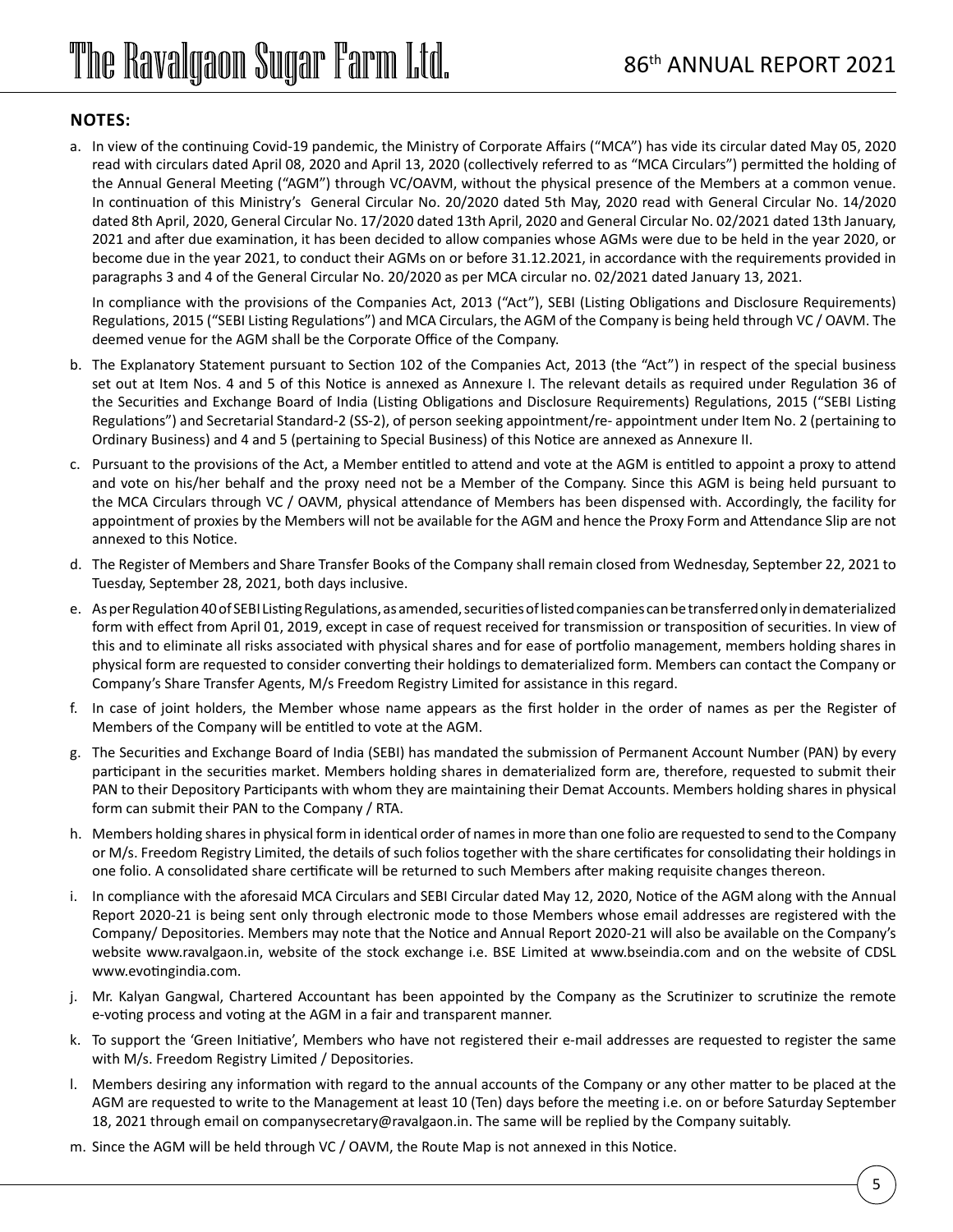## NOTES:

a. In view of the continuing Covid-19 pandemic, the Ministry of Corporate Affairs ("MCA") has vide its circular dated May 05, 2020 read with circulars dated April 08, 2020 and April 13, 2020 (collectively referred to as "MCA Circulars") permitted the holding of the Annual General Meeting ("AGM") through VC/OAVM, without the physical presence of the Members at a common venue. In continuation of this Ministry's General Circular No. 20/2020 dated 5th May, 2020 read with General Circular No. 14/2020 dated 8th April, 2020, General Circular No. 17/2020 dated 13th April, 2020 and General Circular No. 02/2021 dated 13th January, 2021 and after due examination, it has been decided to allow companies whose AGMs were due to be held in the year 2020, or become due in the year 2021, to conduct their AGMs on or before 31.12.2021, in accordance with the requirements provided in paragraphs 3 and 4 of the General Circular No. 20/2020 as per MCA circular no. 02/2021 dated January 13, 2021.

   In compliance with the provisions of the Companies Act, 2013 ("Act"), SEBI (Listing Obligations and Disclosure Requirements) Regulations, 2015 ("SEBI Listing Regulations") and MCA Circulars, the AGM of the Company is being held through VC / OAVM. The deemed venue for the AGM shall be the Corporate Office of the Company.

b. The Explanatory Statement pursuant to Section 102 of the Companies Act, 2013 (the "Act") in respect of the special business set out at Item Nos. 4 and 5 of this Notice is annexed as Annexure I. The relevant details as required under Regulation 36 of the Securities and Exchange Board of India (Listing Obligations and Disclosure Requirements) Regulations, 2015 ("SEBI Listing Regulations") and Secretarial Standard-2 (SS-2), of person seeking appointment/re- appointment under Item No. 2 (pertaining to Ordinary Business) and 4 and 5 (pertaining to Special Business) of this Notice are annexed as Annexure II.

c. Pursuant to the provisions of the Act, a Member entitled to attend and vote at the AGM is entitled to appoint a proxy to attend and vote on his/her behalf and the proxy need not be a Member of the Company. Since this AGM is being held pursuant to the MCA Circulars through VC / OAVM, physical attendance of Members has been dispensed with. Accordingly, the facility for appointment of proxies by the Members will not be available for the AGM and hence the Proxy Form and Attendance Slip are not annexed to this Notice.

d. The Register of Members and Share Transfer Books of the Company shall remain closed from Wednesday, September 22, 2021 to Tuesday, September 28, 2021, both days inclusive.

e. As per Regulation 40 of SEBI Listing Regulations, as amended, securities of listed companies can be transferred only in dematerialized form with effect from April 01, 2019, except in case of request received for transmission or transposition of securities. In view of this and to eliminate all risks associated with physical shares and for ease of portfolio management, members holding shares in physical form are requested to consider converting their holdings to dematerialized form. Members can contact the Company or Company's Share Transfer Agents, M/s Freedom Registry Limited for assistance in this regard.

f. In case of joint holders, the Member whose name appears as the first holder in the order of names as per the Register of Members of the Company will be entitled to vote at the AGM.

g. The Securities and Exchange Board of India (SEBI) has mandated the submission of Permanent Account Number (PAN) by every participant in the securities market. Members holding shares in dematerialized form are, therefore, requested to submit their PAN to their Depository Participants with whom they are maintaining their Demat Accounts. Members holding shares in physical form can submit their PAN to the Company / RTA.

h. Members holding shares in physical form in identical order of names in more than one folio are requested to send to the Company or M/s. Freedom Registry Limited, the details of such folios together with the share certificates for consolidating their holdings in one folio. A consolidated share certificate will be returned to such Members after making requisite changes thereon.

i. In compliance with the aforesaid MCA Circulars and SEBI Circular dated May 12, 2020, Notice of the AGM along with the Annual Report 2020-21 is being sent only through electronic mode to those Members whose email addresses are registered with the Company/ Depositories. Members may note that the Notice and Annual Report 2020-21 will also be available on the Company's website www.ravalgaon.in, website of the stock exchange i.e. BSE Limited at www.bseindia.com and on the website of CDSL www.evotingindia.com.

j. Mr. Kalyan Gangwal, Chartered Accountant has been appointed by the Company as the Scrutinizer to scrutinize the remote e-voting process and voting at the AGM in a fair and transparent manner.

k. To support the 'Green Initiative', Members who have not registered their e-mail addresses are requested to register the same with M/s. Freedom Registry Limited / Depositories.

l. Members desiring any information with regard to the annual accounts of the Company or any other matter to be placed at the AGM are requested to write to the Management at least 10 (Ten) days before the meeting i.e. on or before Saturday September 18, 2021 through email on companysecretary@ravalgaon.in. The same will be replied by the Company suitably.

m. Since the AGM will be held through VC / OAVM, the Route Map is not annexed in this Notice.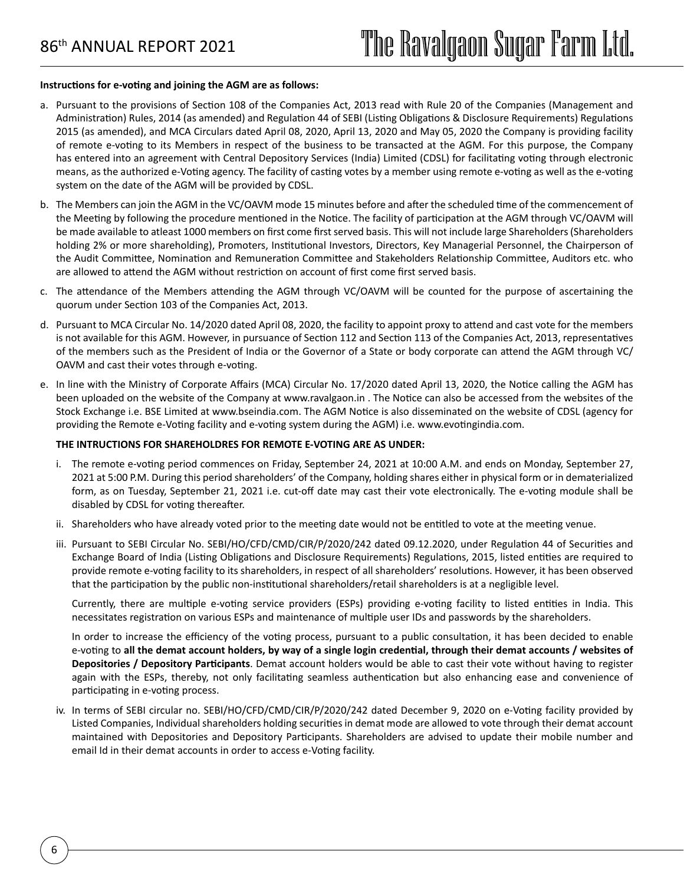**Instructions for e-voting and joining the AGM are as follows:**

a. Pursuant to the provisions of Section 108 of the Companies Act, 2013 read with Rule 20 of the Companies (Management and Administration) Rules, 2014 (as amended) and Regulation 44 of SEBI (Listing Obligations & Disclosure Requirements) Regulations 2015 (as amended), and MCA Circulars dated April 08, 2020, April 13, 2020 and May 05, 2020 the Company is providing facility of remote e-voting to its Members in respect of the business to be transacted at the AGM. For this purpose, the Company has entered into an agreement with Central Depository Services (India) Limited (CDSL) for facilitating voting through electronic means, as the authorized e-Voting agency. The facility of casting votes by a member using remote e-voting as well as the e-voting system on the date of the AGM will be provided by CDSL.

b. The Members can join the AGM in the VC/OAVM mode 15 minutes before and after the scheduled time of the commencement of the Meeting by following the procedure mentioned in the Notice. The facility of participation at the AGM through VC/OAVM will be made available to atleast 1000 members on first come first served basis. This will not include large Shareholders (Shareholders holding 2% or more shareholding), Promoters, Institutional Investors, Directors, Key Managerial Personnel, the Chairperson of the Audit Committee, Nomination and Remuneration Committee and Stakeholders Relationship Committee, Auditors etc. who are allowed to attend the AGM without restriction on account of first come first served basis.

c. The attendance of the Members attending the AGM through VC/OAVM will be counted for the purpose of ascertaining the quorum under Section 103 of the Companies Act, 2013.

d. Pursuant to MCA Circular No. 14/2020 dated April 08, 2020, the facility to appoint proxy to attend and cast vote for the members is not available for this AGM. However, in pursuance of Section 112 and Section 113 of the Companies Act, 2013, representatives of the members such as the President of India or the Governor of a State or body corporate can attend the AGM through VC/OAVM and cast their votes through e-voting.

e. In line with the Ministry of Corporate Affairs (MCA) Circular No. 17/2020 dated April 13, 2020, the Notice calling the AGM has been uploaded on the website of the Company at www.ravalgaon.in . The Notice can also be accessed from the websites of the Stock Exchange i.e. BSE Limited at www.bseindia.com. The AGM Notice is also disseminated on the website of CDSL (agency for providing the Remote e-Voting facility and e-voting system during the AGM) i.e. www.evotingindia.com.

**THE INTRUCTIONS FOR SHAREHOLDRES FOR REMOTE E-VOTING ARE AS UNDER:**

i. The remote e-voting period commences on Friday, September 24, 2021 at 10:00 A.M. and ends on Monday, September 27, 2021 at 5:00 P.M. During this period shareholders' of the Company, holding shares either in physical form or in dematerialized form, as on Tuesday, September 21, 2021 i.e. cut-off date may cast their vote electronically. The e-voting module shall be disabled by CDSL for voting thereafter.

ii. Shareholders who have already voted prior to the meeting date would not be entitled to vote at the meeting venue.

iii. Pursuant to SEBI Circular No. SEBI/HO/CFD/CMD/CIR/P/2020/242 dated 09.12.2020, under Regulation 44 of Securities and Exchange Board of India (Listing Obligations and Disclosure Requirements) Regulations, 2015, listed entities are required to provide remote e-voting facility to its shareholders, in respect of all shareholders' resolutions. However, it has been observed that the participation by the public non-institutional shareholders/retail shareholders is at a negligible level.

   Currently, there are multiple e-voting service providers (ESPs) providing e-voting facility to listed entities in India. This necessitates registration on various ESPs and maintenance of multiple user IDs and passwords by the shareholders.

   In order to increase the efficiency of the voting process, pursuant to a public consultation, it has been decided to enable e-voting to **all the demat account holders, by way of a single login credential, through their demat accounts / websites of Depositories / Depository Participants**. Demat account holders would be able to cast their vote without having to register again with the ESPs, thereby, not only facilitating seamless authentication but also enhancing ease and convenience of participating in e-voting process.

iv. In terms of SEBI circular no. SEBI/HO/CFD/CMD/CIR/P/2020/242 dated December 9, 2020 on e-Voting facility provided by Listed Companies, Individual shareholders holding securities in demat mode are allowed to vote through their demat account maintained with Depositories and Depository Participants. Shareholders are advised to update their mobile number and email Id in their demat accounts in order to access e-Voting facility.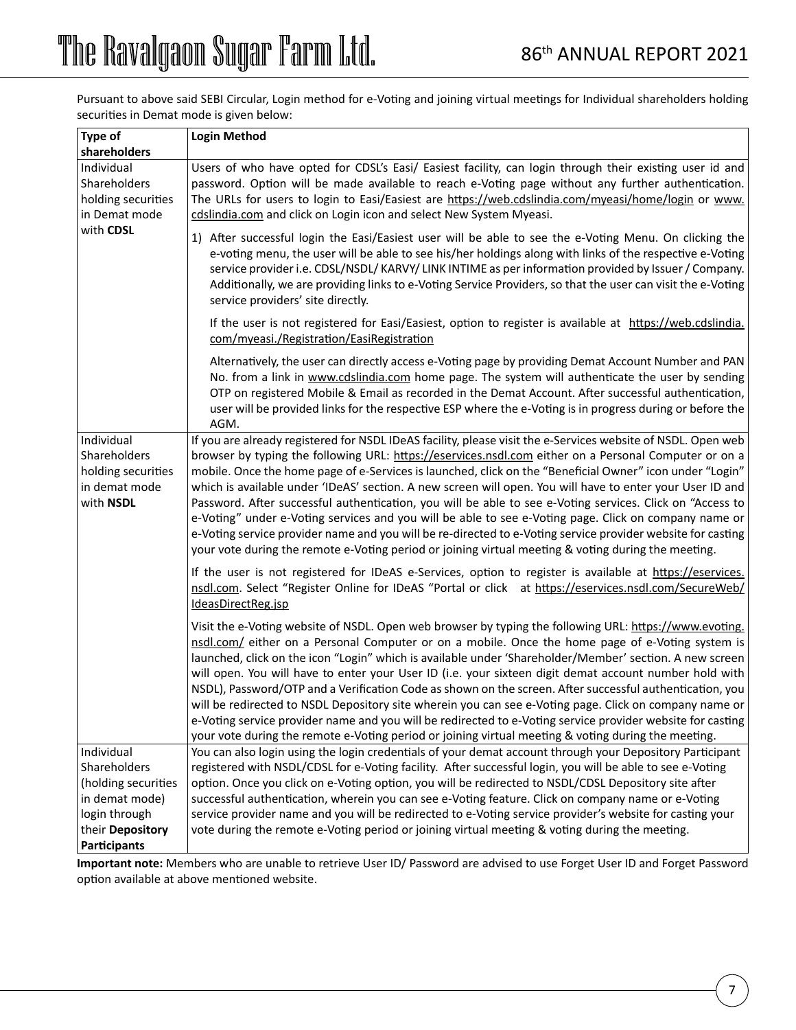Pursuant to above said SEBI Circular, Login method for e-Voting and joining virtual meetings for Individual shareholders holding securities in Demat mode is given below:

| Type of shareholders | Login Method |
|---|---|
| Individual Shareholders holding securities in Demat mode with **CDSL** | Users of who have opted for CDSL's Easi/ Easiest facility, can login through their existing user id and password. Option will be made available to reach e-Voting page without any further authentication. The URLs for users to login to Easi/Easiest are https://web.cdslindia.com/myeasi/home/login or www.cdslindia.com and click on Login icon and select New System Myeasi.<br><br>1) After successful login the Easi/Easiest user will be able to see the e-Voting Menu. On clicking the e-voting menu, the user will be able to see his/her holdings along with links of the respective e-Voting service provider i.e. CDSL/NSDL/ KARVY/ LINK INTIME as per information provided by Issuer / Company. Additionally, we are providing links to e-Voting Service Providers, so that the user can visit the e-Voting service providers' site directly.<br><br>If the user is not registered for Easi/Easiest, option to register is available at https://web.cdslindia.com/myeasi./Registration/EasiRegistration<br><br>Alternatively, the user can directly access e-Voting page by providing Demat Account Number and PAN No. from a link in www.cdslindia.com home page. The system will authenticate the user by sending OTP on registered Mobile & Email as recorded in the Demat Account. After successful authentication, user will be provided links for the respective ESP where the e-Voting is in progress during or before the AGM. |
| Individual Shareholders holding securities in demat mode with **NSDL** | If you are already registered for NSDL IDeAS facility, please visit the e-Services website of NSDL. Open web browser by typing the following URL: https://eservices.nsdl.com either on a Personal Computer or on a mobile. Once the home page of e-Services is launched, click on the "Beneficial Owner" icon under "Login" which is available under 'IDeAS' section. A new screen will open. You will have to enter your User ID and Password. After successful authentication, you will be able to see e-Voting services. Click on "Access to e-Voting" under e-Voting services and you will be able to see e-Voting page. Click on company name or e-Voting service provider name and you will be re-directed to e-Voting service provider website for casting your vote during the remote e-Voting period or joining virtual meeting & voting during the meeting.<br><br>If the user is not registered for IDeAS e-Services, option to register is available at https://eservices.nsdl.com. Select "Register Online for IDeAS "Portal or click at https://eservices.nsdl.com/SecureWeb/IdeasDirectReg.jsp<br><br>Visit the e-Voting website of NSDL. Open web browser by typing the following URL: https://www.evoting.nsdl.com/ either on a Personal Computer or on a mobile. Once the home page of e-Voting system is launched, click on the icon "Login" which is available under 'Shareholder/Member' section. A new screen will open. You will have to enter your User ID (i.e. your sixteen digit demat account number hold with NSDL), Password/OTP and a Verification Code as shown on the screen. After successful authentication, you will be redirected to NSDL Depository site wherein you can see e-Voting page. Click on company name or e-Voting service provider name and you will be redirected to e-Voting service provider website for casting your vote during the remote e-Voting period or joining virtual meeting & voting during the meeting. |
| Individual Shareholders (holding securities in demat mode) login through their **Depository Participants** | You can also login using the login credentials of your demat account through your Depository Participant registered with NSDL/CDSL for e-Voting facility. After successful login, you will be able to see e-Voting option. Once you click on e-Voting option, you will be redirected to NSDL/CDSL Depository site after successful authentication, wherein you can see e-Voting feature. Click on company name or e-Voting service provider name and you will be redirected to e-Voting service provider's website for casting your vote during the remote e-Voting period or joining virtual meeting & voting during the meeting. |

**Important note:** Members who are unable to retrieve User ID/ Password are advised to use Forget User ID and Forget Password option available at above mentioned website.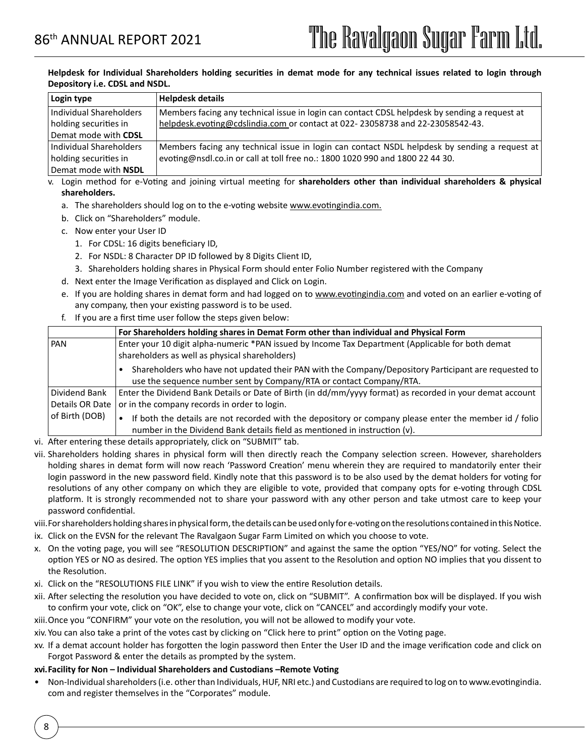**Helpdesk for Individual Shareholders holding securities in demat mode for any technical issues related to login through Depository i.e. CDSL and NSDL.**

| Login type | Helpdesk details |
|---|---|
| Individual Shareholders holding securities in Demat mode with **CDSL** | Members facing any technical issue in login can contact CDSL helpdesk by sending a request at helpdesk.evoting@cdslindia.com or contact at 022- 23058738 and 22-23058542-43. |
| Individual Shareholders holding securities in Demat mode with **NSDL** | Members facing any technical issue in login can contact NSDL helpdesk by sending a request at evoting@nsdl.co.in or call at toll free no.: 1800 1020 990 and 1800 22 44 30. |

v. Login method for e-Voting and joining virtual meeting for **shareholders other than individual shareholders & physical shareholders.**

   a. The shareholders should log on to the e-voting website www.evotingindia.com.

   b. Click on "Shareholders" module.

   c. Now enter your User ID

      1. For CDSL: 16 digits beneficiary ID,
      2. For NSDL: 8 Character DP ID followed by 8 Digits Client ID,
      3. Shareholders holding shares in Physical Form should enter Folio Number registered with the Company

   d. Next enter the Image Verification as displayed and Click on Login.

   e. If you are holding shares in demat form and had logged on to www.evotingindia.com and voted on an earlier e-voting of any company, then your existing password is to be used.

   f. If you are a first time user follow the steps given below:

| | For Shareholders holding shares in Demat Form other than individual and Physical Form |
|---|---|
| PAN | Enter your 10 digit alpha-numeric *PAN issued by Income Tax Department (Applicable for both demat shareholders as well as physical shareholders)<br>• Shareholders who have not updated their PAN with the Company/Depository Participant are requested to use the sequence number sent by Company/RTA or contact Company/RTA. |
| Dividend Bank Details OR Date of Birth (DOB) | Enter the Dividend Bank Details or Date of Birth (in dd/mm/yyyy format) as recorded in your demat account or in the company records in order to login.<br>• If both the details are not recorded with the depository or company please enter the member id / folio number in the Dividend Bank details field as mentioned in instruction (v). |

vi. After entering these details appropriately, click on "SUBMIT" tab.

vii. Shareholders holding shares in physical form will then directly reach the Company selection screen. However, shareholders holding shares in demat form will now reach 'Password Creation' menu wherein they are required to mandatorily enter their login password in the new password field. Kindly note that this password is to be also used by the demat holders for voting for resolutions of any other company on which they are eligible to vote, provided that company opts for e-voting through CDSL platform. It is strongly recommended not to share your password with any other person and take utmost care to keep your password confidential.

viii. For shareholders holding shares in physical form, the details can be used only for e-voting on the resolutions contained in this Notice.

ix. Click on the EVSN for the relevant The Ravalgaon Sugar Farm Limited on which you choose to vote.

x. On the voting page, you will see "RESOLUTION DESCRIPTION" and against the same the option "YES/NO" for voting. Select the option YES or NO as desired. The option YES implies that you assent to the Resolution and option NO implies that you dissent to the Resolution.

xi. Click on the "RESOLUTIONS FILE LINK" if you wish to view the entire Resolution details.

xii. After selecting the resolution you have decided to vote on, click on "SUBMIT". A confirmation box will be displayed. If you wish to confirm your vote, click on "OK", else to change your vote, click on "CANCEL" and accordingly modify your vote.

xiii. Once you "CONFIRM" your vote on the resolution, you will not be allowed to modify your vote.

xiv. You can also take a print of the votes cast by clicking on "Click here to print" option on the Voting page.

xv. If a demat account holder has forgotten the login password then Enter the User ID and the image verification code and click on Forgot Password & enter the details as prompted by the system.

**xvi. Facility for Non – Individual Shareholders and Custodians –Remote Voting**

- Non-Individual shareholders (i.e. other than Individuals, HUF, NRI etc.) and Custodians are required to log on to www.evotingindia.com and register themselves in the "Corporates" module.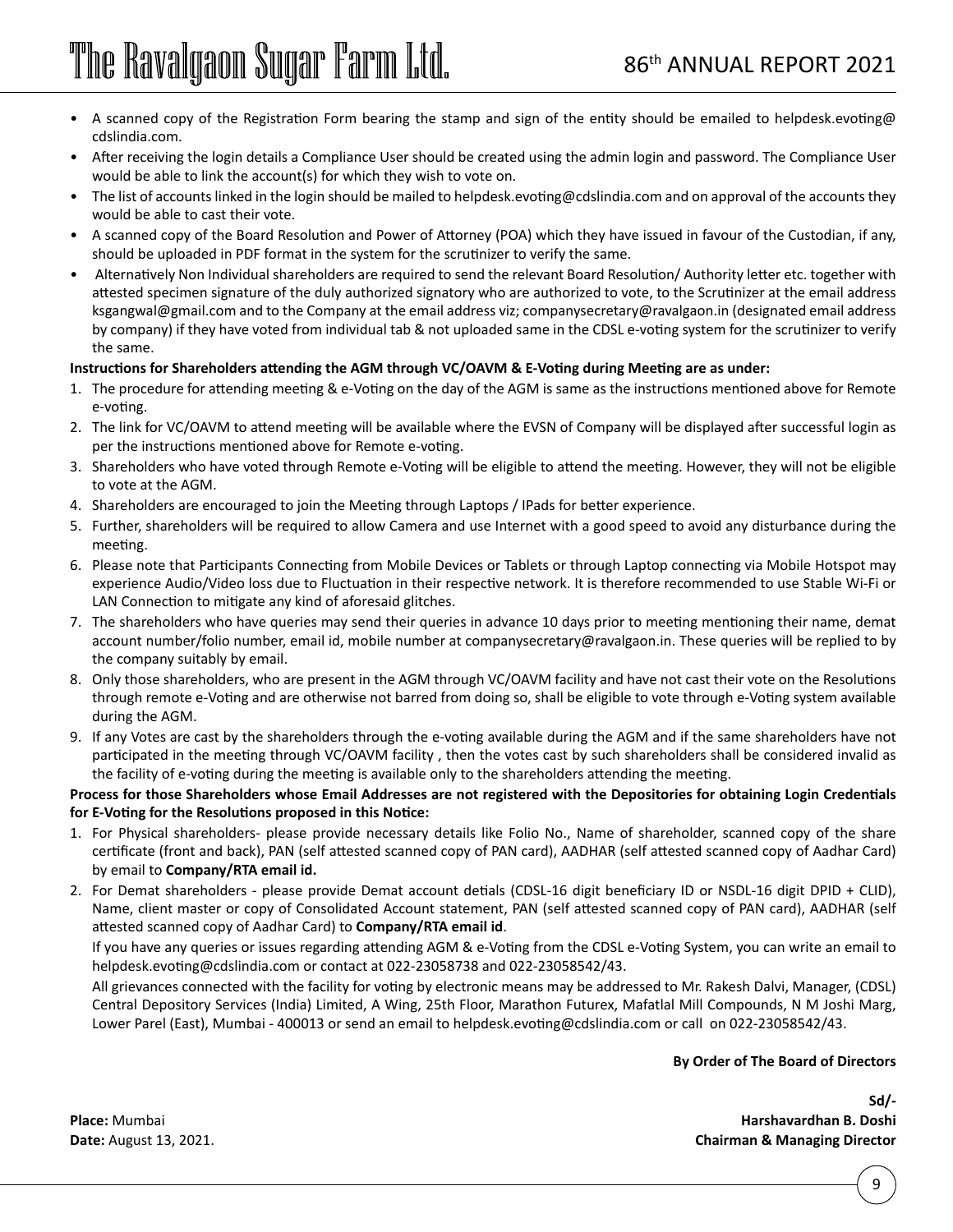- A scanned copy of the Registration Form bearing the stamp and sign of the entity should be emailed to helpdesk.evoting@cdslindia.com.
- After receiving the login details a Compliance User should be created using the admin login and password. The Compliance User would be able to link the account(s) for which they wish to vote on.
- The list of accounts linked in the login should be mailed to helpdesk.evoting@cdslindia.com and on approval of the accounts they would be able to cast their vote.
- A scanned copy of the Board Resolution and Power of Attorney (POA) which they have issued in favour of the Custodian, if any, should be uploaded in PDF format in the system for the scrutinizer to verify the same.
- Alternatively Non Individual shareholders are required to send the relevant Board Resolution/ Authority letter etc. together with attested specimen signature of the duly authorized signatory who are authorized to vote, to the Scrutinizer at the email address ksgangwal@gmail.com and to the Company at the email address viz; companysecretary@ravalgaon.in (designated email address by company) if they have voted from individual tab & not uploaded same in the CDSL e-voting system for the scrutinizer to verify the same.

**Instructions for Shareholders attending the AGM through VC/OAVM & E-Voting during Meeting are as under:**

1. The procedure for attending meeting & e-Voting on the day of the AGM is same as the instructions mentioned above for Remote e-voting.
2. The link for VC/OAVM to attend meeting will be available where the EVSN of Company will be displayed after successful login as per the instructions mentioned above for Remote e-voting.
3. Shareholders who have voted through Remote e-Voting will be eligible to attend the meeting. However, they will not be eligible to vote at the AGM.
4. Shareholders are encouraged to join the Meeting through Laptops / IPads for better experience.
5. Further, shareholders will be required to allow Camera and use Internet with a good speed to avoid any disturbance during the meeting.
6. Please note that Participants Connecting from Mobile Devices or Tablets or through Laptop connecting via Mobile Hotspot may experience Audio/Video loss due to Fluctuation in their respective network. It is therefore recommended to use Stable Wi-Fi or LAN Connection to mitigate any kind of aforesaid glitches.
7. The shareholders who have queries may send their queries in advance 10 days prior to meeting mentioning their name, demat account number/folio number, email id, mobile number at companysecretary@ravalgaon.in. These queries will be replied to by the company suitably by email.
8. Only those shareholders, who are present in the AGM through VC/OAVM facility and have not cast their vote on the Resolutions through remote e-Voting and are otherwise not barred from doing so, shall be eligible to vote through e-Voting system available during the AGM.
9. If any Votes are cast by the shareholders through the e-voting available during the AGM and if the same shareholders have not participated in the meeting through VC/OAVM facility , then the votes cast by such shareholders shall be considered invalid as the facility of e-voting during the meeting is available only to the shareholders attending the meeting.

**Process for those Shareholders whose Email Addresses are not registered with the Depositories for obtaining Login Credentials for E-Voting for the Resolutions proposed in this Notice:**

1. For Physical shareholders- please provide necessary details like Folio No., Name of shareholder, scanned copy of the share certificate (front and back), PAN (self attested scanned copy of PAN card), AADHAR (self attested scanned copy of Aadhar Card) by email to **Company/RTA email id.**
2. For Demat shareholders - please provide Demat account detials (CDSL-16 digit beneficiary ID or NSDL-16 digit DPID + CLID), Name, client master or copy of Consolidated Account statement, PAN (self attested scanned copy of PAN card), AADHAR (self attested scanned copy of Aadhar Card) to **Company/RTA email id**.

   If you have any queries or issues regarding attending AGM & e-Voting from the CDSL e-Voting System, you can write an email to helpdesk.evoting@cdslindia.com or contact at 022-23058738 and 022-23058542/43.

   All grievances connected with the facility for voting by electronic means may be addressed to Mr. Rakesh Dalvi, Manager, (CDSL) Central Depository Services (India) Limited, A Wing, 25th Floor, Marathon Futurex, Mafatlal Mill Compounds, N M Joshi Marg, Lower Parel (East), Mumbai - 400013 or send an email to helpdesk.evoting@cdslindia.com or call on 022-23058542/43.

**By Order of The Board of Directors**

**Sd/-**

**Harshavardhan B. Doshi**

**Chairman & Managing Director**

**Place:** Mumbai

**Date:** August 13, 2021.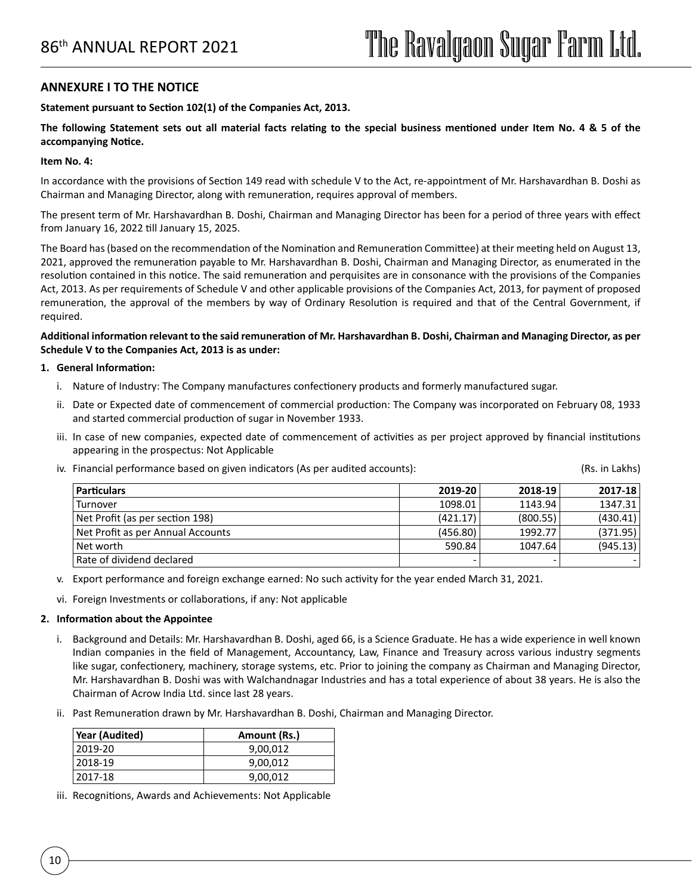## ANNEXURE I TO THE NOTICE

**Statement pursuant to Section 102(1) of the Companies Act, 2013.**

**The following Statement sets out all material facts relating to the special business mentioned under Item No. 4 & 5 of the accompanying Notice.**

**Item No. 4:**

In accordance with the provisions of Section 149 read with schedule V to the Act, re-appointment of Mr. Harshavardhan B. Doshi as Chairman and Managing Director, along with remuneration, requires approval of members.

The present term of Mr. Harshavardhan B. Doshi, Chairman and Managing Director has been for a period of three years with effect from January 16, 2022 till January 15, 2025.

The Board has (based on the recommendation of the Nomination and Remuneration Committee) at their meeting held on August 13, 2021, approved the remuneration payable to Mr. Harshavardhan B. Doshi, Chairman and Managing Director, as enumerated in the resolution contained in this notice. The said remuneration and perquisites are in consonance with the provisions of the Companies Act, 2013. As per requirements of Schedule V and other applicable provisions of the Companies Act, 2013, for payment of proposed remuneration, the approval of the members by way of Ordinary Resolution is required and that of the Central Government, if required.

**Additional information relevant to the said remuneration of Mr. Harshavardhan B. Doshi, Chairman and Managing Director, as per Schedule V to the Companies Act, 2013 is as under:**

1. **General Information:**
   - i. Nature of Industry: The Company manufactures confectionery products and formerly manufactured sugar.
   - ii. Date or Expected date of commencement of commercial production: The Company was incorporated on February 08, 1933 and started commercial production of sugar in November 1933.
   - iii. In case of new companies, expected date of commencement of activities as per project approved by financial institutions appearing in the prospectus: Not Applicable
   - iv. Financial performance based on given indicators (As per audited accounts): (Rs. in Lakhs)

| Particulars | 2019-20 | 2018-19 | 2017-18 |
|---|---|---|---|
| Turnover | 1098.01 | 1143.94 | 1347.31 |
| Net Profit (as per section 198) | (421.17) | (800.55) | (430.41) |
| Net Profit as per Annual Accounts | (456.80) | 1992.77 | (371.95) |
| Net worth | 590.84 | 1047.64 | (945.13) |
| Rate of dividend declared | - | - | - |

   - v. Export performance and foreign exchange earned: No such activity for the year ended March 31, 2021.
   - vi. Foreign Investments or collaborations, if any: Not applicable

2. **Information about the Appointee**
   - i. Background and Details: Mr. Harshavardhan B. Doshi, aged 66, is a Science Graduate. He has a wide experience in well known Indian companies in the field of Management, Accountancy, Law, Finance and Treasury across various industry segments like sugar, confectionery, machinery, storage systems, etc. Prior to joining the company as Chairman and Managing Director, Mr. Harshavardhan B. Doshi was with Walchandnagar Industries and has a total experience of about 38 years. He is also the Chairman of Acrow India Ltd. since last 28 years.
   - ii. Past Remuneration drawn by Mr. Harshavardhan B. Doshi, Chairman and Managing Director.

| Year (Audited) | Amount (Rs.) |
|---|---|
| 2019-20 | 9,00,012 |
| 2018-19 | 9,00,012 |
| 2017-18 | 9,00,012 |

   - iii. Recognitions, Awards and Achievements: Not Applicable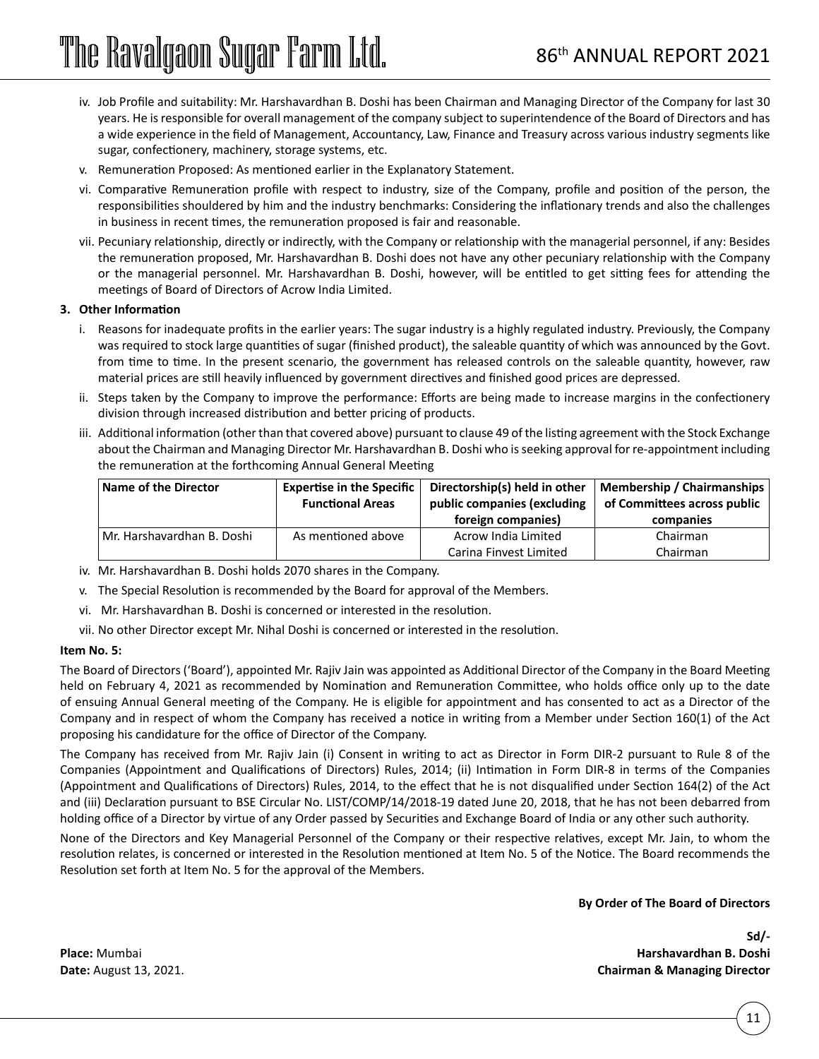iv. Job Profile and suitability: Mr. Harshavardhan B. Doshi has been Chairman and Managing Director of the Company for last 30 years. He is responsible for overall management of the company subject to superintendence of the Board of Directors and has a wide experience in the field of Management, Accountancy, Law, Finance and Treasury across various industry segments like sugar, confectionery, machinery, storage systems, etc.

v. Remuneration Proposed: As mentioned earlier in the Explanatory Statement.

vi. Comparative Remuneration profile with respect to industry, size of the Company, profile and position of the person, the responsibilities shouldered by him and the industry benchmarks: Considering the inflationary trends and also the challenges in business in recent times, the remuneration proposed is fair and reasonable.

vii. Pecuniary relationship, directly or indirectly, with the Company or relationship with the managerial personnel, if any: Besides the remuneration proposed, Mr. Harshavardhan B. Doshi does not have any other pecuniary relationship with the Company or the managerial personnel. Mr. Harshavardhan B. Doshi, however, will be entitled to get sitting fees for attending the meetings of Board of Directors of Acrow India Limited.

**3. Other Information**

i. Reasons for inadequate profits in the earlier years: The sugar industry is a highly regulated industry. Previously, the Company was required to stock large quantities of sugar (finished product), the saleable quantity of which was announced by the Govt. from time to time. In the present scenario, the government has released controls on the saleable quantity, however, raw material prices are still heavily influenced by government directives and finished good prices are depressed.

ii. Steps taken by the Company to improve the performance: Efforts are being made to increase margins in the confectionery division through increased distribution and better pricing of products.

iii. Additional information (other than that covered above) pursuant to clause 49 of the listing agreement with the Stock Exchange about the Chairman and Managing Director Mr. Harshavardhan B. Doshi who is seeking approval for re-appointment including the remuneration at the forthcoming Annual General Meeting

| Name of the Director | Expertise in the Specific Functional Areas | Directorship(s) held in other public companies (excluding foreign companies) | Membership / Chairmanships of Committees across public companies |
|---|---|---|---|
| Mr. Harshavardhan B. Doshi | As mentioned above | Acrow India Limited | Chairman |
| | | Carina Finvest Limited | Chairman |

iv. Mr. Harshavardhan B. Doshi holds 2070 shares in the Company.

v. The Special Resolution is recommended by the Board for approval of the Members.

vi. Mr. Harshavardhan B. Doshi is concerned or interested in the resolution.

vii. No other Director except Mr. Nihal Doshi is concerned or interested in the resolution.

**Item No. 5:**

The Board of Directors ('Board'), appointed Mr. Rajiv Jain was appointed as Additional Director of the Company in the Board Meeting held on February 4, 2021 as recommended by Nomination and Remuneration Committee, who holds office only up to the date of ensuing Annual General meeting of the Company. He is eligible for appointment and has consented to act as a Director of the Company and in respect of whom the Company has received a notice in writing from a Member under Section 160(1) of the Act proposing his candidature for the office of Director of the Company.

The Company has received from Mr. Rajiv Jain (i) Consent in writing to act as Director in Form DIR-2 pursuant to Rule 8 of the Companies (Appointment and Qualifications of Directors) Rules, 2014; (ii) Intimation in Form DIR-8 in terms of the Companies (Appointment and Qualifications of Directors) Rules, 2014, to the effect that he is not disqualified under Section 164(2) of the Act and (iii) Declaration pursuant to BSE Circular No. LIST/COMP/14/2018-19 dated June 20, 2018, that he has not been debarred from holding office of a Director by virtue of any Order passed by Securities and Exchange Board of India or any other such authority.

None of the Directors and Key Managerial Personnel of the Company or their respective relatives, except Mr. Jain, to whom the resolution relates, is concerned or interested in the Resolution mentioned at Item No. 5 of the Notice. The Board recommends the Resolution set forth at Item No. 5 for the approval of the Members.

**By Order of The Board of Directors**

**Sd/-**
**Harshavardhan B. Doshi**
**Chairman & Managing Director**

**Place:** Mumbai
**Date:** August 13, 2021.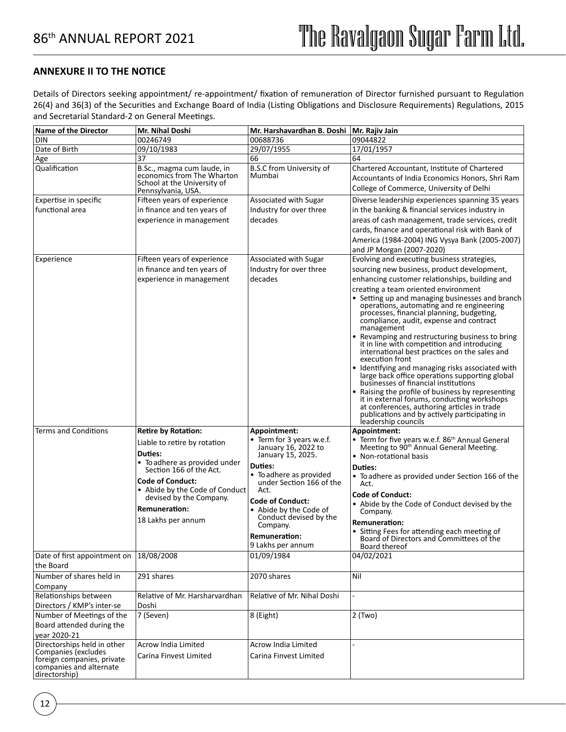## ANNEXURE II TO THE NOTICE

Details of Directors seeking appointment/ re-appointment/ fixation of remuneration of Director furnished pursuant to Regulation 26(4) and 36(3) of the Securities and Exchange Board of India (Listing Obligations and Disclosure Requirements) Regulations, 2015 and Secretarial Standard-2 on General Meetings.

| Name of the Director | Mr. Nihal Doshi | Mr. Harshavardhan B. Doshi | Mr. Rajiv Jain |
|---|---|---|---|
| DIN | 00246749 | 00688736 | 09044822 |
| Date of Birth | 09/10/1983 | 29/07/1955 | 17/01/1957 |
| Age | 37 | 66 | 64 |
| Qualification | B.Sc., magma cum laude, in economics from The Wharton School at the University of Pennsylvania, USA. | B.S.C from University of Mumbai | Chartered Accountant, Institute of Chartered Accountants of India Economics Honors, Shri Ram College of Commerce, University of Delhi |
| Expertise in specific functional area | Fifteen years of experience in finance and ten years of experience in management | Associated with Sugar Industry for over three decades | Diverse leadership experiences spanning 35 years in the banking & financial services industry in areas of cash management, trade services, credit cards, finance and operational risk with Bank of America (1984-2004) ING Vysya Bank (2005-2007) and JP Morgan (2007-2020) |
| Experience | Fifteen years of experience in finance and ten years of experience in management | Associated with Sugar Industry for over three decades | Evolving and executing business strategies, sourcing new business, product development, enhancing customer relationships, building and creating a team oriented environment<br>• Setting up and managing businesses and branch operations, automating and re engineering processes, financial planning, budgeting, compliance, audit, expense and contract management<br>• Revamping and restructuring business to bring it in line with competition and introducing international best practices on the sales and execution front<br>• Identifying and managing risks associated with large back office operations supporting global businesses of financial institutions<br>• Raising the profile of business by representing it in external forums, conducting workshops at conferences, authoring articles in trade publications and by actively participating in leadership councils |
| Terms and Conditions | **Retire by Rotation:**<br>Liable to retire by rotation<br>**Duties:**<br>• To adhere as provided under Section 166 of the Act.<br>**Code of Conduct:**<br>• Abide by the Code of Conduct devised by the Company.<br>**Remuneration:**<br>18 Lakhs per annum | **Appointment:**<br>• Term for 3 years w.e.f. January 16, 2022 to January 15, 2025.<br>**Duties:**<br>• To adhere as provided under Section 166 of the Act.<br>**Code of Conduct:**<br>• Abide by the Code of Conduct devised by the Company.<br>**Remuneration:**<br>9 Lakhs per annum | **Appointment:**<br>• Term for five years w.e.f. 86th Annual General Meeting to 90th Annual General Meeting.<br>• Non-rotational basis<br>**Duties:**<br>• To adhere as provided under Section 166 of the Act.<br>**Code of Conduct:**<br>• Abide by the Code of Conduct devised by the Company.<br>**Remuneration:**<br>• Sitting Fees for attending each meeting of Board of Directors and Committees of the Board thereof |
| Date of first appointment on the Board | 18/08/2008 | 01/09/1984 | 04/02/2021 |
| Number of shares held in Company | 291 shares | 2070 shares | Nil |
| Relationships between Directors / KMP's inter-se | Relative of Mr. Harsharvardhan Doshi | Relative of Mr. Nihal Doshi | - |
| Number of Meetings of the Board attended during the year 2020-21 | 7 (Seven) | 8 (Eight) | 2 (Two) |
| Directorships held in other Companies (excludes foreign companies, private companies and alternate directorship) | Acrow India Limited<br>Carina Finvest Limited | Acrow India Limited<br>Carina Finvest Limited | - |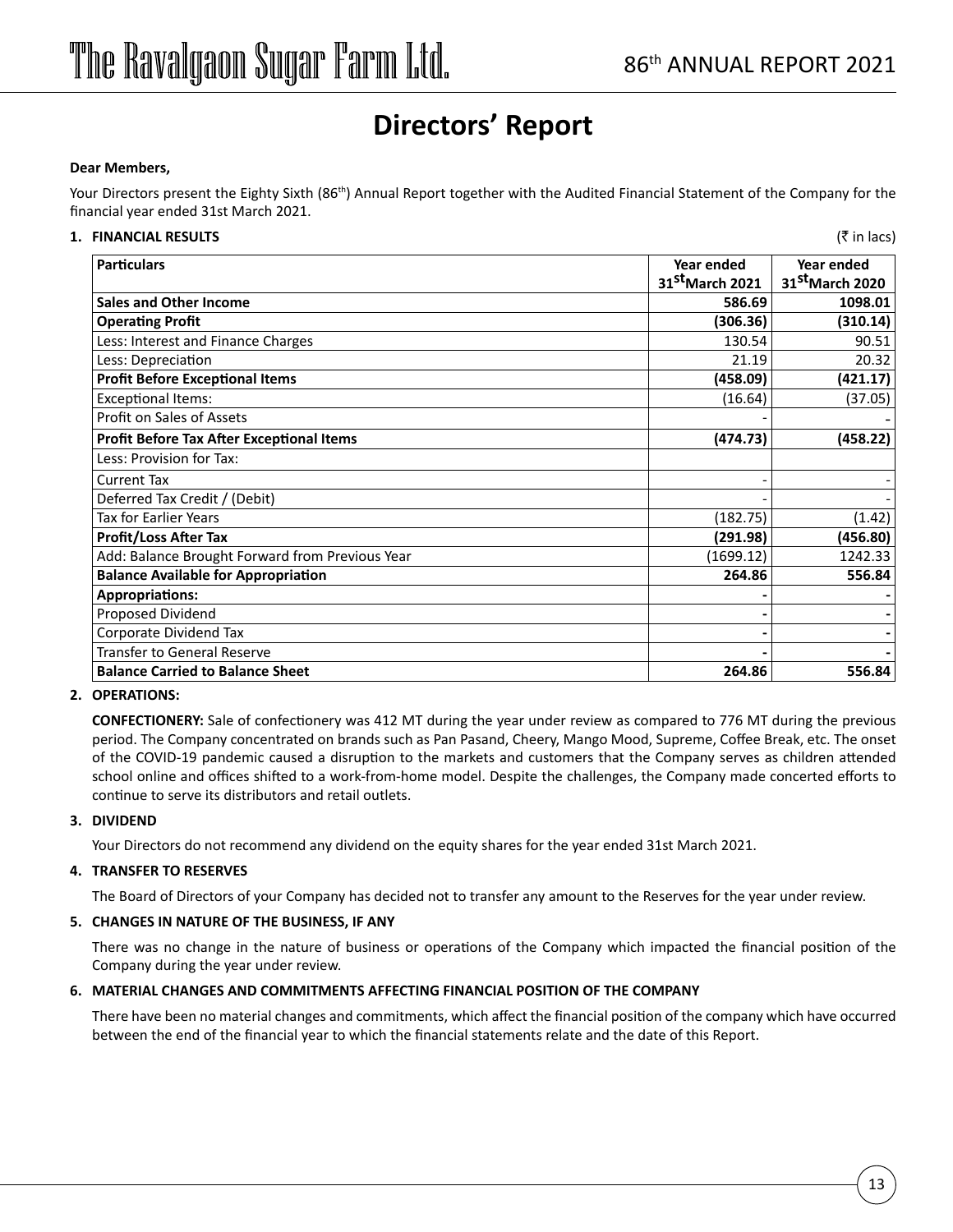# Directors' Report

**Dear Members,**

Your Directors present the Eighty Sixth (86th) Annual Report together with the Audited Financial Statement of the Company for the financial year ended 31st March 2021.

**1. FINANCIAL RESULTS** (₹ in lacs)

| **Particulars** | **Year ended 31st March 2021** | **Year ended 31st March 2020** |
|---|---|---|
| **Sales and Other Income** | **586.69** | **1098.01** |
| **Operating Profit** | **(306.36)** | **(310.14)** |
| Less: Interest and Finance Charges | 130.54 | 90.51 |
| Less: Depreciation | 21.19 | 20.32 |
| **Profit Before Exceptional Items** | **(458.09)** | **(421.17)** |
| Exceptional Items: | (16.64) | (37.05) |
| Profit on Sales of Assets | - | - |
| **Profit Before Tax After Exceptional Items** | **(474.73)** | **(458.22)** |
| Less: Provision for Tax: | | |
| Current Tax | - | - |
| Deferred Tax Credit / (Debit) | - | - |
| Tax for Earlier Years | (182.75) | (1.42) |
| **Profit/Loss After Tax** | **(291.98)** | **(456.80)** |
| Add: Balance Brought Forward from Previous Year | (1699.12) | 1242.33 |
| **Balance Available for Appropriation** | **264.86** | **556.84** |
| **Appropriations:** | **-** | **-** |
| Proposed Dividend | **-** | **-** |
| Corporate Dividend Tax | **-** | **-** |
| Transfer to General Reserve | **-** | **-** |
| **Balance Carried to Balance Sheet** | **264.86** | **556.84** |

**2. OPERATIONS:**

**CONFECTIONERY:** Sale of confectionery was 412 MT during the year under review as compared to 776 MT during the previous period. The Company concentrated on brands such as Pan Pasand, Cheery, Mango Mood, Supreme, Coffee Break, etc. The onset of the COVID-19 pandemic caused a disruption to the markets and customers that the Company serves as children attended school online and offices shifted to a work-from-home model. Despite the challenges, the Company made concerted efforts to continue to serve its distributors and retail outlets.

**3. DIVIDEND**

Your Directors do not recommend any dividend on the equity shares for the year ended 31st March 2021.

**4. TRANSFER TO RESERVES**

The Board of Directors of your Company has decided not to transfer any amount to the Reserves for the year under review.

**5. CHANGES IN NATURE OF THE BUSINESS, IF ANY**

There was no change in the nature of business or operations of the Company which impacted the financial position of the Company during the year under review.

**6. MATERIAL CHANGES AND COMMITMENTS AFFECTING FINANCIAL POSITION OF THE COMPANY**

There have been no material changes and commitments, which affect the financial position of the company which have occurred between the end of the financial year to which the financial statements relate and the date of this Report.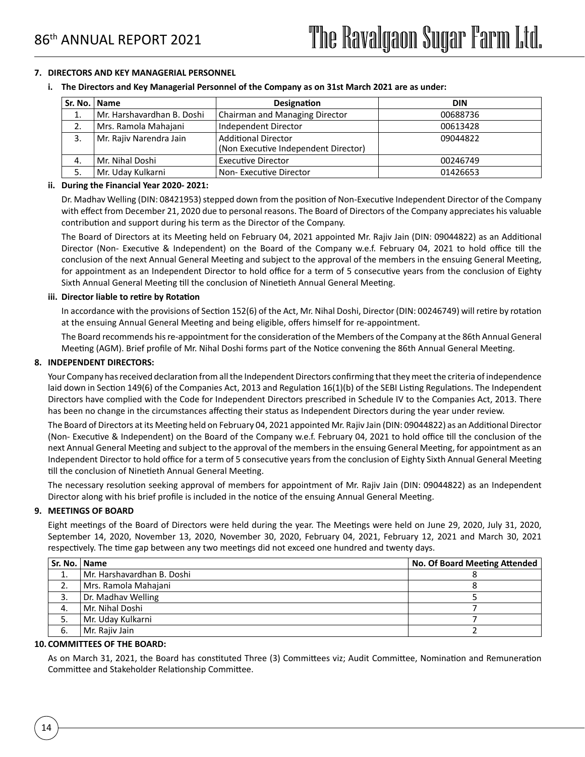## 7. DIRECTORS AND KEY MANAGERIAL PERSONNEL

### i. The Directors and Key Managerial Personnel of the Company as on 31st March 2021 are as under:

| Sr. No. | Name | Designation | DIN |
|---|---|---|---|
| 1. | Mr. Harshavardhan B. Doshi | Chairman and Managing Director | 00688736 |
| 2. | Mrs. Ramola Mahajani | Independent Director | 00613428 |
| 3. | Mr. Rajiv Narendra Jain | Additional Director (Non Executive Independent Director) | 09044822 |
| 4. | Mr. Nihal Doshi | Executive Director | 00246749 |
| 5. | Mr. Uday Kulkarni | Non- Executive Director | 01426653 |

### ii. During the Financial Year 2020- 2021:

Dr. Madhav Welling (DIN: 08421953) stepped down from the position of Non-Executive Independent Director of the Company with effect from December 21, 2020 due to personal reasons. The Board of Directors of the Company appreciates his valuable contribution and support during his term as the Director of the Company.

The Board of Directors at its Meeting held on February 04, 2021 appointed Mr. Rajiv Jain (DIN: 09044822) as an Additional Director (Non- Executive & Independent) on the Board of the Company w.e.f. February 04, 2021 to hold office till the conclusion of the next Annual General Meeting and subject to the approval of the members in the ensuing General Meeting, for appointment as an Independent Director to hold office for a term of 5 consecutive years from the conclusion of Eighty Sixth Annual General Meeting till the conclusion of Ninetieth Annual General Meeting.

### iii. Director liable to retire by Rotation

In accordance with the provisions of Section 152(6) of the Act, Mr. Nihal Doshi, Director (DIN: 00246749) will retire by rotation at the ensuing Annual General Meeting and being eligible, offers himself for re-appointment.

The Board recommends his re-appointment for the consideration of the Members of the Company at the 86th Annual General Meeting (AGM). Brief profile of Mr. Nihal Doshi forms part of the Notice convening the 86th Annual General Meeting.

## 8. INDEPENDENT DIRECTORS:

Your Company has received declaration from all the Independent Directors confirming that they meet the criteria of independence laid down in Section 149(6) of the Companies Act, 2013 and Regulation 16(1)(b) of the SEBI Listing Regulations. The Independent Directors have complied with the Code for Independent Directors prescribed in Schedule IV to the Companies Act, 2013. There has been no change in the circumstances affecting their status as Independent Directors during the year under review.

The Board of Directors at its Meeting held on February 04, 2021 appointed Mr. Rajiv Jain (DIN: 09044822) as an Additional Director (Non- Executive & Independent) on the Board of the Company w.e.f. February 04, 2021 to hold office till the conclusion of the next Annual General Meeting and subject to the approval of the members in the ensuing General Meeting, for appointment as an Independent Director to hold office for a term of 5 consecutive years from the conclusion of Eighty Sixth Annual General Meeting till the conclusion of Ninetieth Annual General Meeting.

The necessary resolution seeking approval of members for appointment of Mr. Rajiv Jain (DIN: 09044822) as an Independent Director along with his brief profile is included in the notice of the ensuing Annual General Meeting.

## 9. MEETINGS OF BOARD

Eight meetings of the Board of Directors were held during the year. The Meetings were held on June 29, 2020, July 31, 2020, September 14, 2020, November 13, 2020, November 30, 2020, February 04, 2021, February 12, 2021 and March 30, 2021 respectively. The time gap between any two meetings did not exceed one hundred and twenty days.

| Sr. No. | Name | No. Of Board Meeting Attended |
|---|---|---|
| 1. | Mr. Harshavardhan B. Doshi | 8 |
| 2. | Mrs. Ramola Mahajani | 8 |
| 3. | Dr. Madhav Welling | 5 |
| 4. | Mr. Nihal Doshi | 7 |
| 5. | Mr. Uday Kulkarni | 7 |
| 6. | Mr. Rajiv Jain | 2 |

## 10. COMMITTEES OF THE BOARD:

As on March 31, 2021, the Board has constituted Three (3) Committees viz; Audit Committee, Nomination and Remuneration Committee and Stakeholder Relationship Committee.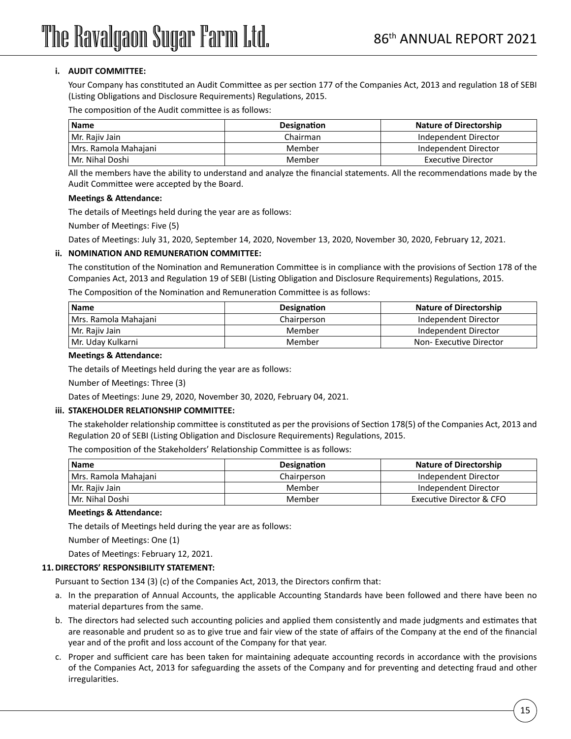**i. AUDIT COMMITTEE:**

Your Company has constituted an Audit Committee as per section 177 of the Companies Act, 2013 and regulation 18 of SEBI (Listing Obligations and Disclosure Requirements) Regulations, 2015.

The composition of the Audit committee is as follows:

| Name | Designation | Nature of Directorship |
|---|---|---|
| Mr. Rajiv Jain | Chairman | Independent Director |
| Mrs. Ramola Mahajani | Member | Independent Director |
| Mr. Nihal Doshi | Member | Executive Director |

All the members have the ability to understand and analyze the financial statements. All the recommendations made by the Audit Committee were accepted by the Board.

**Meetings & Attendance:**

The details of Meetings held during the year are as follows:

Number of Meetings: Five (5)

Dates of Meetings: July 31, 2020, September 14, 2020, November 13, 2020, November 30, 2020, February 12, 2021.

**ii. NOMINATION AND REMUNERATION COMMITTEE:**

The constitution of the Nomination and Remuneration Committee is in compliance with the provisions of Section 178 of the Companies Act, 2013 and Regulation 19 of SEBI (Listing Obligation and Disclosure Requirements) Regulations, 2015.

The Composition of the Nomination and Remuneration Committee is as follows:

| Name | Designation | Nature of Directorship |
|---|---|---|
| Mrs. Ramola Mahajani | Chairperson | Independent Director |
| Mr. Rajiv Jain | Member | Independent Director |
| Mr. Uday Kulkarni | Member | Non- Executive Director |

**Meetings & Attendance:**

The details of Meetings held during the year are as follows:

Number of Meetings: Three (3)

Dates of Meetings: June 29, 2020, November 30, 2020, February 04, 2021.

**iii. STAKEHOLDER RELATIONSHIP COMMITTEE:**

The stakeholder relationship committee is constituted as per the provisions of Section 178(5) of the Companies Act, 2013 and Regulation 20 of SEBI (Listing Obligation and Disclosure Requirements) Regulations, 2015.

The composition of the Stakeholders' Relationship Committee is as follows:

| Name | Designation | Nature of Directorship |
|---|---|---|
| Mrs. Ramola Mahajani | Chairperson | Independent Director |
| Mr. Rajiv Jain | Member | Independent Director |
| Mr. Nihal Doshi | Member | Executive Director & CFO |

**Meetings & Attendance:**

The details of Meetings held during the year are as follows:

Number of Meetings: One (1)

Dates of Meetings: February 12, 2021.

**11. DIRECTORS' RESPONSIBILITY STATEMENT:**

Pursuant to Section 134 (3) (c) of the Companies Act, 2013, the Directors confirm that:

a. In the preparation of Annual Accounts, the applicable Accounting Standards have been followed and there have been no material departures from the same.

b. The directors had selected such accounting policies and applied them consistently and made judgments and estimates that are reasonable and prudent so as to give true and fair view of the state of affairs of the Company at the end of the financial year and of the profit and loss account of the Company for that year.

c. Proper and sufficient care has been taken for maintaining adequate accounting records in accordance with the provisions of the Companies Act, 2013 for safeguarding the assets of the Company and for preventing and detecting fraud and other irregularities.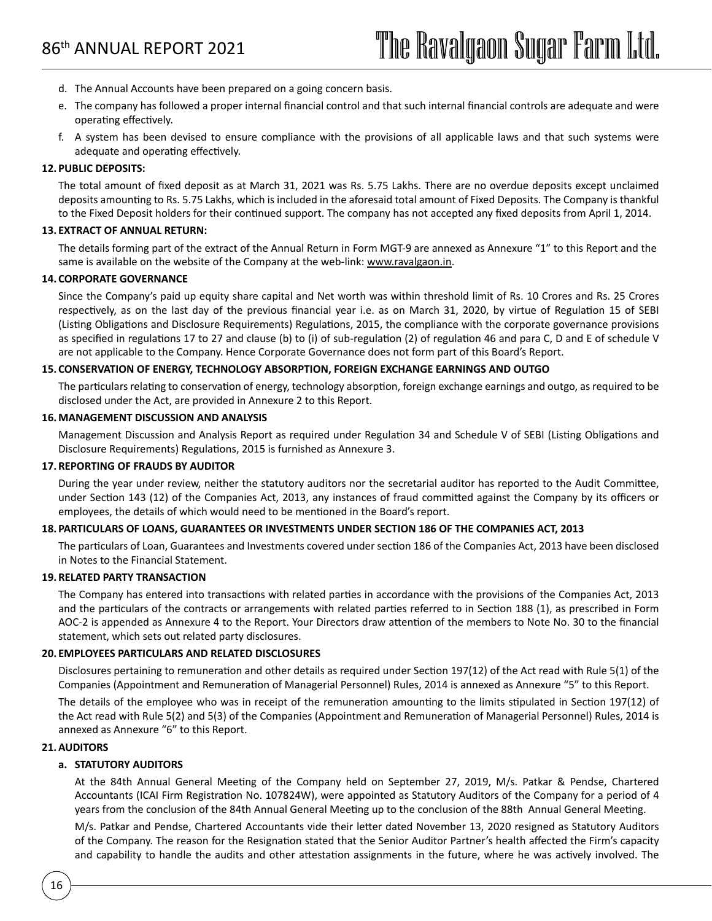d. The Annual Accounts have been prepared on a going concern basis.

e. The company has followed a proper internal financial control and that such internal financial controls are adequate and were operating effectively.

f. A system has been devised to ensure compliance with the provisions of all applicable laws and that such systems were adequate and operating effectively.

## 12. PUBLIC DEPOSITS:

The total amount of fixed deposit as at March 31, 2021 was Rs. 5.75 Lakhs. There are no overdue deposits except unclaimed deposits amounting to Rs. 5.75 Lakhs, which is included in the aforesaid total amount of Fixed Deposits. The Company is thankful to the Fixed Deposit holders for their continued support. The company has not accepted any fixed deposits from April 1, 2014.

## 13. EXTRACT OF ANNUAL RETURN:

The details forming part of the extract of the Annual Return in Form MGT-9 are annexed as Annexure "1" to this Report and the same is available on the website of the Company at the web-link: www.ravalgaon.in.

## 14. CORPORATE GOVERNANCE

Since the Company's paid up equity share capital and Net worth was within threshold limit of Rs. 10 Crores and Rs. 25 Crores respectively, as on the last day of the previous financial year i.e. as on March 31, 2020, by virtue of Regulation 15 of SEBI (Listing Obligations and Disclosure Requirements) Regulations, 2015, the compliance with the corporate governance provisions as specified in regulations 17 to 27 and clause (b) to (i) of sub-regulation (2) of regulation 46 and para C, D and E of schedule V are not applicable to the Company. Hence Corporate Governance does not form part of this Board's Report.

## 15. CONSERVATION OF ENERGY, TECHNOLOGY ABSORPTION, FOREIGN EXCHANGE EARNINGS AND OUTGO

The particulars relating to conservation of energy, technology absorption, foreign exchange earnings and outgo, as required to be disclosed under the Act, are provided in Annexure 2 to this Report.

## 16. MANAGEMENT DISCUSSION AND ANALYSIS

Management Discussion and Analysis Report as required under Regulation 34 and Schedule V of SEBI (Listing Obligations and Disclosure Requirements) Regulations, 2015 is furnished as Annexure 3.

## 17. REPORTING OF FRAUDS BY AUDITOR

During the year under review, neither the statutory auditors nor the secretarial auditor has reported to the Audit Committee, under Section 143 (12) of the Companies Act, 2013, any instances of fraud committed against the Company by its officers or employees, the details of which would need to be mentioned in the Board's report.

## 18. PARTICULARS OF LOANS, GUARANTEES OR INVESTMENTS UNDER SECTION 186 OF THE COMPANIES ACT, 2013

The particulars of Loan, Guarantees and Investments covered under section 186 of the Companies Act, 2013 have been disclosed in Notes to the Financial Statement.

## 19. RELATED PARTY TRANSACTION

The Company has entered into transactions with related parties in accordance with the provisions of the Companies Act, 2013 and the particulars of the contracts or arrangements with related parties referred to in Section 188 (1), as prescribed in Form AOC-2 is appended as Annexure 4 to the Report. Your Directors draw attention of the members to Note No. 30 to the financial statement, which sets out related party disclosures.

## 20. EMPLOYEES PARTICULARS AND RELATED DISCLOSURES

Disclosures pertaining to remuneration and other details as required under Section 197(12) of the Act read with Rule 5(1) of the Companies (Appointment and Remuneration of Managerial Personnel) Rules, 2014 is annexed as Annexure "5" to this Report.

The details of the employee who was in receipt of the remuneration amounting to the limits stipulated in Section 197(12) of the Act read with Rule 5(2) and 5(3) of the Companies (Appointment and Remuneration of Managerial Personnel) Rules, 2014 is annexed as Annexure "6" to this Report.

## 21. AUDITORS

### a. STATUTORY AUDITORS

At the 84th Annual General Meeting of the Company held on September 27, 2019, M/s. Patkar & Pendse, Chartered Accountants (ICAI Firm Registration No. 107824W), were appointed as Statutory Auditors of the Company for a period of 4 years from the conclusion of the 84th Annual General Meeting up to the conclusion of the 88th Annual General Meeting.

M/s. Patkar and Pendse, Chartered Accountants vide their letter dated November 13, 2020 resigned as Statutory Auditors of the Company. The reason for the Resignation stated that the Senior Auditor Partner's health affected the Firm's capacity and capability to handle the audits and other attestation assignments in the future, where he was actively involved. The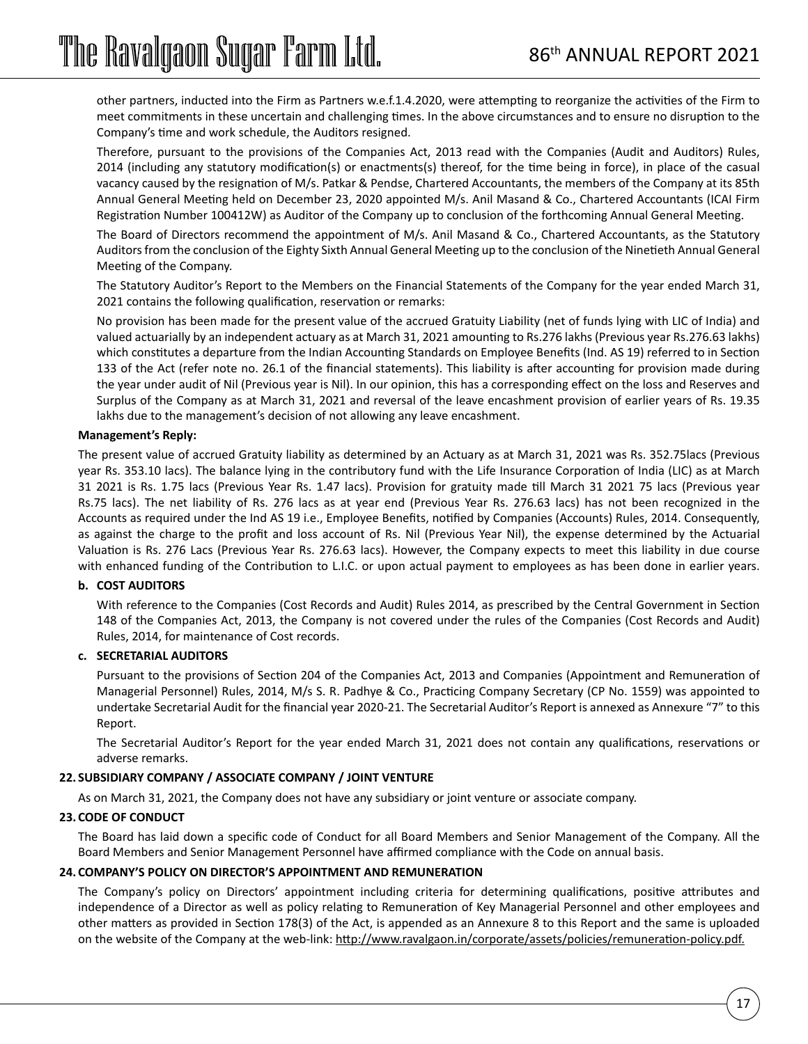other partners, inducted into the Firm as Partners w.e.f.1.4.2020, were attempting to reorganize the activities of the Firm to meet commitments in these uncertain and challenging times. In the above circumstances and to ensure no disruption to the Company's time and work schedule, the Auditors resigned.

Therefore, pursuant to the provisions of the Companies Act, 2013 read with the Companies (Audit and Auditors) Rules, 2014 (including any statutory modification(s) or enactments(s) thereof, for the time being in force), in place of the casual vacancy caused by the resignation of M/s. Patkar & Pendse, Chartered Accountants, the members of the Company at its 85th Annual General Meeting held on December 23, 2020 appointed M/s. Anil Masand & Co., Chartered Accountants (ICAI Firm Registration Number 100412W) as Auditor of the Company up to conclusion of the forthcoming Annual General Meeting.

The Board of Directors recommend the appointment of M/s. Anil Masand & Co., Chartered Accountants, as the Statutory Auditors from the conclusion of the Eighty Sixth Annual General Meeting up to the conclusion of the Ninetieth Annual General Meeting of the Company.

The Statutory Auditor's Report to the Members on the Financial Statements of the Company for the year ended March 31, 2021 contains the following qualification, reservation or remarks:

No provision has been made for the present value of the accrued Gratuity Liability (net of funds lying with LIC of India) and valued actuarially by an independent actuary as at March 31, 2021 amounting to Rs.276 lakhs (Previous year Rs.276.63 lakhs) which constitutes a departure from the Indian Accounting Standards on Employee Benefits (Ind. AS 19) referred to in Section 133 of the Act (refer note no. 26.1 of the financial statements). This liability is after accounting for provision made during the year under audit of Nil (Previous year is Nil). In our opinion, this has a corresponding effect on the loss and Reserves and Surplus of the Company as at March 31, 2021 and reversal of the leave encashment provision of earlier years of Rs. 19.35 lakhs due to the management's decision of not allowing any leave encashment.

**Management's Reply:**

The present value of accrued Gratuity liability as determined by an Actuary as at March 31, 2021 was Rs. 352.75lacs (Previous year Rs. 353.10 lacs). The balance lying in the contributory fund with the Life Insurance Corporation of India (LIC) as at March 31 2021 is Rs. 1.75 lacs (Previous Year Rs. 1.47 lacs). Provision for gratuity made till March 31 2021 75 lacs (Previous year Rs.75 lacs). The net liability of Rs. 276 lacs as at year end (Previous Year Rs. 276.63 lacs) has not been recognized in the Accounts as required under the Ind AS 19 i.e., Employee Benefits, notified by Companies (Accounts) Rules, 2014. Consequently, as against the charge to the profit and loss account of Rs. Nil (Previous Year Nil), the expense determined by the Actuarial Valuation is Rs. 276 Lacs (Previous Year Rs. 276.63 lacs). However, the Company expects to meet this liability in due course with enhanced funding of the Contribution to L.I.C. or upon actual payment to employees as has been done in earlier years.

**b. COST AUDITORS**

With reference to the Companies (Cost Records and Audit) Rules 2014, as prescribed by the Central Government in Section 148 of the Companies Act, 2013, the Company is not covered under the rules of the Companies (Cost Records and Audit) Rules, 2014, for maintenance of Cost records.

**c. SECRETARIAL AUDITORS**

Pursuant to the provisions of Section 204 of the Companies Act, 2013 and Companies (Appointment and Remuneration of Managerial Personnel) Rules, 2014, M/s S. R. Padhye & Co., Practicing Company Secretary (CP No. 1559) was appointed to undertake Secretarial Audit for the financial year 2020-21. The Secretarial Auditor's Report is annexed as Annexure "7" to this Report.

The Secretarial Auditor's Report for the year ended March 31, 2021 does not contain any qualifications, reservations or adverse remarks.

**22. SUBSIDIARY COMPANY / ASSOCIATE COMPANY / JOINT VENTURE**

As on March 31, 2021, the Company does not have any subsidiary or joint venture or associate company.

**23. CODE OF CONDUCT**

The Board has laid down a specific code of Conduct for all Board Members and Senior Management of the Company. All the Board Members and Senior Management Personnel have affirmed compliance with the Code on annual basis.

**24. COMPANY'S POLICY ON DIRECTOR'S APPOINTMENT AND REMUNERATION**

The Company's policy on Directors' appointment including criteria for determining qualifications, positive attributes and independence of a Director as well as policy relating to Remuneration of Key Managerial Personnel and other employees and other matters as provided in Section 178(3) of the Act, is appended as an Annexure 8 to this Report and the same is uploaded on the website of the Company at the web-link: http://www.ravalgaon.in/corporate/assets/policies/remuneration-policy.pdf.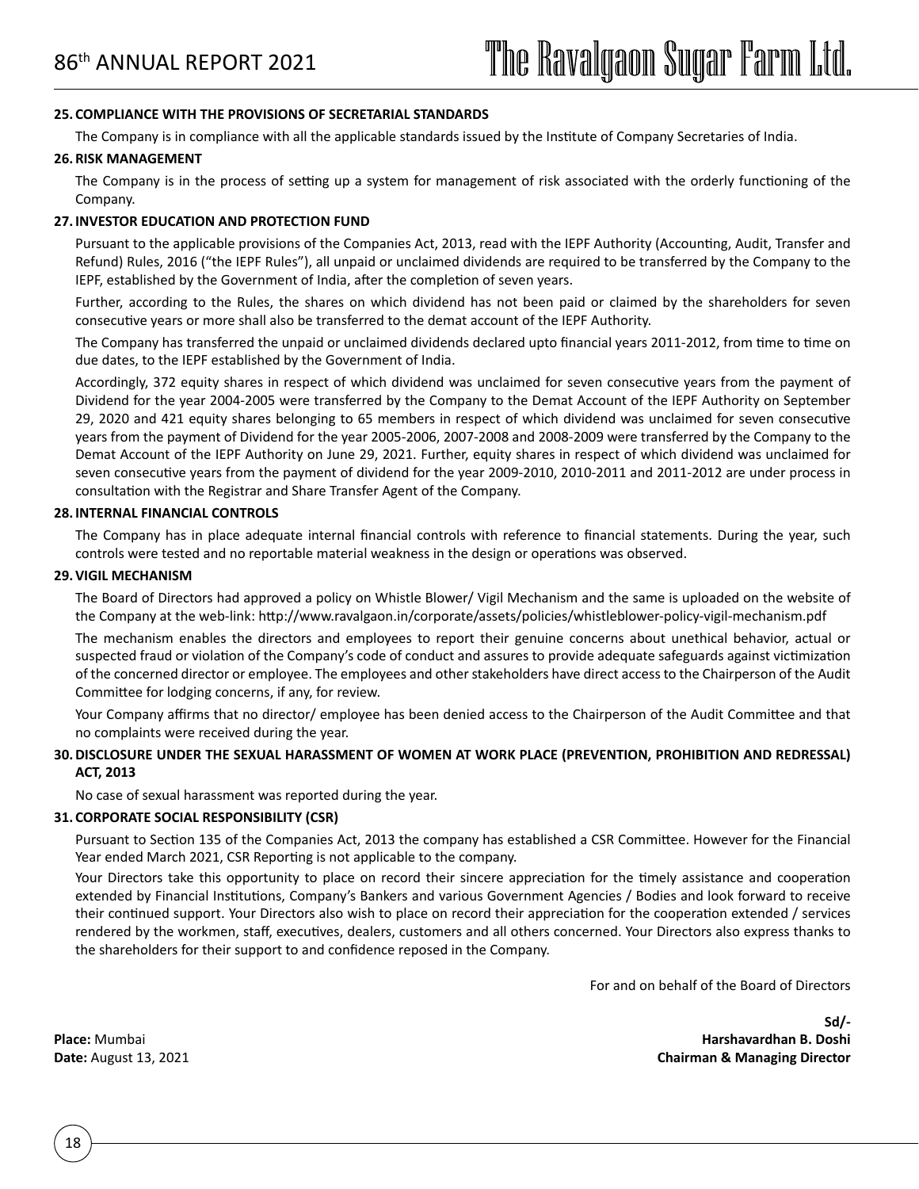## 25. COMPLIANCE WITH THE PROVISIONS OF SECRETARIAL STANDARDS

The Company is in compliance with all the applicable standards issued by the Institute of Company Secretaries of India.

## 26. RISK MANAGEMENT

The Company is in the process of setting up a system for management of risk associated with the orderly functioning of the Company.

## 27. INVESTOR EDUCATION AND PROTECTION FUND

Pursuant to the applicable provisions of the Companies Act, 2013, read with the IEPF Authority (Accounting, Audit, Transfer and Refund) Rules, 2016 ("the IEPF Rules"), all unpaid or unclaimed dividends are required to be transferred by the Company to the IEPF, established by the Government of India, after the completion of seven years.

Further, according to the Rules, the shares on which dividend has not been paid or claimed by the shareholders for seven consecutive years or more shall also be transferred to the demat account of the IEPF Authority.

The Company has transferred the unpaid or unclaimed dividends declared upto financial years 2011-2012, from time to time on due dates, to the IEPF established by the Government of India.

Accordingly, 372 equity shares in respect of which dividend was unclaimed for seven consecutive years from the payment of Dividend for the year 2004-2005 were transferred by the Company to the Demat Account of the IEPF Authority on September 29, 2020 and 421 equity shares belonging to 65 members in respect of which dividend was unclaimed for seven consecutive years from the payment of Dividend for the year 2005-2006, 2007-2008 and 2008-2009 were transferred by the Company to the Demat Account of the IEPF Authority on June 29, 2021. Further, equity shares in respect of which dividend was unclaimed for seven consecutive years from the payment of dividend for the year 2009-2010, 2010-2011 and 2011-2012 are under process in consultation with the Registrar and Share Transfer Agent of the Company.

## 28. INTERNAL FINANCIAL CONTROLS

The Company has in place adequate internal financial controls with reference to financial statements. During the year, such controls were tested and no reportable material weakness in the design or operations was observed.

## 29. VIGIL MECHANISM

The Board of Directors had approved a policy on Whistle Blower/ Vigil Mechanism and the same is uploaded on the website of the Company at the web-link: http://www.ravalgaon.in/corporate/assets/policies/whistleblower-policy-vigil-mechanism.pdf

The mechanism enables the directors and employees to report their genuine concerns about unethical behavior, actual or suspected fraud or violation of the Company's code of conduct and assures to provide adequate safeguards against victimization of the concerned director or employee. The employees and other stakeholders have direct access to the Chairperson of the Audit Committee for lodging concerns, if any, for review.

Your Company affirms that no director/ employee has been denied access to the Chairperson of the Audit Committee and that no complaints were received during the year.

## 30. DISCLOSURE UNDER THE SEXUAL HARASSMENT OF WOMEN AT WORK PLACE (PREVENTION, PROHIBITION AND REDRESSAL) ACT, 2013

No case of sexual harassment was reported during the year.

## 31. CORPORATE SOCIAL RESPONSIBILITY (CSR)

Pursuant to Section 135 of the Companies Act, 2013 the company has established a CSR Committee. However for the Financial Year ended March 2021, CSR Reporting is not applicable to the company.

Your Directors take this opportunity to place on record their sincere appreciation for the timely assistance and cooperation extended by Financial Institutions, Company's Bankers and various Government Agencies / Bodies and look forward to receive their continued support. Your Directors also wish to place on record their appreciation for the cooperation extended / services rendered by the workmen, staff, executives, dealers, customers and all others concerned. Your Directors also express thanks to the shareholders for their support to and confidence reposed in the Company.

For and on behalf of the Board of Directors

**Sd/-**
**Harshavardhan B. Doshi**
**Chairman & Managing Director**

**Place:** Mumbai
**Date:** August 13, 2021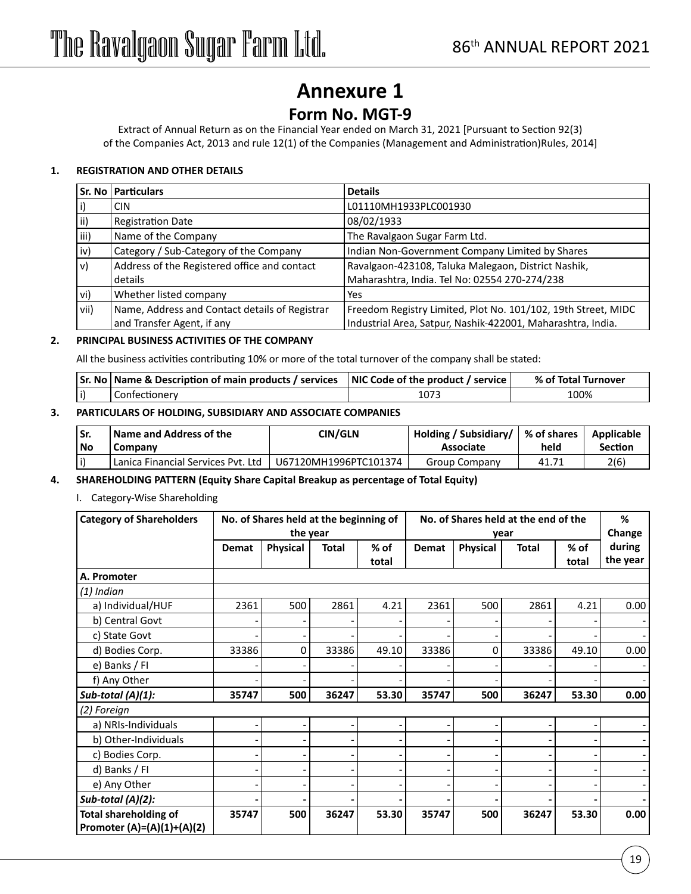# Annexure 1

## Form No. MGT-9

Extract of Annual Return as on the Financial Year ended on March 31, 2021 [Pursuant to Section 92(3) of the Companies Act, 2013 and rule 12(1) of the Companies (Management and Administration)Rules, 2014]

### 1. REGISTRATION AND OTHER DETAILS

| Sr. No | Particulars | Details |
|---|---|---|
| i) | CIN | L01110MH1933PLC001930 |
| ii) | Registration Date | 08/02/1933 |
| iii) | Name of the Company | The Ravalgaon Sugar Farm Ltd. |
| iv) | Category / Sub-Category of the Company | Indian Non-Government Company Limited by Shares |
| v) | Address of the Registered office and contact details | Ravalgaon-423108, Taluka Malegaon, District Nashik, Maharashtra, India. Tel No: 02554 270-274/238 |
| vi) | Whether listed company | Yes |
| vii) | Name, Address and Contact details of Registrar and Transfer Agent, if any | Freedom Registry Limited, Plot No. 101/102, 19th Street, MIDC Industrial Area, Satpur, Nashik-422001, Maharashtra, India. |

### 2. PRINCIPAL BUSINESS ACTIVITIES OF THE COMPANY

All the business activities contributing 10% or more of the total turnover of the company shall be stated:

| Sr. No | Name & Description of main products / services | NIC Code of the product / service | % of Total Turnover |
|---|---|---|---|
| i) | Confectionery | 1073 | 100% |

### 3. PARTICULARS OF HOLDING, SUBSIDIARY AND ASSOCIATE COMPANIES

| Sr. No | Name and Address of the Company | CIN/GLN | Holding / Subsidiary/ Associate | % of shares held | Applicable Section |
|---|---|---|---|---|---|
| i) | Lanica Financial Services Pvt. Ltd | U67120MH1996PTC101374 | Group Company | 41.71 | 2(6) |

### 4. SHAREHOLDING PATTERN (Equity Share Capital Breakup as percentage of Total Equity)

I. Category-Wise Shareholding

| Category of Shareholders | No. of Shares held at the beginning of the year | | | | No. of Shares held at the end of the year | | | | % Change during the year |
|---|---|---|---|---|---|---|---|---|---|
| | Demat | Physical | Total | % of total | Demat | Physical | Total | % of total | |
| **A. Promoter** | | | | | | | | | |
| *(1) Indian* | | | | | | | | | |
| a) Individual/HUF | 2361 | 500 | 2861 | 4.21 | 2361 | 500 | 2861 | 4.21 | 0.00 |
| b) Central Govt | - | - | - | - | - | - | - | - | - |
| c) State Govt | - | - | - | - | - | - | - | - | - |
| d) Bodies Corp. | 33386 | 0 | 33386 | 49.10 | 33386 | 0 | 33386 | 49.10 | 0.00 |
| e) Banks / FI | - | - | - | - | - | - | - | - | - |
| f) Any Other | - | - | - | - | - | - | - | - | - |
| ***Sub-total (A)(1):*** | **35747** | **500** | **36247** | **53.30** | **35747** | **500** | **36247** | **53.30** | **0.00** |
| *(2) Foreign* | | | | | | | | | |
| a) NRIs-Individuals | - | - | - | - | - | - | - | - | - |
| b) Other-Individuals | - | - | - | - | - | - | - | - | - |
| c) Bodies Corp. | - | - | - | - | - | - | - | - | - |
| d) Banks / FI | - | - | - | - | - | - | - | - | - |
| e) Any Other | - | - | - | - | - | - | - | - | - |
| ***Sub-total (A)(2):*** | **-** | **-** | **-** | **-** | **-** | **-** | **-** | **-** | **-** |
| **Total shareholding of Promoter (A)=(A)(1)+(A)(2)** | **35747** | **500** | **36247** | **53.30** | **35747** | **500** | **36247** | **53.30** | **0.00** |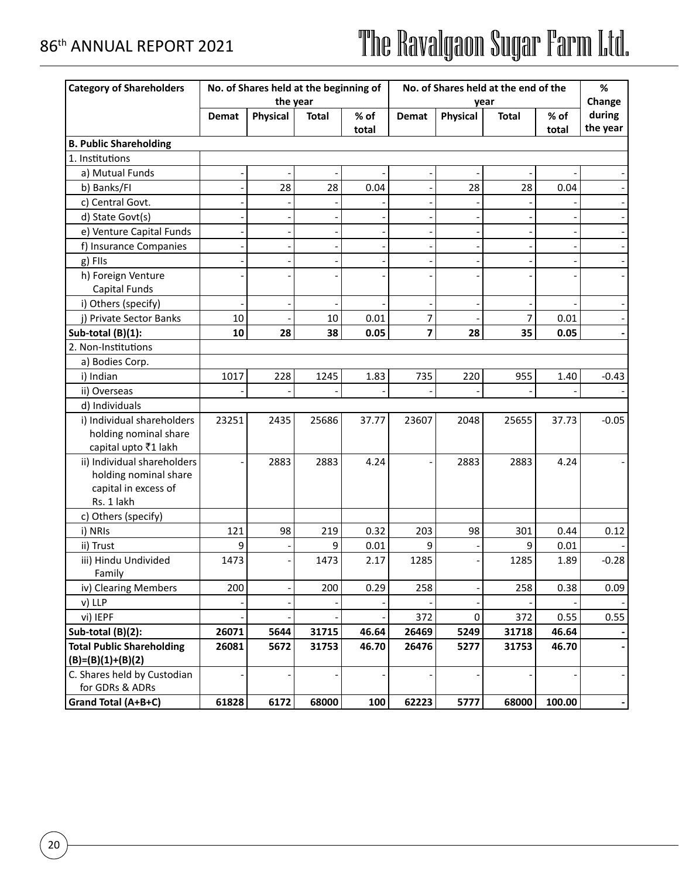| Category of Shareholders | No. of Shares held at the beginning of the year | | | | No. of Shares held at the end of the year | | | | % Change during the year |
|---|---|---|---|---|---|---|---|---|---|
| | Demat | Physical | Total | % of total | Demat | Physical | Total | % of total | |
| **B. Public Shareholding** | | | | | | | | | |
| 1. Institutions | | | | | | | | | |
| a) Mutual Funds | - | - | - | - | - | - | - | - | - |
| b) Banks/FI | - | 28 | 28 | 0.04 | - | 28 | 28 | 0.04 | - |
| c) Central Govt. | - | - | - | - | - | - | - | - | - |
| d) State Govt(s) | - | - | - | - | - | - | - | - | - |
| e) Venture Capital Funds | - | - | - | - | - | - | - | - | - |
| f) Insurance Companies | - | - | - | - | - | - | - | - | - |
| g) FIIs | - | - | - | - | - | - | - | - | - |
| h) Foreign Venture Capital Funds | - | - | - | - | - | - | - | - | - |
| i) Others (specify) | - | - | - | - | - | - | - | - | - |
| j) Private Sector Banks | 10 | - | 10 | 0.01 | 7 | - | 7 | 0.01 | - |
| **Sub-total (B)(1):** | **10** | **28** | **38** | **0.05** | **7** | **28** | **35** | **0.05** | **-** |
| 2. Non-Institutions | | | | | | | | | |
| a) Bodies Corp. | | | | | | | | | |
| i) Indian | 1017 | 228 | 1245 | 1.83 | 735 | 220 | 955 | 1.40 | -0.43 |
| ii) Overseas | - | - | - | - | - | - | - | - | - |
| d) Individuals | | | | | | | | | |
| i) Individual shareholders holding nominal share capital upto ₹1 lakh | 23251 | 2435 | 25686 | 37.77 | 23607 | 2048 | 25655 | 37.73 | -0.05 |
| ii) Individual shareholders holding nominal share capital in excess of Rs. 1 lakh | - | 2883 | 2883 | 4.24 | - | 2883 | 2883 | 4.24 | - |
| c) Others (specify) | | | | | | | | | |
| i) NRIs | 121 | 98 | 219 | 0.32 | 203 | 98 | 301 | 0.44 | 0.12 |
| ii) Trust | 9 | - | 9 | 0.01 | 9 | - | 9 | 0.01 | - |
| iii) Hindu Undivided Family | 1473 | - | 1473 | 2.17 | 1285 | - | 1285 | 1.89 | -0.28 |
| iv) Clearing Members | 200 | - | 200 | 0.29 | 258 | - | 258 | 0.38 | 0.09 |
| v) LLP | - | - | - | - | - | - | - | - | - |
| vi) IEPF | - | - | - | - | 372 | 0 | 372 | 0.55 | 0.55 |
| **Sub-total (B)(2):** | **26071** | **5644** | **31715** | **46.64** | **26469** | **5249** | **31718** | **46.64** | **-** |
| **Total Public Shareholding (B)=(B)(1)+(B)(2)** | **26081** | **5672** | **31753** | **46.70** | **26476** | **5277** | **31753** | **46.70** | **-** |
| C. Shares held by Custodian for GDRs & ADRs | - | - | - | - | - | - | - | - | - |
| **Grand Total (A+B+C)** | **61828** | **6172** | **68000** | **100** | **62223** | **5777** | **68000** | **100.00** | **-** |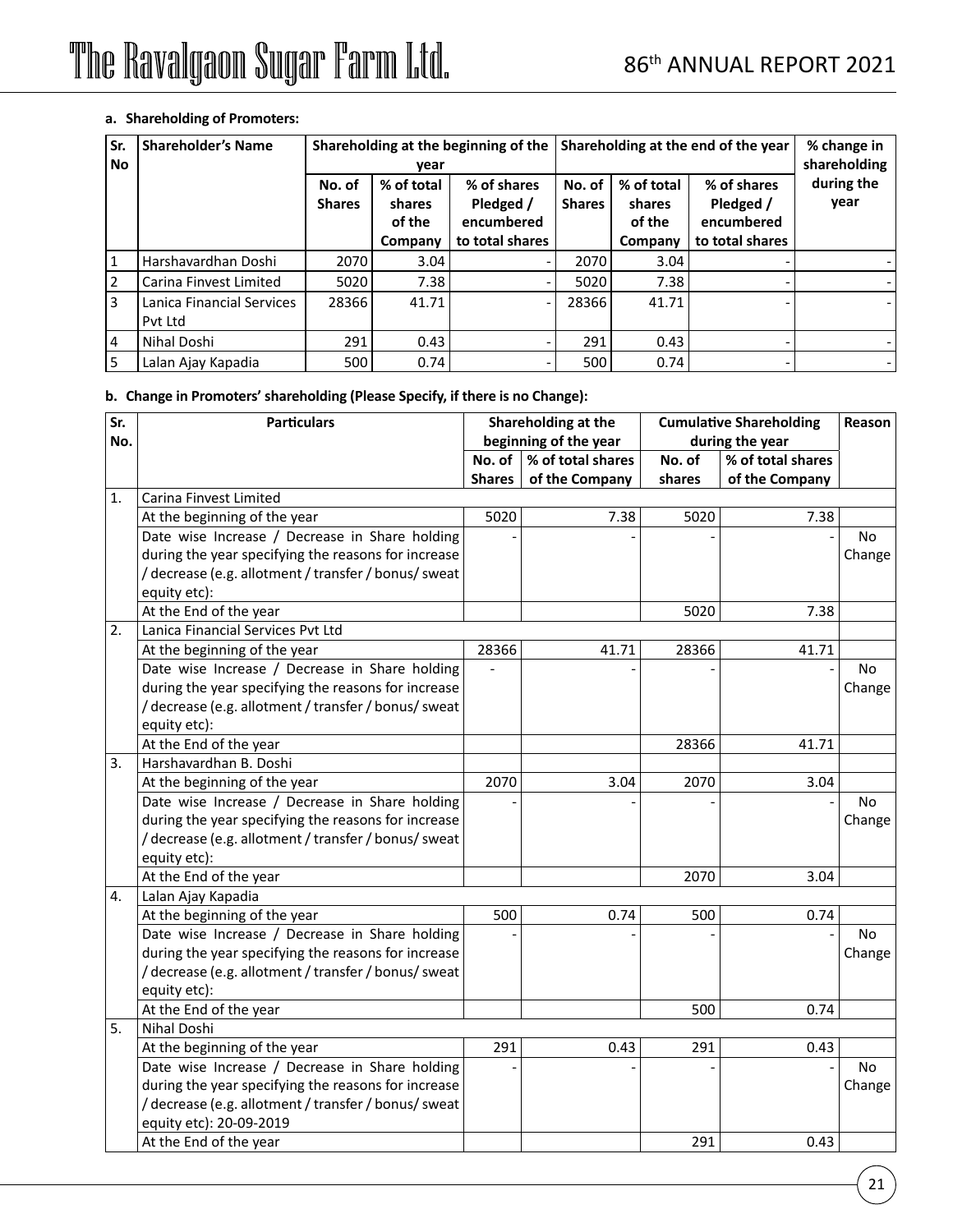**a. Shareholding of Promoters:**

| Sr. No | Shareholder's Name | Shareholding at the beginning of the year | | | Shareholding at the end of the year | | | % change in shareholding during the year |
|---|---|---|---|---|---|---|---|---|
| | | No. of Shares | % of total shares of the Company | % of shares Pledged / encumbered to total shares | No. of Shares | % of total shares of the Company | % of shares Pledged / encumbered to total shares | |
| 1 | Harshavardhan Doshi | 2070 | 3.04 | - | 2070 | 3.04 | - | - |
| 2 | Carina Finvest Limited | 5020 | 7.38 | - | 5020 | 7.38 | - | - |
| 3 | Lanica Financial Services Pvt Ltd | 28366 | 41.71 | - | 28366 | 41.71 | - | - |
| 4 | Nihal Doshi | 291 | 0.43 | - | 291 | 0.43 | - | - |
| 5 | Lalan Ajay Kapadia | 500 | 0.74 | - | 500 | 0.74 | - | - |

**b. Change in Promoters' shareholding (Please Specify, if there is no Change):**

| Sr. No. | Particulars | Shareholding at the beginning of the year | | Cumulative Shareholding during the year | | Reason |
|---|---|---|---|---|---|---|
| | | No. of Shares | % of total shares of the Company | No. of shares | % of total shares of the Company | |
| 1. | Carina Finvest Limited | | | | | |
| | At the beginning of the year | 5020 | 7.38 | 5020 | 7.38 | |
| | Date wise Increase / Decrease in Share holding during the year specifying the reasons for increase / decrease (e.g. allotment / transfer / bonus/ sweat equity etc): | - | - | - | - | No Change |
| | At the End of the year | | | 5020 | 7.38 | |
| 2. | Lanica Financial Services Pvt Ltd | | | | | |
| | At the beginning of the year | 28366 | 41.71 | 28366 | 41.71 | |
| | Date wise Increase / Decrease in Share holding during the year specifying the reasons for increase / decrease (e.g. allotment / transfer / bonus/ sweat equity etc): | - | - | - | - | No Change |
| | At the End of the year | | | 28366 | 41.71 | |
| 3. | Harshavardhan B. Doshi | | | | | |
| | At the beginning of the year | 2070 | 3.04 | 2070 | 3.04 | |
| | Date wise Increase / Decrease in Share holding during the year specifying the reasons for increase / decrease (e.g. allotment / transfer / bonus/ sweat equity etc): | - | - | - | - | No Change |
| | At the End of the year | | | 2070 | 3.04 | |
| 4. | Lalan Ajay Kapadia | | | | | |
| | At the beginning of the year | 500 | 0.74 | 500 | 0.74 | |
| | Date wise Increase / Decrease in Share holding during the year specifying the reasons for increase / decrease (e.g. allotment / transfer / bonus/ sweat equity etc): | - | - | - | - | No Change |
| | At the End of the year | | | 500 | 0.74 | |
| 5. | Nihal Doshi | | | | | |
| | At the beginning of the year | 291 | 0.43 | 291 | 0.43 | |
| | Date wise Increase / Decrease in Share holding during the year specifying the reasons for increase / decrease (e.g. allotment / transfer / bonus/ sweat equity etc): 20-09-2019 | - | - | - | - | No Change |
| | At the End of the year | | | 291 | 0.43 | |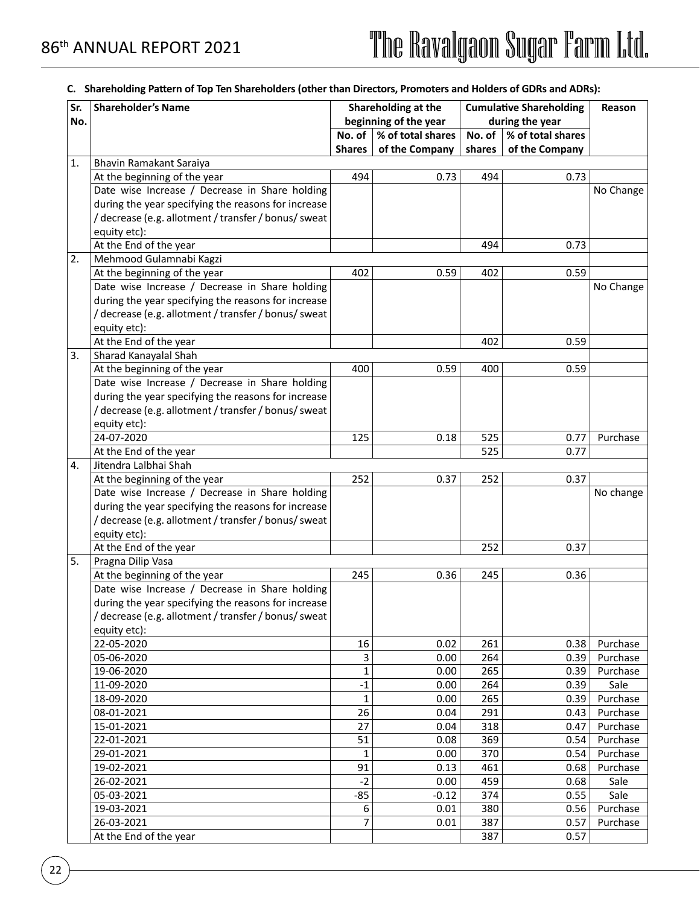### C. Shareholding Pattern of Top Ten Shareholders (other than Directors, Promoters and Holders of GDRs and ADRs):

| Sr. No. | Shareholder's Name | Shareholding at the beginning of the year | | Cumulative Shareholding during the year | | Reason |
|---|---|---|---|---|---|---|
| | | No. of Shares | % of total shares of the Company | No. of shares | % of total shares of the Company | |
| 1. | Bhavin Ramakant Saraiya | | | | | |
| | At the beginning of the year | 494 | 0.73 | 494 | 0.73 | |
| | Date wise Increase / Decrease in Share holding during the year specifying the reasons for increase / decrease (e.g. allotment / transfer / bonus/ sweat equity etc): | | | | | No Change |
| | At the End of the year | | | 494 | 0.73 | |
| 2. | Mehmood Gulamnabi Kagzi | | | | | |
| | At the beginning of the year | 402 | 0.59 | 402 | 0.59 | |
| | Date wise Increase / Decrease in Share holding during the year specifying the reasons for increase / decrease (e.g. allotment / transfer / bonus/ sweat equity etc): | | | | | No Change |
| | At the End of the year | | | 402 | 0.59 | |
| 3. | Sharad Kanayalal Shah | | | | | |
| | At the beginning of the year | 400 | 0.59 | 400 | 0.59 | |
| | Date wise Increase / Decrease in Share holding during the year specifying the reasons for increase / decrease (e.g. allotment / transfer / bonus/ sweat equity etc): | | | | | |
| | 24-07-2020 | 125 | 0.18 | 525 | 0.77 | Purchase |
| | At the End of the year | | | 525 | 0.77 | |
| 4. | Jitendra Lalbhai Shah | | | | | |
| | At the beginning of the year | 252 | 0.37 | 252 | 0.37 | |
| | Date wise Increase / Decrease in Share holding during the year specifying the reasons for increase / decrease (e.g. allotment / transfer / bonus/ sweat equity etc): | | | | | No change |
| | At the End of the year | | | 252 | 0.37 | |
| 5. | Pragna Dilip Vasa | | | | | |
| | At the beginning of the year | 245 | 0.36 | 245 | 0.36 | |
| | Date wise Increase / Decrease in Share holding during the year specifying the reasons for increase / decrease (e.g. allotment / transfer / bonus/ sweat equity etc): | | | | | |
| | 22-05-2020 | 16 | 0.02 | 261 | 0.38 | Purchase |
| | 05-06-2020 | 3 | 0.00 | 264 | 0.39 | Purchase |
| | 19-06-2020 | 1 | 0.00 | 265 | 0.39 | Purchase |
| | 11-09-2020 | -1 | 0.00 | 264 | 0.39 | Sale |
| | 18-09-2020 | 1 | 0.00 | 265 | 0.39 | Purchase |
| | 08-01-2021 | 26 | 0.04 | 291 | 0.43 | Purchase |
| | 15-01-2021 | 27 | 0.04 | 318 | 0.47 | Purchase |
| | 22-01-2021 | 51 | 0.08 | 369 | 0.54 | Purchase |
| | 29-01-2021 | 1 | 0.00 | 370 | 0.54 | Purchase |
| | 19-02-2021 | 91 | 0.13 | 461 | 0.68 | Purchase |
| | 26-02-2021 | -2 | 0.00 | 459 | 0.68 | Sale |
| | 05-03-2021 | -85 | -0.12 | 374 | 0.55 | Sale |
| | 19-03-2021 | 6 | 0.01 | 380 | 0.56 | Purchase |
| | 26-03-2021 | 7 | 0.01 | 387 | 0.57 | Purchase |
| | At the End of the year | | | 387 | 0.57 | |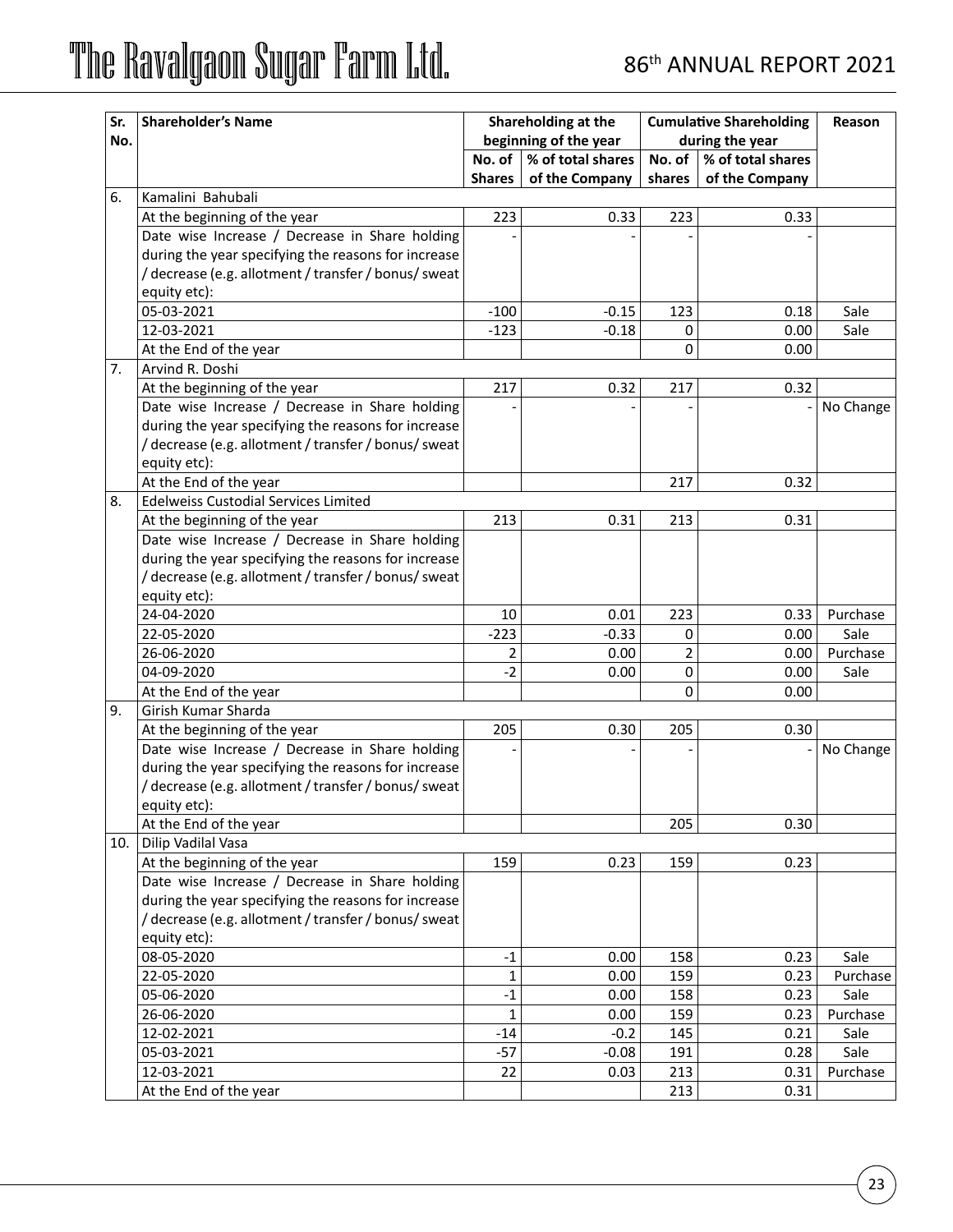| Sr. No. | Shareholder's Name | Shareholding at the beginning of the year | | Cumulative Shareholding during the year | | Reason |
|---|---|---|---|---|---|---|
| | | No. of Shares | % of total shares of the Company | No. of shares | % of total shares of the Company | |
| 6. | Kamalini Bahubali | | | | | |
| | At the beginning of the year | 223 | 0.33 | 223 | 0.33 | |
| | Date wise Increase / Decrease in Share holding during the year specifying the reasons for increase / decrease (e.g. allotment / transfer / bonus/ sweat equity etc): | - | - | - | - | |
| | 05-03-2021 | -100 | -0.15 | 123 | 0.18 | Sale |
| | 12-03-2021 | -123 | -0.18 | 0 | 0.00 | Sale |
| | At the End of the year | | | 0 | 0.00 | |
| 7. | Arvind R. Doshi | | | | | |
| | At the beginning of the year | 217 | 0.32 | 217 | 0.32 | |
| | Date wise Increase / Decrease in Share holding during the year specifying the reasons for increase / decrease (e.g. allotment / transfer / bonus/ sweat equity etc): | - | - | - | - | No Change |
| | At the End of the year | | | 217 | 0.32 | |
| 8. | Edelweiss Custodial Services Limited | | | | | |
| | At the beginning of the year | 213 | 0.31 | 213 | 0.31 | |
| | Date wise Increase / Decrease in Share holding during the year specifying the reasons for increase / decrease (e.g. allotment / transfer / bonus/ sweat equity etc): | | | | | |
| | 24-04-2020 | 10 | 0.01 | 223 | 0.33 | Purchase |
| | 22-05-2020 | -223 | -0.33 | 0 | 0.00 | Sale |
| | 26-06-2020 | 2 | 0.00 | 2 | 0.00 | Purchase |
| | 04-09-2020 | -2 | 0.00 | 0 | 0.00 | Sale |
| | At the End of the year | | | 0 | 0.00 | |
| 9. | Girish Kumar Sharda | | | | | |
| | At the beginning of the year | 205 | 0.30 | 205 | 0.30 | |
| | Date wise Increase / Decrease in Share holding during the year specifying the reasons for increase / decrease (e.g. allotment / transfer / bonus/ sweat equity etc): | - | - | - | - | No Change |
| | At the End of the year | | | 205 | 0.30 | |
| 10. | Dilip Vadilal Vasa | | | | | |
| | At the beginning of the year | 159 | 0.23 | 159 | 0.23 | |
| | Date wise Increase / Decrease in Share holding during the year specifying the reasons for increase / decrease (e.g. allotment / transfer / bonus/ sweat equity etc): | | | | | |
| | 08-05-2020 | -1 | 0.00 | 158 | 0.23 | Sale |
| | 22-05-2020 | 1 | 0.00 | 159 | 0.23 | Purchase |
| | 05-06-2020 | -1 | 0.00 | 158 | 0.23 | Sale |
| | 26-06-2020 | 1 | 0.00 | 159 | 0.23 | Purchase |
| | 12-02-2021 | -14 | -0.2 | 145 | 0.21 | Sale |
| | 05-03-2021 | -57 | -0.08 | 191 | 0.28 | Sale |
| | 12-03-2021 | 22 | 0.03 | 213 | 0.31 | Purchase |
| | At the End of the year | | | 213 | 0.31 | |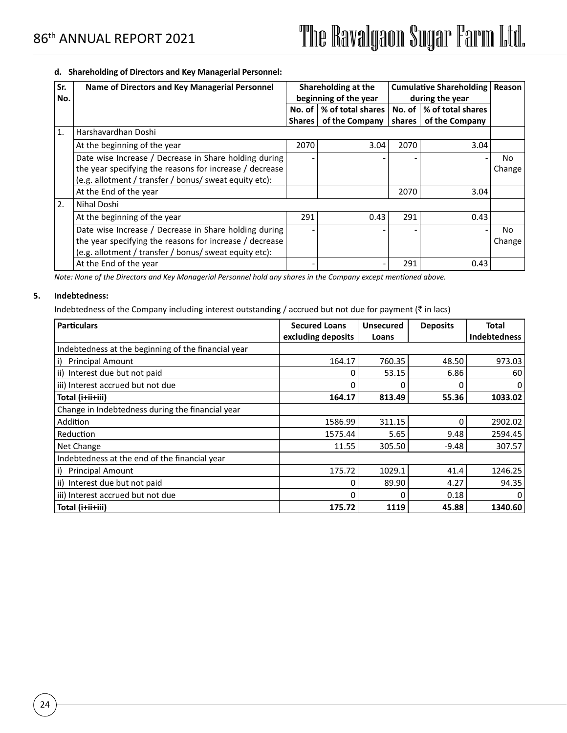**d. Shareholding of Directors and Key Managerial Personnel:**

| Sr. No. | Name of Directors and Key Managerial Personnel | Shareholding at the beginning of the year | | Cumulative Shareholding during the year | | Reason |
|---|---|---|---|---|---|---|
| | | No. of Shares | % of total shares of the Company | No. of shares | % of total shares of the Company | |
| 1. | Harshavardhan Doshi | | | | | |
| | At the beginning of the year | 2070 | 3.04 | 2070 | 3.04 | |
| | Date wise Increase / Decrease in Share holding during the year specifying the reasons for increase / decrease (e.g. allotment / transfer / bonus/ sweat equity etc): | - | - | - | - | No Change |
| | At the End of the year | | | 2070 | 3.04 | |
| 2. | Nihal Doshi | | | | | |
| | At the beginning of the year | 291 | 0.43 | 291 | 0.43 | |
| | Date wise Increase / Decrease in Share holding during the year specifying the reasons for increase / decrease (e.g. allotment / transfer / bonus/ sweat equity etc): | - | - | - | - | No Change |
| | At the End of the year | - | - | 291 | 0.43 | |

*Note: None of the Directors and Key Managerial Personnel hold any shares in the Company except mentioned above.*

**5. Indebtedness:**

Indebtedness of the Company including interest outstanding / accrued but not due for payment (₹ in lacs)

| Particulars | Secured Loans excluding deposits | Unsecured Loans | Deposits | Total Indebtedness |
|---|---|---|---|---|
| Indebtedness at the beginning of the financial year | | | | |
| i) Principal Amount | 164.17 | 760.35 | 48.50 | 973.03 |
| ii) Interest due but not paid | 0 | 53.15 | 6.86 | 60 |
| iii) Interest accrued but not due | 0 | 0 | 0 | 0 |
| **Total (i+ii+iii)** | **164.17** | **813.49** | **55.36** | **1033.02** |
| Change in Indebtedness during the financial year | | | | |
| Addition | 1586.99 | 311.15 | 0 | 2902.02 |
| Reduction | 1575.44 | 5.65 | 9.48 | 2594.45 |
| Net Change | 11.55 | 305.50 | -9.48 | 307.57 |
| Indebtedness at the end of the financial year | | | | |
| i) Principal Amount | 175.72 | 1029.1 | 41.4 | 1246.25 |
| ii) Interest due but not paid | 0 | 89.90 | 4.27 | 94.35 |
| iii) Interest accrued but not due | 0 | 0 | 0.18 | 0 |
| **Total (i+ii+iii)** | **175.72** | **1119** | **45.88** | **1340.60** |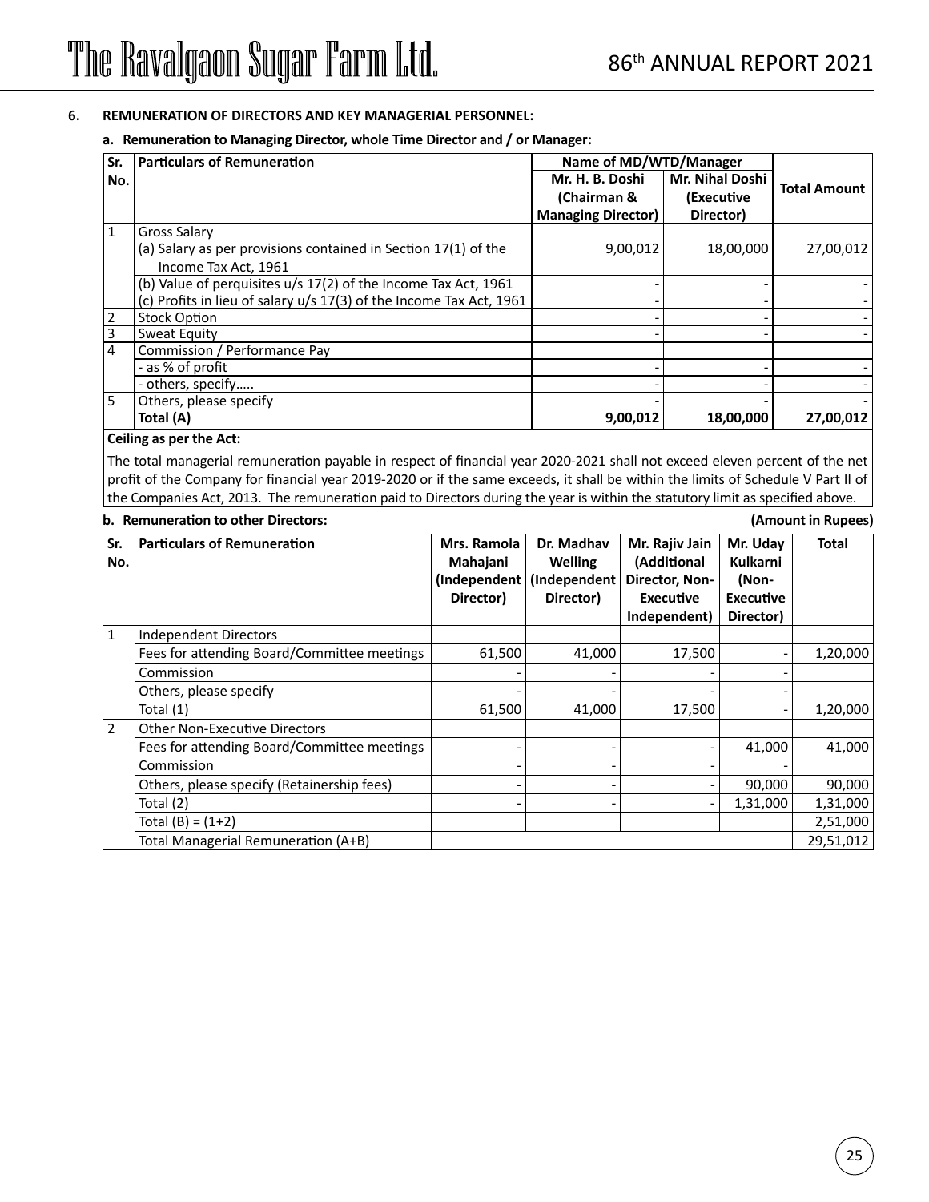## 6. REMUNERATION OF DIRECTORS AND KEY MANAGERIAL PERSONNEL:

### a. Remuneration to Managing Director, whole Time Director and / or Manager:

| Sr. No. | Particulars of Remuneration | Name of MD/WTD/Manager | | Total Amount |
|---|---|---|---|---|
| | | Mr. H. B. Doshi (Chairman & Managing Director) | Mr. Nihal Doshi (Executive Director) | |
| 1 | Gross Salary | | | |
| | (a) Salary as per provisions contained in Section 17(1) of the Income Tax Act, 1961 | 9,00,012 | 18,00,000 | 27,00,012 |
| | (b) Value of perquisites u/s 17(2) of the Income Tax Act, 1961 | - | - | - |
| | (c) Profits in lieu of salary u/s 17(3) of the Income Tax Act, 1961 | - | - | - |
| 2 | Stock Option | - | - | - |
| 3 | Sweat Equity | - | - | - |
| 4 | Commission / Performance Pay | | | |
| | - as % of profit | - | - | - |
| | - others, specify….. | - | - | - |
| 5 | Others, please specify | - | - | - |
| | **Total (A)** | **9,00,012** | **18,00,000** | **27,00,012** |

**Ceiling as per the Act:**

The total managerial remuneration payable in respect of financial year 2020-2021 shall not exceed eleven percent of the net profit of the Company for financial year 2019-2020 or if the same exceeds, it shall be within the limits of Schedule V Part II of the Companies Act, 2013. The remuneration paid to Directors during the year is within the statutory limit as specified above.

### b. Remuneration to other Directors:

**(Amount in Rupees)**

| Sr. No. | Particulars of Remuneration | Mrs. Ramola Mahajani (Independent Director) | Dr. Madhav Welling (Independent Director) | Mr. Rajiv Jain (Additional Director, Non-Executive Independent) | Mr. Uday Kulkarni (Non-Executive Director) | Total |
|---|---|---|---|---|---|---|
| 1 | Independent Directors | | | | | |
| | Fees for attending Board/Committee meetings | 61,500 | 41,000 | 17,500 | - | 1,20,000 |
| | Commission | - | - | - | - | |
| | Others, please specify | - | - | - | - | |
| | Total (1) | 61,500 | 41,000 | 17,500 | - | 1,20,000 |
| 2 | Other Non-Executive Directors | | | | | |
| | Fees for attending Board/Committee meetings | - | - | - | 41,000 | 41,000 |
| | Commission | - | - | - | - | |
| | Others, please specify (Retainership fees) | - | - | - | 90,000 | 90,000 |
| | Total (2) | - | - | - | 1,31,000 | 1,31,000 |
| | Total (B) = (1+2) | | | | | 2,51,000 |
| | Total Managerial Remuneration (A+B) | | | | | 29,51,012 |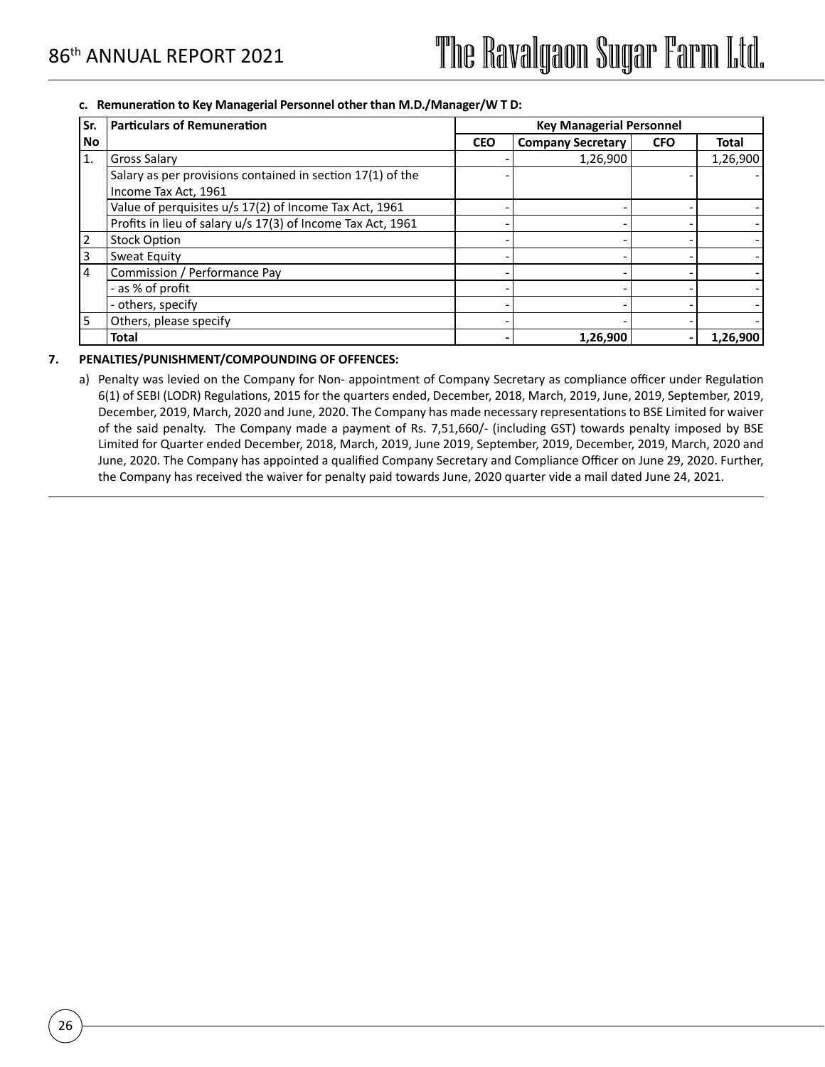**c. Remuneration to Key Managerial Personnel other than M.D./Manager/W T D:**

| Sr. No | Particulars of Remuneration | Key Managerial Personnel | | | |
|---|---|---|---|---|---|
| | | CEO | Company Secretary | CFO | Total |
| 1. | Gross Salary | - | 1,26,900 | | 1,26,900 |
| | Salary as per provisions contained in section 17(1) of the Income Tax Act, 1961 | - | | - | - |
| | Value of perquisites u/s 17(2) of Income Tax Act, 1961 | - | - | - | - |
| | Profits in lieu of salary u/s 17(3) of Income Tax Act, 1961 | - | - | - | - |
| 2 | Stock Option | - | - | - | - |
| 3 | Sweat Equity | - | - | - | - |
| 4 | Commission / Performance Pay | - | - | - | - |
| | - as % of profit | - | - | - | - |
| | - others, specify | - | - | - | - |
| 5 | Others, please specify | - | - | - | - |
| | **Total** | **-** | **1,26,900** | **-** | **1,26,900** |

**7. PENALTIES/PUNISHMENT/COMPOUNDING OF OFFENCES:**

a) Penalty was levied on the Company for Non- appointment of Company Secretary as compliance officer under Regulation 6(1) of SEBI (LODR) Regulations, 2015 for the quarters ended, December, 2018, March, 2019, June, 2019, September, 2019, December, 2019, March, 2020 and June, 2020. The Company has made necessary representations to BSE Limited for waiver of the said penalty. The Company made a payment of Rs. 7,51,660/- (including GST) towards penalty imposed by BSE Limited for Quarter ended December, 2018, March, 2019, June 2019, September, 2019, December, 2019, March, 2020 and June, 2020. The Company has appointed a qualified Company Secretary and Compliance Officer on June 29, 2020. Further, the Company has received the waiver for penalty paid towards June, 2020 quarter vide a mail dated June 24, 2021.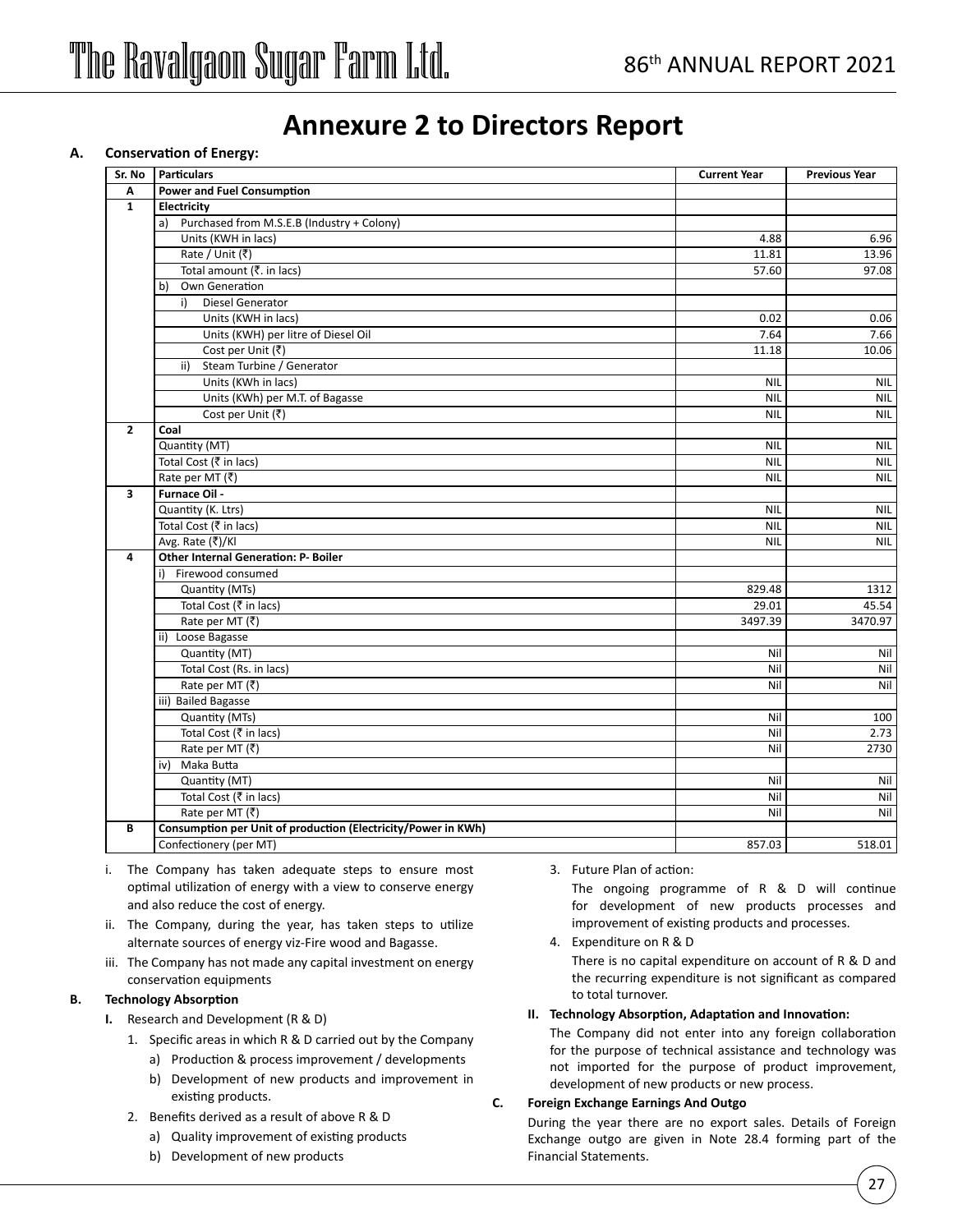# Annexure 2 to Directors Report

**A. Conservation of Energy:**

| Sr. No | Particulars | Current Year | Previous Year |
|---|---|---|---|
| **A** | **Power and Fuel Consumption** | | |
| **1** | **Electricity** | | |
| | a) Purchased from M.S.E.B (Industry + Colony) | | |
| | Units (KWH in lacs) | 4.88 | 6.96 |
| | Rate / Unit (₹) | 11.81 | 13.96 |
| | Total amount (₹. in lacs) | 57.60 | 97.08 |
| | b) Own Generation | | |
| | i) Diesel Generator | | |
| | Units (KWH in lacs) | 0.02 | 0.06 |
| | Units (KWH) per litre of Diesel Oil | 7.64 | 7.66 |
| | Cost per Unit (₹) | 11.18 | 10.06 |
| | ii) Steam Turbine / Generator | | |
| | Units (KWh in lacs) | NIL | NIL |
| | Units (KWh) per M.T. of Bagasse | NIL | NIL |
| | Cost per Unit (₹) | NIL | NIL |
| **2** | **Coal** | | |
| | Quantity (MT) | NIL | NIL |
| | Total Cost (₹ in lacs) | NIL | NIL |
| | Rate per MT (₹) | NIL | NIL |
| **3** | **Furnace Oil -** | | |
| | Quantity (K. Ltrs) | NIL | NIL |
| | Total Cost (₹ in lacs) | NIL | NIL |
| | Avg. Rate (₹)/Kl | NIL | NIL |
| **4** | **Other Internal Generation: P- Boiler** | | |
| | i) Firewood consumed | | |
| | Quantity (MTs) | 829.48 | 1312 |
| | Total Cost (₹ in lacs) | 29.01 | 45.54 |
| | Rate per MT (₹) | 3497.39 | 3470.97 |
| | ii) Loose Bagasse | | |
| | Quantity (MT) | Nil | Nil |
| | Total Cost (Rs. in lacs) | Nil | Nil |
| | Rate per MT (₹) | Nil | Nil |
| | iii) Bailed Bagasse | | |
| | Quantity (MTs) | Nil | 100 |
| | Total Cost (₹ in lacs) | Nil | 2.73 |
| | Rate per MT (₹) | Nil | 2730 |
| | iv) Maka Butta | | |
| | Quantity (MT) | Nil | Nil |
| | Total Cost (₹ in lacs) | Nil | Nil |
| | Rate per MT (₹) | Nil | Nil |
| **B** | **Consumption per Unit of production (Electricity/Power in KWh)** | | |
| | Confectionery (per MT) | 857.03 | 518.01 |

i. The Company has taken adequate steps to ensure most optimal utilization of energy with a view to conserve energy and also reduce the cost of energy.

ii. The Company, during the year, has taken steps to utilize alternate sources of energy viz-Fire wood and Bagasse.

iii. The Company has not made any capital investment on energy conservation equipments

**B. Technology Absorption**

**I.** Research and Development (R & D)

1. Specific areas in which R & D carried out by the Company
   a) Production & process improvement / developments
   b) Development of new products and improvement in existing products.
2. Benefits derived as a result of above R & D
   a) Quality improvement of existing products
   b) Development of new products
3. Future Plan of action:

   The ongoing programme of R & D will continue for development of new products processes and improvement of existing products and processes.
4. Expenditure on R & D

   There is no capital expenditure on account of R & D and the recurring expenditure is not significant as compared to total turnover.

**II. Technology Absorption, Adaptation and Innovation:**

The Company did not enter into any foreign collaboration for the purpose of technical assistance and technology was not imported for the purpose of product improvement, development of new products or new process.

**C. Foreign Exchange Earnings And Outgo**

During the year there are no export sales. Details of Foreign Exchange outgo are given in Note 28.4 forming part of the Financial Statements.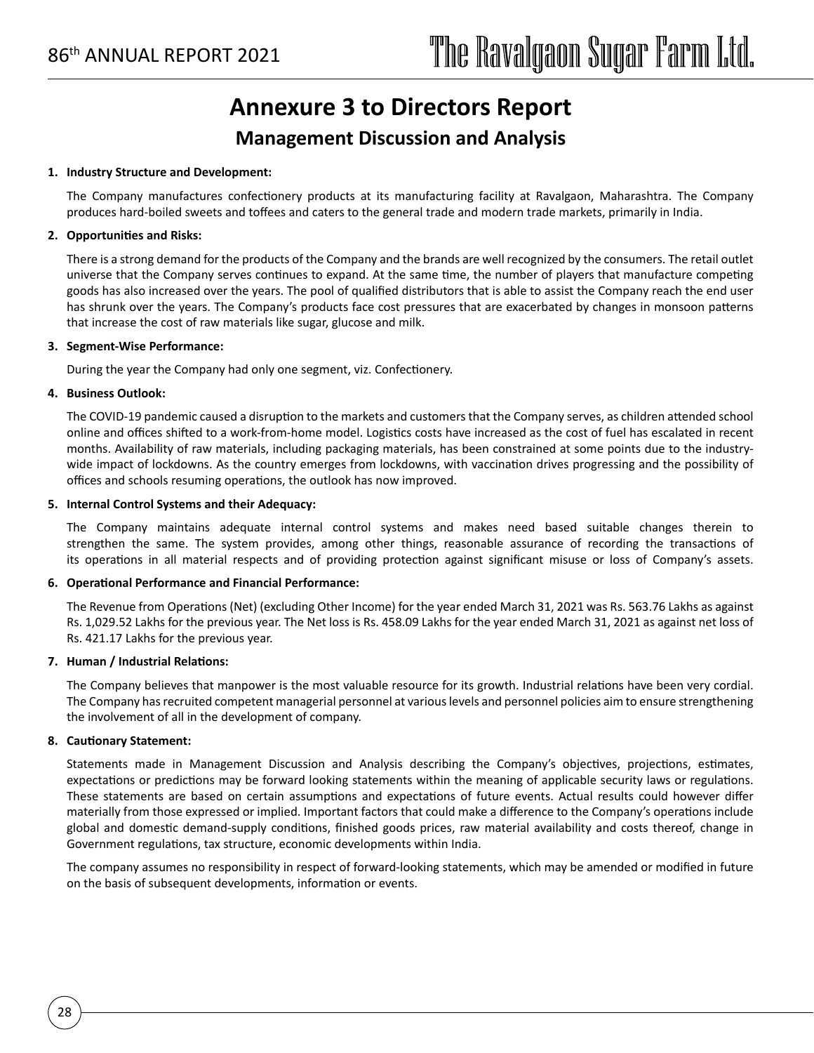# Annexure 3 to Directors Report

## Management Discussion and Analysis

**1. Industry Structure and Development:**

The Company manufactures confectionery products at its manufacturing facility at Ravalgaon, Maharashtra. The Company produces hard-boiled sweets and toffees and caters to the general trade and modern trade markets, primarily in India.

**2. Opportunities and Risks:**

There is a strong demand for the products of the Company and the brands are well recognized by the consumers. The retail outlet universe that the Company serves continues to expand. At the same time, the number of players that manufacture competing goods has also increased over the years. The pool of qualified distributors that is able to assist the Company reach the end user has shrunk over the years. The Company's products face cost pressures that are exacerbated by changes in monsoon patterns that increase the cost of raw materials like sugar, glucose and milk.

**3. Segment-Wise Performance:**

During the year the Company had only one segment, viz. Confectionery.

**4. Business Outlook:**

The COVID-19 pandemic caused a disruption to the markets and customers that the Company serves, as children attended school online and offices shifted to a work-from-home model. Logistics costs have increased as the cost of fuel has escalated in recent months. Availability of raw materials, including packaging materials, has been constrained at some points due to the industry-wide impact of lockdowns. As the country emerges from lockdowns, with vaccination drives progressing and the possibility of offices and schools resuming operations, the outlook has now improved.

**5. Internal Control Systems and their Adequacy:**

The Company maintains adequate internal control systems and makes need based suitable changes therein to strengthen the same. The system provides, among other things, reasonable assurance of recording the transactions of its operations in all material respects and of providing protection against significant misuse or loss of Company's assets.

**6. Operational Performance and Financial Performance:**

The Revenue from Operations (Net) (excluding Other Income) for the year ended March 31, 2021 was Rs. 563.76 Lakhs as against Rs. 1,029.52 Lakhs for the previous year. The Net loss is Rs. 458.09 Lakhs for the year ended March 31, 2021 as against net loss of Rs. 421.17 Lakhs for the previous year.

**7. Human / Industrial Relations:**

The Company believes that manpower is the most valuable resource for its growth. Industrial relations have been very cordial. The Company has recruited competent managerial personnel at various levels and personnel policies aim to ensure strengthening the involvement of all in the development of company.

**8. Cautionary Statement:**

Statements made in Management Discussion and Analysis describing the Company's objectives, projections, estimates, expectations or predictions may be forward looking statements within the meaning of applicable security laws or regulations. These statements are based on certain assumptions and expectations of future events. Actual results could however differ materially from those expressed or implied. Important factors that could make a difference to the Company's operations include global and domestic demand-supply conditions, finished goods prices, raw material availability and costs thereof, change in Government regulations, tax structure, economic developments within India.

The company assumes no responsibility in respect of forward-looking statements, which may be amended or modified in future on the basis of subsequent developments, information or events.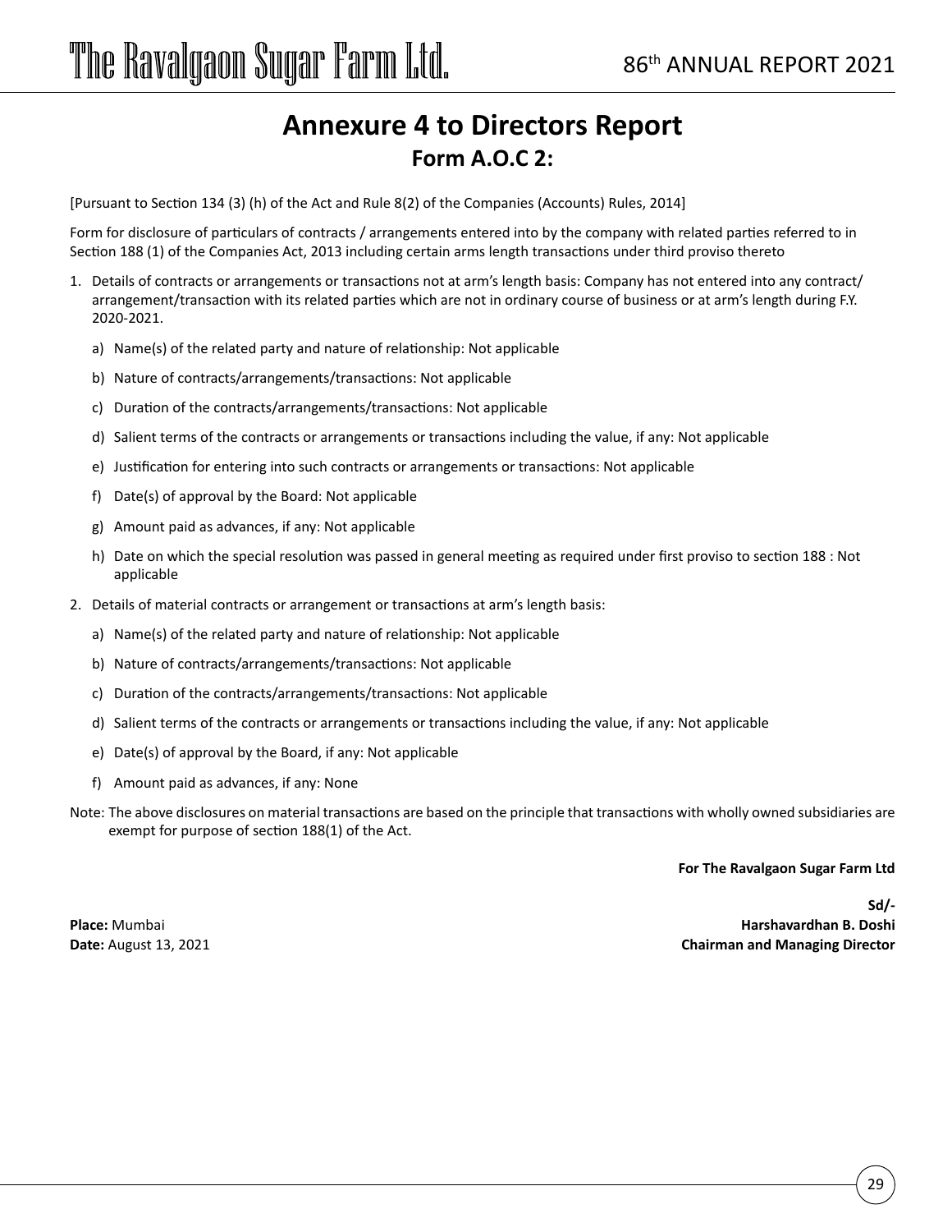# Annexure 4 to Directors Report

## Form A.O.C 2:

[Pursuant to Section 134 (3) (h) of the Act and Rule 8(2) of the Companies (Accounts) Rules, 2014]

Form for disclosure of particulars of contracts / arrangements entered into by the company with related parties referred to in Section 188 (1) of the Companies Act, 2013 including certain arms length transactions under third proviso thereto

1. Details of contracts or arrangements or transactions not at arm's length basis: Company has not entered into any contract/ arrangement/transaction with its related parties which are not in ordinary course of business or at arm's length during F.Y. 2020-2021.

   a) Name(s) of the related party and nature of relationship: Not applicable

   b) Nature of contracts/arrangements/transactions: Not applicable

   c) Duration of the contracts/arrangements/transactions: Not applicable

   d) Salient terms of the contracts or arrangements or transactions including the value, if any: Not applicable

   e) Justification for entering into such contracts or arrangements or transactions: Not applicable

   f) Date(s) of approval by the Board: Not applicable

   g) Amount paid as advances, if any: Not applicable

   h) Date on which the special resolution was passed in general meeting as required under first proviso to section 188 : Not applicable

2. Details of material contracts or arrangement or transactions at arm's length basis:

   a) Name(s) of the related party and nature of relationship: Not applicable

   b) Nature of contracts/arrangements/transactions: Not applicable

   c) Duration of the contracts/arrangements/transactions: Not applicable

   d) Salient terms of the contracts or arrangements or transactions including the value, if any: Not applicable

   e) Date(s) of approval by the Board, if any: Not applicable

   f) Amount paid as advances, if any: None

Note: The above disclosures on material transactions are based on the principle that transactions with wholly owned subsidiaries are exempt for purpose of section 188(1) of the Act.

**For The Ravalgaon Sugar Farm Ltd**

**Sd/-**
**Harshavardhan B. Doshi**
**Chairman and Managing Director**

**Place:** Mumbai
**Date:** August 13, 2021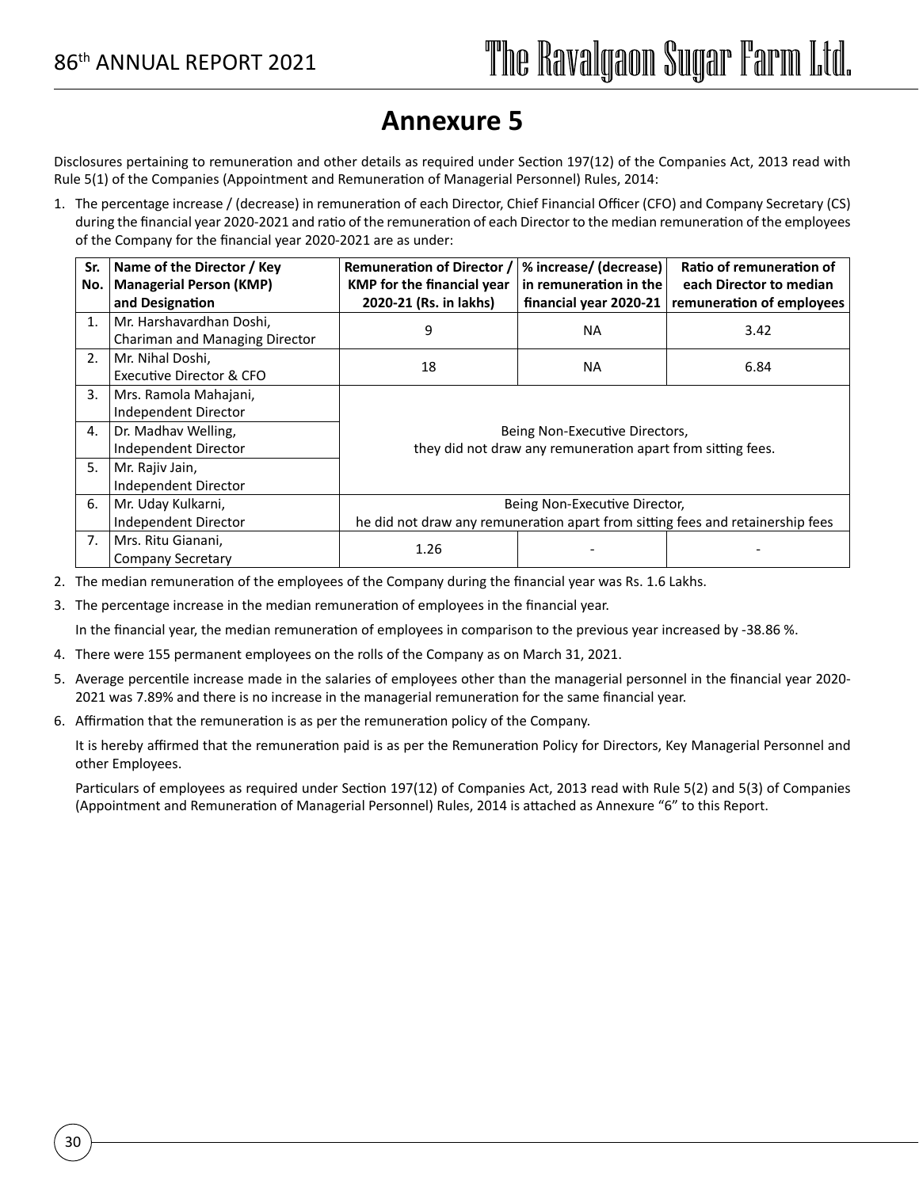# Annexure 5

Disclosures pertaining to remuneration and other details as required under Section 197(12) of the Companies Act, 2013 read with Rule 5(1) of the Companies (Appointment and Remuneration of Managerial Personnel) Rules, 2014:

1. The percentage increase / (decrease) in remuneration of each Director, Chief Financial Officer (CFO) and Company Secretary (CS) during the financial year 2020-2021 and ratio of the remuneration of each Director to the median remuneration of the employees of the Company for the financial year 2020-2021 are as under:

| Sr. No. | Name of the Director / Key Managerial Person (KMP) and Designation | Remuneration of Director / KMP for the financial year 2020-21 (Rs. in lakhs) | % increase/ (decrease) in remuneration in the financial year 2020-21 | Ratio of remuneration of each Director to median remuneration of employees |
|---|---|---|---|---|
| 1. | Mr. Harshavardhan Doshi, Chariman and Managing Director | 9 | NA | 3.42 |
| 2. | Mr. Nihal Doshi, Executive Director & CFO | 18 | NA | 6.84 |
| 3. | Mrs. Ramola Mahajani, Independent Director | Being Non-Executive Directors, they did not draw any remuneration apart from sitting fees. | | |
| 4. | Dr. Madhav Welling, Independent Director | | | |
| 5. | Mr. Rajiv Jain, Independent Director | | | |
| 6. | Mr. Uday Kulkarni, Independent Director | Being Non-Executive Director, he did not draw any remuneration apart from sitting fees and retainership fees | | |
| 7. | Mrs. Ritu Gianani, Company Secretary | 1.26 | - | - |

2. The median remuneration of the employees of the Company during the financial year was Rs. 1.6 Lakhs.

3. The percentage increase in the median remuneration of employees in the financial year.

   In the financial year, the median remuneration of employees in comparison to the previous year increased by -38.86 %.

4. There were 155 permanent employees on the rolls of the Company as on March 31, 2021.

5. Average percentile increase made in the salaries of employees other than the managerial personnel in the financial year 2020-2021 was 7.89% and there is no increase in the managerial remuneration for the same financial year.

6. Affirmation that the remuneration is as per the remuneration policy of the Company.

   It is hereby affirmed that the remuneration paid is as per the Remuneration Policy for Directors, Key Managerial Personnel and other Employees.

   Particulars of employees as required under Section 197(12) of Companies Act, 2013 read with Rule 5(2) and 5(3) of Companies (Appointment and Remuneration of Managerial Personnel) Rules, 2014 is attached as Annexure "6" to this Report.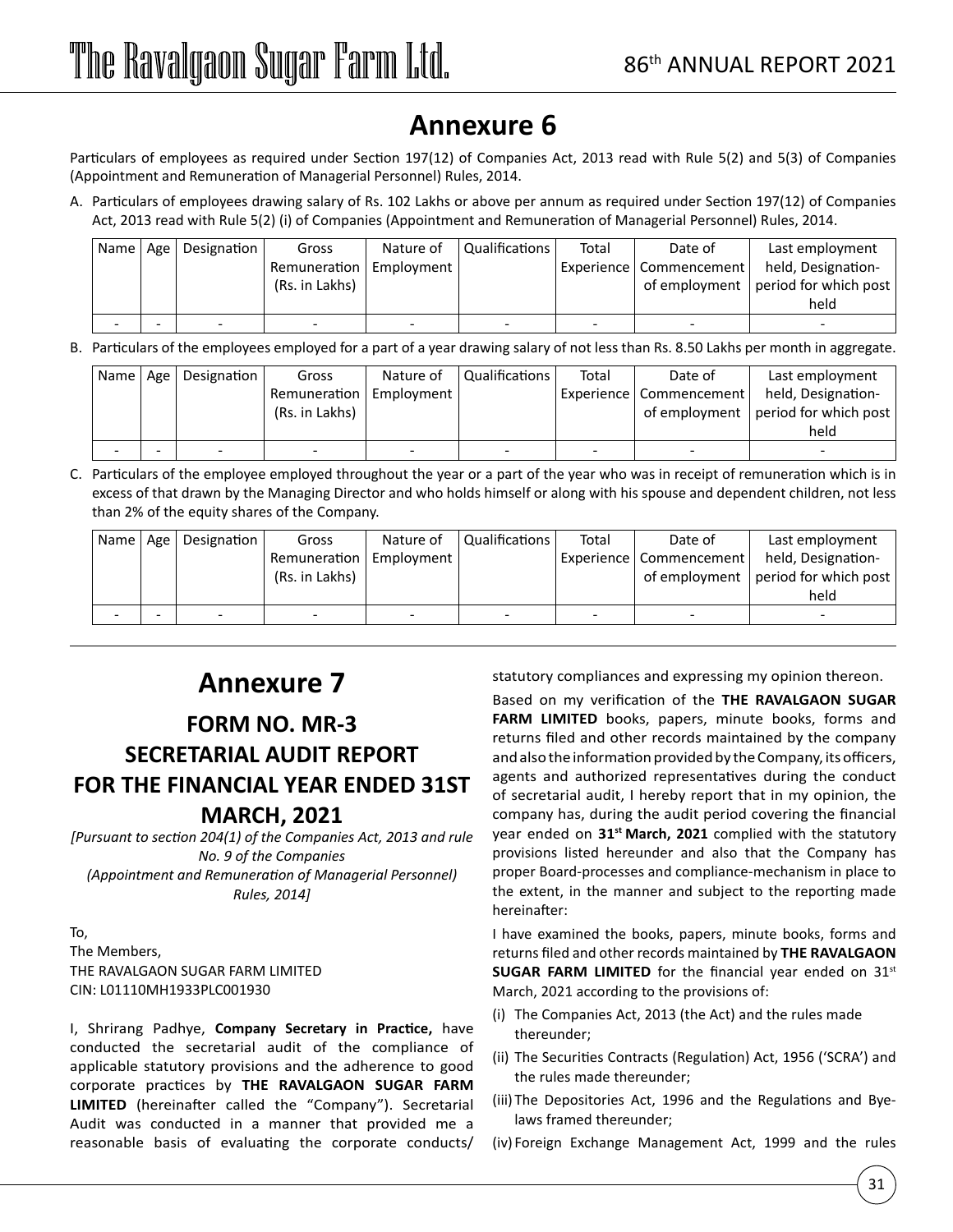# Annexure 6

Particulars of employees as required under Section 197(12) of Companies Act, 2013 read with Rule 5(2) and 5(3) of Companies (Appointment and Remuneration of Managerial Personnel) Rules, 2014.

A. Particulars of employees drawing salary of Rs. 102 Lakhs or above per annum as required under Section 197(12) of Companies Act, 2013 read with Rule 5(2) (i) of Companies (Appointment and Remuneration of Managerial Personnel) Rules, 2014.

| Name | Age | Designation | Gross Remuneration (Rs. in Lakhs) | Nature of Employment | Qualifications | Total Experience | Date of Commencement of employment | Last employment held, Designation-period for which post held |
|---|---|---|---|---|---|---|---|---|
| - | - | - | - | - | - | - | - | - |

B. Particulars of the employees employed for a part of a year drawing salary of not less than Rs. 8.50 Lakhs per month in aggregate.

| Name | Age | Designation | Gross Remuneration (Rs. in Lakhs) | Nature of Employment | Qualifications | Total Experience | Date of Commencement of employment | Last employment held, Designation-period for which post held |
|---|---|---|---|---|---|---|---|---|
| - | - | - | - | - | - | - | - | - |

C. Particulars of the employee employed throughout the year or a part of the year who was in receipt of remuneration which is in excess of that drawn by the Managing Director and who holds himself or along with his spouse and dependent children, not less than 2% of the equity shares of the Company.

| Name | Age | Designation | Gross Remuneration (Rs. in Lakhs) | Nature of Employment | Qualifications | Total Experience | Date of Commencement of employment | Last employment held, Designation-period for which post held |
|---|---|---|---|---|---|---|---|---|
| - | - | - | - | - | - | - | - | - |

# Annexure 7

## FORM NO. MR-3
## SECRETARIAL AUDIT REPORT
## FOR THE FINANCIAL YEAR ENDED 31ST MARCH, 2021

*[Pursuant to section 204(1) of the Companies Act, 2013 and rule No. 9 of the Companies (Appointment and Remuneration of Managerial Personnel) Rules, 2014]*

To,
The Members,
THE RAVALGAON SUGAR FARM LIMITED
CIN: L01110MH1933PLC001930

I, Shrirang Padhye, **Company Secretary in Practice,** have conducted the secretarial audit of the compliance of applicable statutory provisions and the adherence to good corporate practices by **THE RAVALGAON SUGAR FARM LIMITED** (hereinafter called the "Company"). Secretarial Audit was conducted in a manner that provided me a reasonable basis of evaluating the corporate conducts/ statutory compliances and expressing my opinion thereon.

Based on my verification of the **THE RAVALGAON SUGAR FARM LIMITED** books, papers, minute books, forms and returns filed and other records maintained by the company and also the information provided by the Company, its officers, agents and authorized representatives during the conduct of secretarial audit, I hereby report that in my opinion, the company has, during the audit period covering the financial year ended on **31st March, 2021** complied with the statutory provisions listed hereunder and also that the Company has proper Board-processes and compliance-mechanism in place to the extent, in the manner and subject to the reporting made hereinafter:

I have examined the books, papers, minute books, forms and returns filed and other records maintained by **THE RAVALGAON SUGAR FARM LIMITED** for the financial year ended on 31st March, 2021 according to the provisions of:

(i) The Companies Act, 2013 (the Act) and the rules made thereunder;

(ii) The Securities Contracts (Regulation) Act, 1956 ('SCRA') and the rules made thereunder;

(iii) The Depositories Act, 1996 and the Regulations and Bye-laws framed thereunder;

(iv) Foreign Exchange Management Act, 1999 and the rules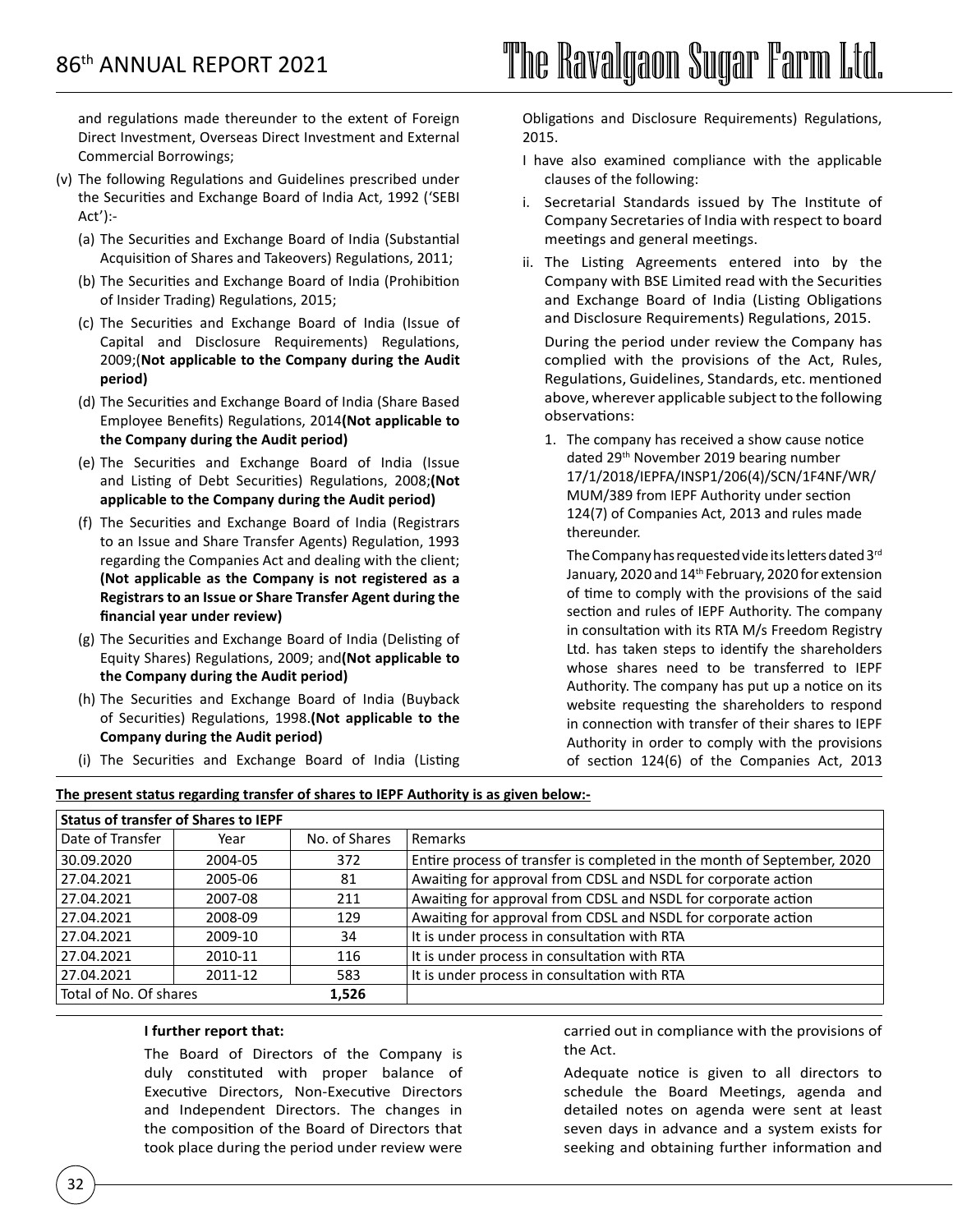and regulations made thereunder to the extent of Foreign Direct Investment, Overseas Direct Investment and External Commercial Borrowings;

(v) The following Regulations and Guidelines prescribed under the Securities and Exchange Board of India Act, 1992 ('SEBI Act'):-

(a) The Securities and Exchange Board of India (Substantial Acquisition of Shares and Takeovers) Regulations, 2011;

(b) The Securities and Exchange Board of India (Prohibition of Insider Trading) Regulations, 2015;

(c) The Securities and Exchange Board of India (Issue of Capital and Disclosure Requirements) Regulations, 2009;(**Not applicable to the Company during the Audit period)**

(d) The Securities and Exchange Board of India (Share Based Employee Benefits) Regulations, 2014**(Not applicable to the Company during the Audit period)**

(e) The Securities and Exchange Board of India (Issue and Listing of Debt Securities) Regulations, 2008;**(Not applicable to the Company during the Audit period)**

(f) The Securities and Exchange Board of India (Registrars to an Issue and Share Transfer Agents) Regulation, 1993 regarding the Companies Act and dealing with the client; **(Not applicable as the Company is not registered as a Registrars to an Issue or Share Transfer Agent during the financial year under review)**

(g) The Securities and Exchange Board of India (Delisting of Equity Shares) Regulations, 2009; and**(Not applicable to the Company during the Audit period)**

(h) The Securities and Exchange Board of India (Buyback of Securities) Regulations, 1998.**(Not applicable to the Company during the Audit period)**

(i) The Securities and Exchange Board of India (Listing Obligations and Disclosure Requirements) Regulations, 2015.

I have also examined compliance with the applicable clauses of the following:

i. Secretarial Standards issued by The Institute of Company Secretaries of India with respect to board meetings and general meetings.

ii. The Listing Agreements entered into by the Company with BSE Limited read with the Securities and Exchange Board of India (Listing Obligations and Disclosure Requirements) Regulations, 2015.

During the period under review the Company has complied with the provisions of the Act, Rules, Regulations, Guidelines, Standards, etc. mentioned above, wherever applicable subject to the following observations:

1. The company has received a show cause notice dated 29th November 2019 bearing number 17/1/2018/IEPFA/INSP1/206(4)/SCN/1F4NF/WR/MUM/389 from IEPF Authority under section 124(7) of Companies Act, 2013 and rules made thereunder.

   The Company has requested vide its letters dated 3rd January, 2020 and 14th February, 2020 for extension of time to comply with the provisions of the said section and rules of IEPF Authority. The company in consultation with its RTA M/s Freedom Registry Ltd. has taken steps to identify the shareholders whose shares need to be transferred to IEPF Authority. The company has put up a notice on its website requesting the shareholders to respond in connection with transfer of their shares to IEPF Authority in order to comply with the provisions of section 124(6) of the Companies Act, 2013

**The present status regarding transfer of shares to IEPF Authority is as given below:-**

| **Status of transfer of Shares to IEPF** | | | |
|---|---|---|---|
| Date of Transfer | Year | No. of Shares | Remarks |
| 30.09.2020 | 2004-05 | 372 | Entire process of transfer is completed in the month of September, 2020 |
| 27.04.2021 | 2005-06 | 81 | Awaiting for approval from CDSL and NSDL for corporate action |
| 27.04.2021 | 2007-08 | 211 | Awaiting for approval from CDSL and NSDL for corporate action |
| 27.04.2021 | 2008-09 | 129 | Awaiting for approval from CDSL and NSDL for corporate action |
| 27.04.2021 | 2009-10 | 34 | It is under process in consultation with RTA |
| 27.04.2021 | 2010-11 | 116 | It is under process in consultation with RTA |
| 27.04.2021 | 2011-12 | 583 | It is under process in consultation with RTA |
| Total of No. Of shares | | **1,526** | |

**I further report that:**

The Board of Directors of the Company is duly constituted with proper balance of Executive Directors, Non-Executive Directors and Independent Directors. The changes in the composition of the Board of Directors that took place during the period under review were carried out in compliance with the provisions of the Act.

Adequate notice is given to all directors to schedule the Board Meetings, agenda and detailed notes on agenda were sent at least seven days in advance and a system exists for seeking and obtaining further information and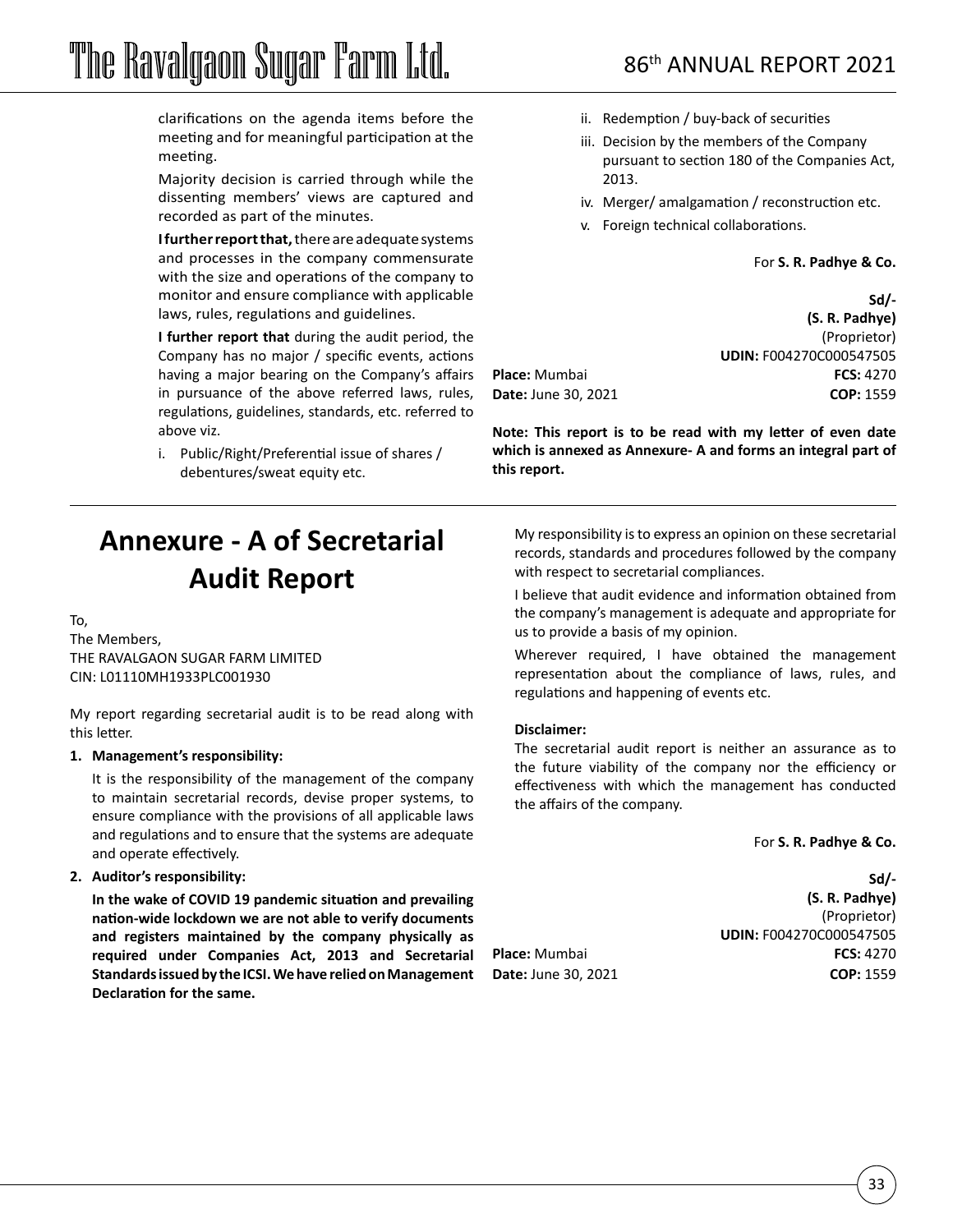clarifications on the agenda items before the meeting and for meaningful participation at the meeting.

Majority decision is carried through while the dissenting members' views are captured and recorded as part of the minutes.

**I further report that,** there are adequate systems and processes in the company commensurate with the size and operations of the company to monitor and ensure compliance with applicable laws, rules, regulations and guidelines.

**I further report that** during the audit period, the Company has no major / specific events, actions having a major bearing on the Company's affairs in pursuance of the above referred laws, rules, regulations, guidelines, standards, etc. referred to above viz.

i. Public/Right/Preferential issue of shares / debentures/sweat equity etc.

ii. Redemption / buy-back of securities

iii. Decision by the members of the Company pursuant to section 180 of the Companies Act, 2013.

iv. Merger/ amalgamation / reconstruction etc.

v. Foreign technical collaborations.

For **S. R. Padhye & Co.**

**Sd/-**
**(S. R. Padhye)**
(Proprietor)
**UDIN:** F004270C000547505
**FCS:** 4270
**COP:** 1559

**Place:** Mumbai
**Date:** June 30, 2021

**Note: This report is to be read with my letter of even date which is annexed as Annexure- A and forms an integral part of this report.**

# Annexure - A of Secretarial Audit Report

To,
The Members,
THE RAVALGAON SUGAR FARM LIMITED
CIN: L01110MH1933PLC001930

My report regarding secretarial audit is to be read along with this letter.

**1. Management's responsibility:**

It is the responsibility of the management of the company to maintain secretarial records, devise proper systems, to ensure compliance with the provisions of all applicable laws and regulations and to ensure that the systems are adequate and operate effectively.

**2. Auditor's responsibility:**

**In the wake of COVID 19 pandemic situation and prevailing nation-wide lockdown we are not able to verify documents and registers maintained by the company physically as required under Companies Act, 2013 and Secretarial Standards issued by the ICSI. We have relied on Management Declaration for the same.**

My responsibility is to express an opinion on these secretarial records, standards and procedures followed by the company with respect to secretarial compliances.

I believe that audit evidence and information obtained from the company's management is adequate and appropriate for us to provide a basis of my opinion.

Wherever required, I have obtained the management representation about the compliance of laws, rules, and regulations and happening of events etc.

**Disclaimer:**

The secretarial audit report is neither an assurance as to the future viability of the company nor the efficiency or effectiveness with which the management has conducted the affairs of the company.

For **S. R. Padhye & Co.**

**Sd/-**
**(S. R. Padhye)**
(Proprietor)
**UDIN:** F004270C000547505
**FCS:** 4270
**COP:** 1559

**Place:** Mumbai
**Date:** June 30, 2021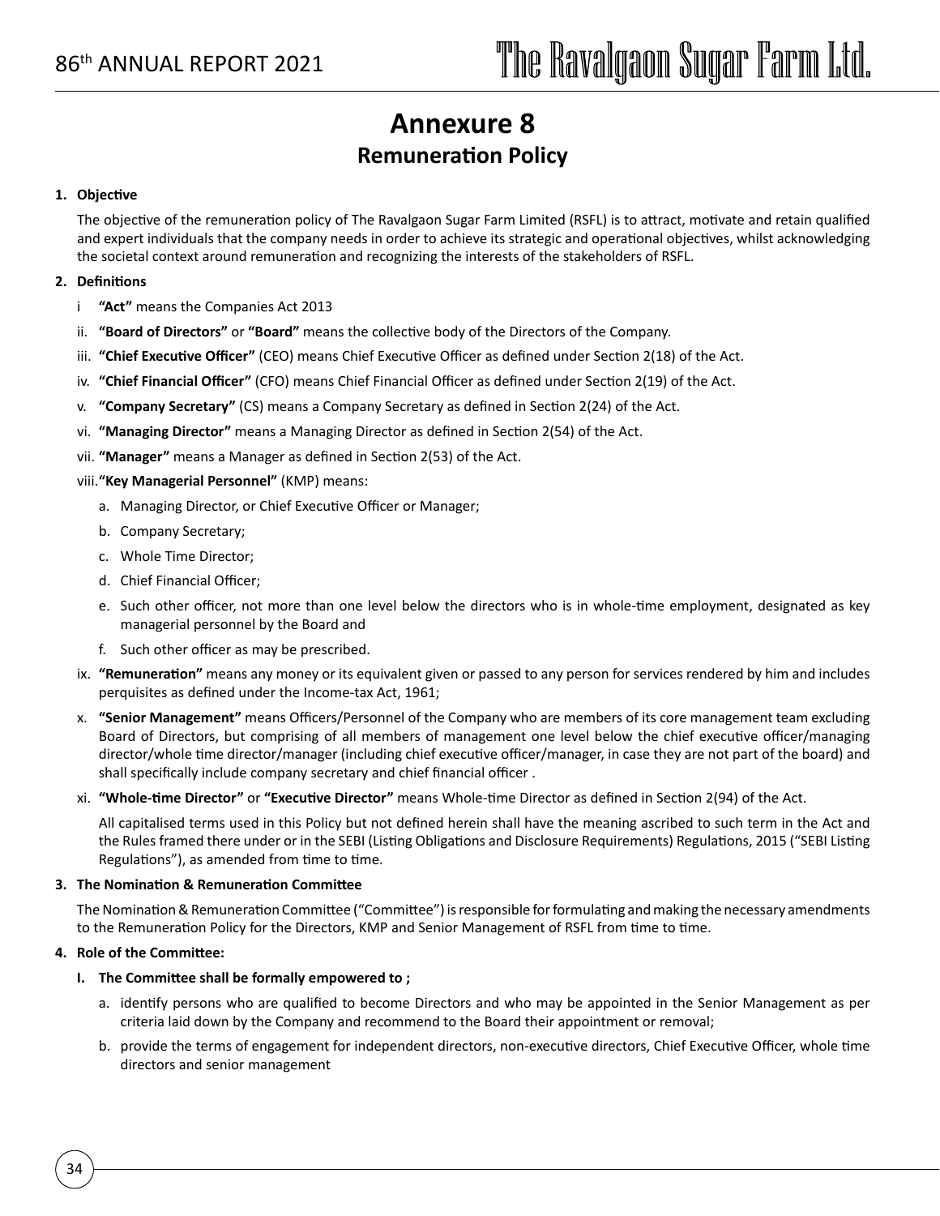# Annexure 8

## Remuneration Policy

**1. Objective**

The objective of the remuneration policy of The Ravalgaon Sugar Farm Limited (RSFL) is to attract, motivate and retain qualified and expert individuals that the company needs in order to achieve its strategic and operational objectives, whilst acknowledging the societal context around remuneration and recognizing the interests of the stakeholders of RSFL.

**2. Definitions**

i **"Act"** means the Companies Act 2013

ii. **"Board of Directors"** or **"Board"** means the collective body of the Directors of the Company.

iii. **"Chief Executive Officer"** (CEO) means Chief Executive Officer as defined under Section 2(18) of the Act.

iv. **"Chief Financial Officer"** (CFO) means Chief Financial Officer as defined under Section 2(19) of the Act.

v. **"Company Secretary"** (CS) means a Company Secretary as defined in Section 2(24) of the Act.

vi. **"Managing Director"** means a Managing Director as defined in Section 2(54) of the Act.

vii. **"Manager"** means a Manager as defined in Section 2(53) of the Act.

viii. **"Key Managerial Personnel"** (KMP) means:

a. Managing Director, or Chief Executive Officer or Manager;

b. Company Secretary;

c. Whole Time Director;

d. Chief Financial Officer;

e. Such other officer, not more than one level below the directors who is in whole-time employment, designated as key managerial personnel by the Board and

f. Such other officer as may be prescribed.

ix. **"Remuneration"** means any money or its equivalent given or passed to any person for services rendered by him and includes perquisites as defined under the Income-tax Act, 1961;

x. **"Senior Management"** means Officers/Personnel of the Company who are members of its core management team excluding Board of Directors, but comprising of all members of management one level below the chief executive officer/managing director/whole time director/manager (including chief executive officer/manager, in case they are not part of the board) and shall specifically include company secretary and chief financial officer .

xi. **"Whole-time Director"** or **"Executive Director"** means Whole-time Director as defined in Section 2(94) of the Act.

All capitalised terms used in this Policy but not defined herein shall have the meaning ascribed to such term in the Act and the Rules framed there under or in the SEBI (Listing Obligations and Disclosure Requirements) Regulations, 2015 ("SEBI Listing Regulations"), as amended from time to time.

**3. The Nomination & Remuneration Committee**

The Nomination & Remuneration Committee ("Committee") is responsible for formulating and making the necessary amendments to the Remuneration Policy for the Directors, KMP and Senior Management of RSFL from time to time.

**4. Role of the Committee:**

**I. The Committee shall be formally empowered to ;**

a. identify persons who are qualified to become Directors and who may be appointed in the Senior Management as per criteria laid down by the Company and recommend to the Board their appointment or removal;

b. provide the terms of engagement for independent directors, non-executive directors, Chief Executive Officer, whole time directors and senior management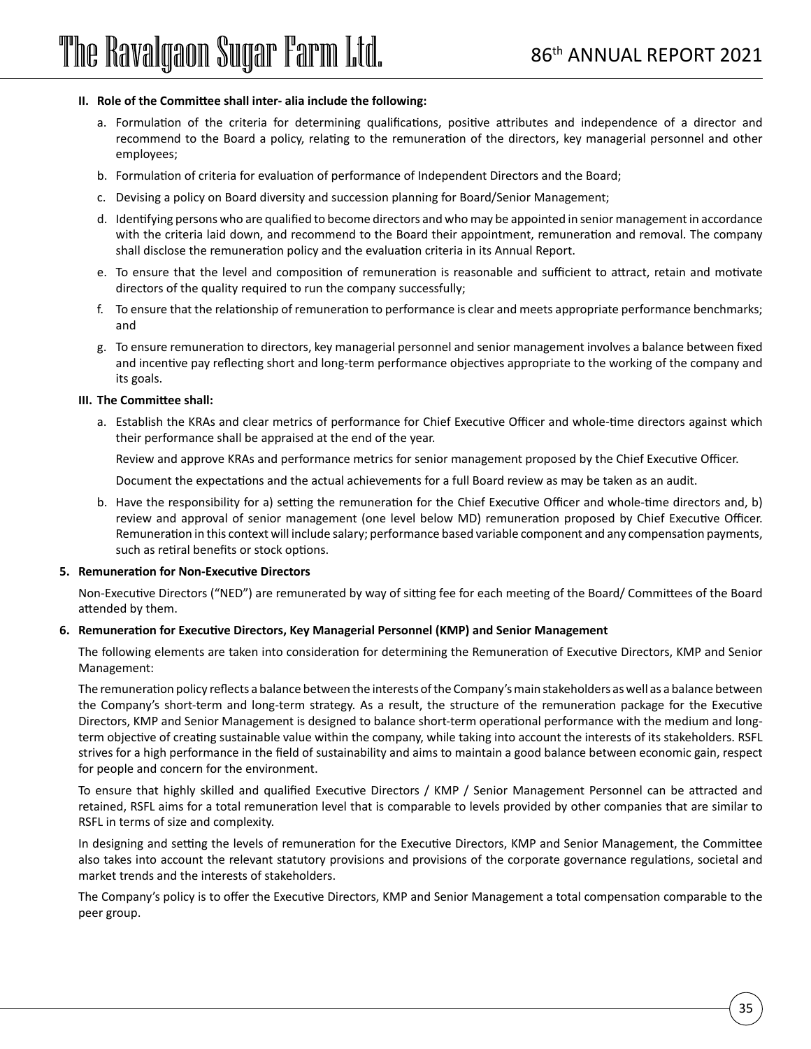**II. Role of the Committee shall inter- alia include the following:**

a. Formulation of the criteria for determining qualifications, positive attributes and independence of a director and recommend to the Board a policy, relating to the remuneration of the directors, key managerial personnel and other employees;

b. Formulation of criteria for evaluation of performance of Independent Directors and the Board;

c. Devising a policy on Board diversity and succession planning for Board/Senior Management;

d. Identifying persons who are qualified to become directors and who may be appointed in senior management in accordance with the criteria laid down, and recommend to the Board their appointment, remuneration and removal. The company shall disclose the remuneration policy and the evaluation criteria in its Annual Report.

e. To ensure that the level and composition of remuneration is reasonable and sufficient to attract, retain and motivate directors of the quality required to run the company successfully;

f. To ensure that the relationship of remuneration to performance is clear and meets appropriate performance benchmarks; and

g. To ensure remuneration to directors, key managerial personnel and senior management involves a balance between fixed and incentive pay reflecting short and long-term performance objectives appropriate to the working of the company and its goals.

**III. The Committee shall:**

a. Establish the KRAs and clear metrics of performance for Chief Executive Officer and whole-time directors against which their performance shall be appraised at the end of the year.

   Review and approve KRAs and performance metrics for senior management proposed by the Chief Executive Officer.

   Document the expectations and the actual achievements for a full Board review as may be taken as an audit.

b. Have the responsibility for a) setting the remuneration for the Chief Executive Officer and whole-time directors and, b) review and approval of senior management (one level below MD) remuneration proposed by Chief Executive Officer. Remuneration in this context will include salary; performance based variable component and any compensation payments, such as retiral benefits or stock options.

**5. Remuneration for Non-Executive Directors**

Non-Executive Directors ("NED") are remunerated by way of sitting fee for each meeting of the Board/ Committees of the Board attended by them.

**6. Remuneration for Executive Directors, Key Managerial Personnel (KMP) and Senior Management**

The following elements are taken into consideration for determining the Remuneration of Executive Directors, KMP and Senior Management:

The remuneration policy reflects a balance between the interests of the Company's main stakeholders as well as a balance between the Company's short-term and long-term strategy. As a result, the structure of the remuneration package for the Executive Directors, KMP and Senior Management is designed to balance short-term operational performance with the medium and long-term objective of creating sustainable value within the company, while taking into account the interests of its stakeholders. RSFL strives for a high performance in the field of sustainability and aims to maintain a good balance between economic gain, respect for people and concern for the environment.

To ensure that highly skilled and qualified Executive Directors / KMP / Senior Management Personnel can be attracted and retained, RSFL aims for a total remuneration level that is comparable to levels provided by other companies that are similar to RSFL in terms of size and complexity.

In designing and setting the levels of remuneration for the Executive Directors, KMP and Senior Management, the Committee also takes into account the relevant statutory provisions and provisions of the corporate governance regulations, societal and market trends and the interests of stakeholders.

The Company's policy is to offer the Executive Directors, KMP and Senior Management a total compensation comparable to the peer group.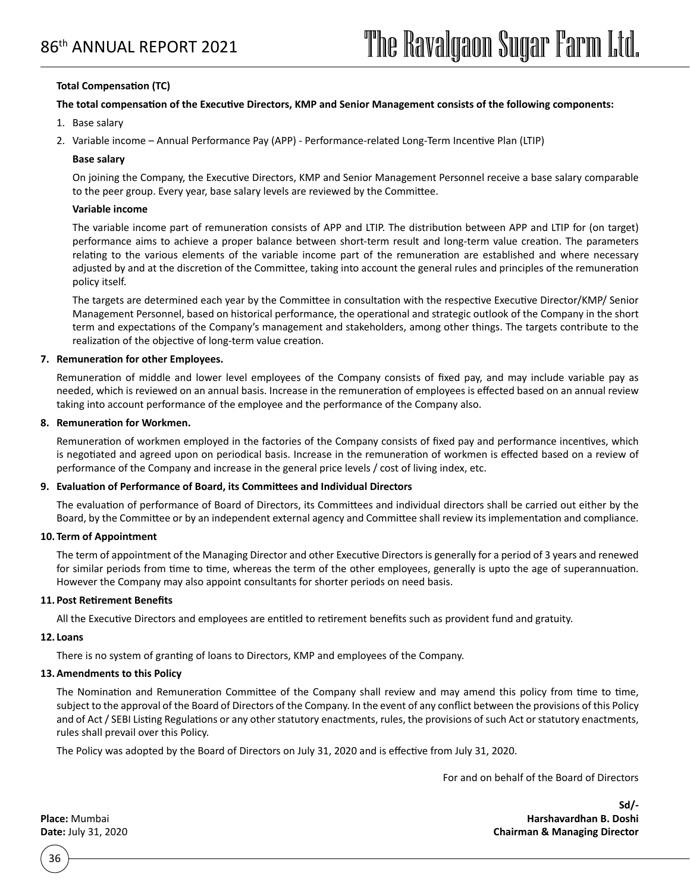**Total Compensation (TC)**

**The total compensation of the Executive Directors, KMP and Senior Management consists of the following components:**

1. Base salary
2. Variable income – Annual Performance Pay (APP) - Performance-related Long-Term Incentive Plan (LTIP)

**Base salary**

On joining the Company, the Executive Directors, KMP and Senior Management Personnel receive a base salary comparable to the peer group. Every year, base salary levels are reviewed by the Committee.

**Variable income**

The variable income part of remuneration consists of APP and LTIP. The distribution between APP and LTIP for (on target) performance aims to achieve a proper balance between short-term result and long-term value creation. The parameters relating to the various elements of the variable income part of the remuneration are established and where necessary adjusted by and at the discretion of the Committee, taking into account the general rules and principles of the remuneration policy itself.

The targets are determined each year by the Committee in consultation with the respective Executive Director/KMP/ Senior Management Personnel, based on historical performance, the operational and strategic outlook of the Company in the short term and expectations of the Company's management and stakeholders, among other things. The targets contribute to the realization of the objective of long-term value creation.

**7. Remuneration for other Employees.**

Remuneration of middle and lower level employees of the Company consists of fixed pay, and may include variable pay as needed, which is reviewed on an annual basis. Increase in the remuneration of employees is effected based on an annual review taking into account performance of the employee and the performance of the Company also.

**8. Remuneration for Workmen.**

Remuneration of workmen employed in the factories of the Company consists of fixed pay and performance incentives, which is negotiated and agreed upon on periodical basis. Increase in the remuneration of workmen is effected based on a review of performance of the Company and increase in the general price levels / cost of living index, etc.

**9. Evaluation of Performance of Board, its Committees and Individual Directors**

The evaluation of performance of Board of Directors, its Committees and individual directors shall be carried out either by the Board, by the Committee or by an independent external agency and Committee shall review its implementation and compliance.

**10. Term of Appointment**

The term of appointment of the Managing Director and other Executive Directors is generally for a period of 3 years and renewed for similar periods from time to time, whereas the term of the other employees, generally is upto the age of superannuation. However the Company may also appoint consultants for shorter periods on need basis.

**11. Post Retirement Benefits**

All the Executive Directors and employees are entitled to retirement benefits such as provident fund and gratuity.

**12. Loans**

There is no system of granting of loans to Directors, KMP and employees of the Company.

**13. Amendments to this Policy**

The Nomination and Remuneration Committee of the Company shall review and may amend this policy from time to time, subject to the approval of the Board of Directors of the Company. In the event of any conflict between the provisions of this Policy and of Act / SEBI Listing Regulations or any other statutory enactments, rules, the provisions of such Act or statutory enactments, rules shall prevail over this Policy.

The Policy was adopted by the Board of Directors on July 31, 2020 and is effective from July 31, 2020.

For and on behalf of the Board of Directors

**Sd/-**
**Harshavardhan B. Doshi**
**Chairman & Managing Director**

**Place:** Mumbai
**Date:** July 31, 2020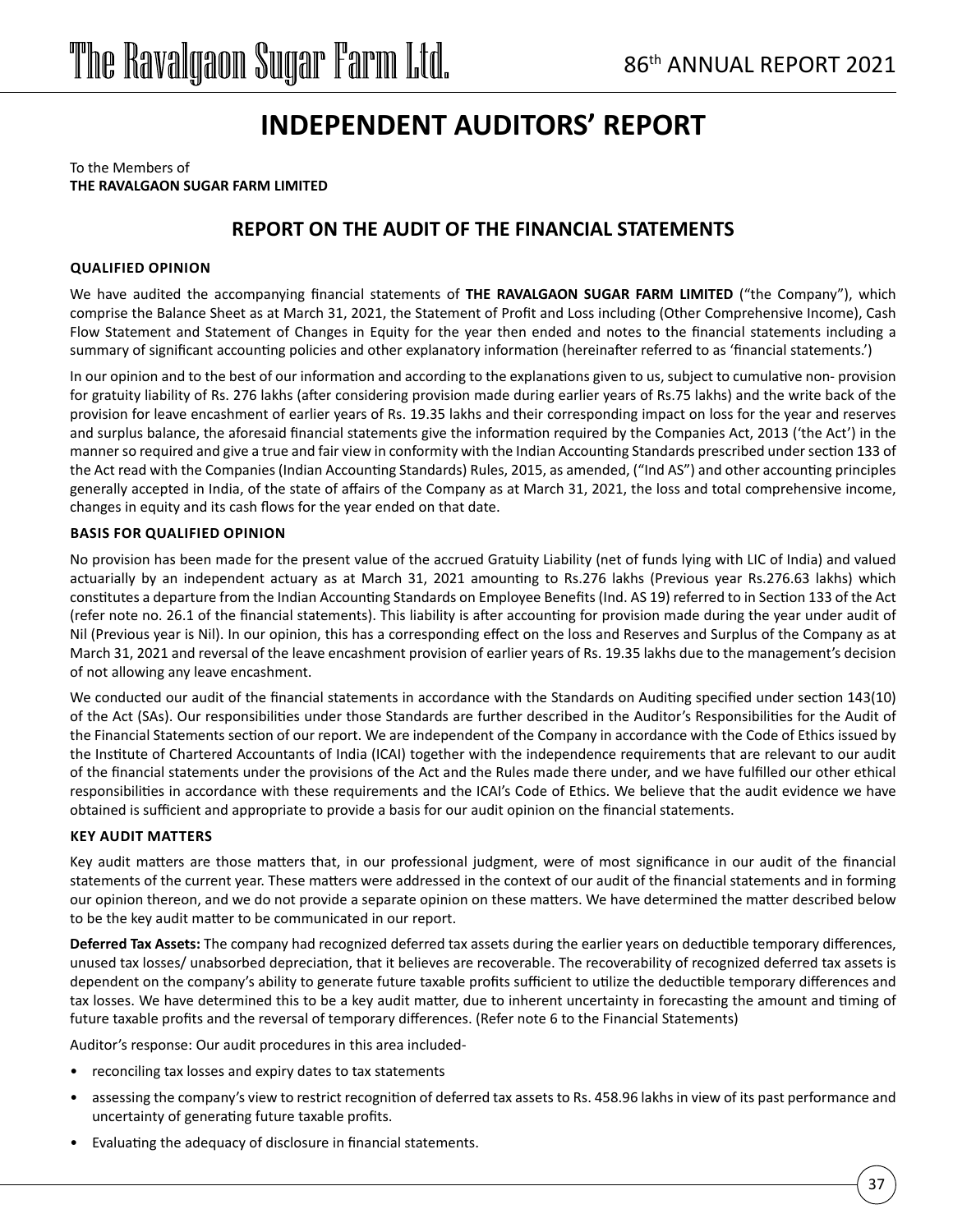# INDEPENDENT AUDITORS' REPORT

To the Members of
**THE RAVALGAON SUGAR FARM LIMITED**

## REPORT ON THE AUDIT OF THE FINANCIAL STATEMENTS

### QUALIFIED OPINION

We have audited the accompanying financial statements of **THE RAVALGAON SUGAR FARM LIMITED** ("the Company"), which comprise the Balance Sheet as at March 31, 2021, the Statement of Profit and Loss including (Other Comprehensive Income), Cash Flow Statement and Statement of Changes in Equity for the year then ended and notes to the financial statements including a summary of significant accounting policies and other explanatory information (hereinafter referred to as 'financial statements.')

In our opinion and to the best of our information and according to the explanations given to us, subject to cumulative non- provision for gratuity liability of Rs. 276 lakhs (after considering provision made during earlier years of Rs.75 lakhs) and the write back of the provision for leave encashment of earlier years of Rs. 19.35 lakhs and their corresponding impact on loss for the year and reserves and surplus balance, the aforesaid financial statements give the information required by the Companies Act, 2013 ('the Act') in the manner so required and give a true and fair view in conformity with the Indian Accounting Standards prescribed under section 133 of the Act read with the Companies (Indian Accounting Standards) Rules, 2015, as amended, ("Ind AS") and other accounting principles generally accepted in India, of the state of affairs of the Company as at March 31, 2021, the loss and total comprehensive income, changes in equity and its cash flows for the year ended on that date.

### BASIS FOR QUALIFIED OPINION

No provision has been made for the present value of the accrued Gratuity Liability (net of funds lying with LIC of India) and valued actuarially by an independent actuary as at March 31, 2021 amounting to Rs.276 lakhs (Previous year Rs.276.63 lakhs) which constitutes a departure from the Indian Accounting Standards on Employee Benefits (Ind. AS 19) referred to in Section 133 of the Act (refer note no. 26.1 of the financial statements). This liability is after accounting for provision made during the year under audit of Nil (Previous year is Nil). In our opinion, this has a corresponding effect on the loss and Reserves and Surplus of the Company as at March 31, 2021 and reversal of the leave encashment provision of earlier years of Rs. 19.35 lakhs due to the management's decision of not allowing any leave encashment.

We conducted our audit of the financial statements in accordance with the Standards on Auditing specified under section 143(10) of the Act (SAs). Our responsibilities under those Standards are further described in the Auditor's Responsibilities for the Audit of the Financial Statements section of our report. We are independent of the Company in accordance with the Code of Ethics issued by the Institute of Chartered Accountants of India (ICAI) together with the independence requirements that are relevant to our audit of the financial statements under the provisions of the Act and the Rules made there under, and we have fulfilled our other ethical responsibilities in accordance with these requirements and the ICAI's Code of Ethics. We believe that the audit evidence we have obtained is sufficient and appropriate to provide a basis for our audit opinion on the financial statements.

### KEY AUDIT MATTERS

Key audit matters are those matters that, in our professional judgment, were of most significance in our audit of the financial statements of the current year. These matters were addressed in the context of our audit of the financial statements and in forming our opinion thereon, and we do not provide a separate opinion on these matters. We have determined the matter described below to be the key audit matter to be communicated in our report.

**Deferred Tax Assets:** The company had recognized deferred tax assets during the earlier years on deductible temporary differences, unused tax losses/ unabsorbed depreciation, that it believes are recoverable. The recoverability of recognized deferred tax assets is dependent on the company's ability to generate future taxable profits sufficient to utilize the deductible temporary differences and tax losses. We have determined this to be a key audit matter, due to inherent uncertainty in forecasting the amount and timing of future taxable profits and the reversal of temporary differences. (Refer note 6 to the Financial Statements)

Auditor's response: Our audit procedures in this area included-

- reconciling tax losses and expiry dates to tax statements
- assessing the company's view to restrict recognition of deferred tax assets to Rs. 458.96 lakhs in view of its past performance and uncertainty of generating future taxable profits.
- Evaluating the adequacy of disclosure in financial statements.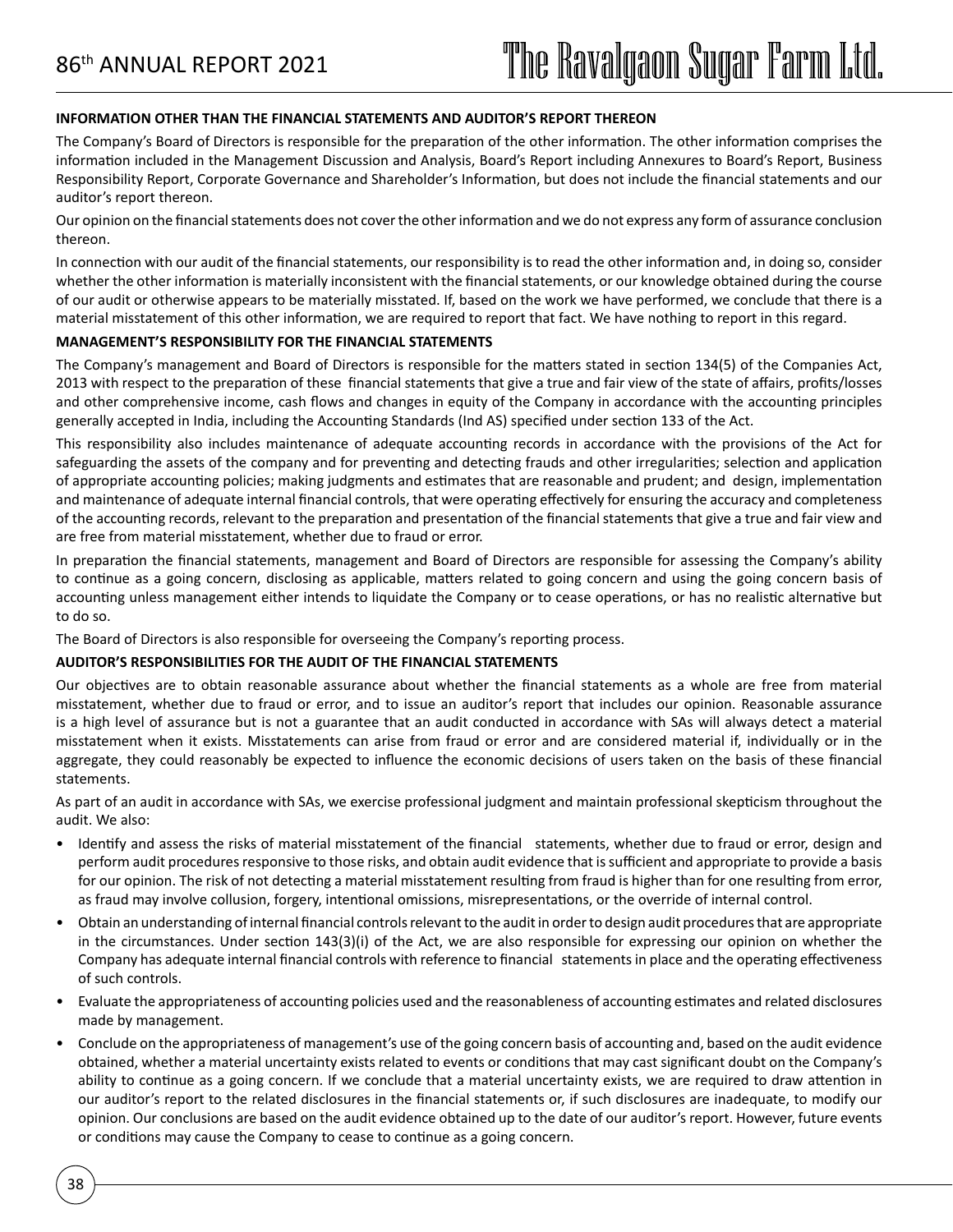## INFORMATION OTHER THAN THE FINANCIAL STATEMENTS AND AUDITOR'S REPORT THEREON

The Company's Board of Directors is responsible for the preparation of the other information. The other information comprises the information included in the Management Discussion and Analysis, Board's Report including Annexures to Board's Report, Business Responsibility Report, Corporate Governance and Shareholder's Information, but does not include the financial statements and our auditor's report thereon.

Our opinion on the financial statements does not cover the other information and we do not express any form of assurance conclusion thereon.

In connection with our audit of the financial statements, our responsibility is to read the other information and, in doing so, consider whether the other information is materially inconsistent with the financial statements, or our knowledge obtained during the course of our audit or otherwise appears to be materially misstated. If, based on the work we have performed, we conclude that there is a material misstatement of this other information, we are required to report that fact. We have nothing to report in this regard.

## MANAGEMENT'S RESPONSIBILITY FOR THE FINANCIAL STATEMENTS

The Company's management and Board of Directors is responsible for the matters stated in section 134(5) of the Companies Act, 2013 with respect to the preparation of these financial statements that give a true and fair view of the state of affairs, profits/losses and other comprehensive income, cash flows and changes in equity of the Company in accordance with the accounting principles generally accepted in India, including the Accounting Standards (Ind AS) specified under section 133 of the Act.

This responsibility also includes maintenance of adequate accounting records in accordance with the provisions of the Act for safeguarding the assets of the company and for preventing and detecting frauds and other irregularities; selection and application of appropriate accounting policies; making judgments and estimates that are reasonable and prudent; and design, implementation and maintenance of adequate internal financial controls, that were operating effectively for ensuring the accuracy and completeness of the accounting records, relevant to the preparation and presentation of the financial statements that give a true and fair view and are free from material misstatement, whether due to fraud or error.

In preparation the financial statements, management and Board of Directors are responsible for assessing the Company's ability to continue as a going concern, disclosing as applicable, matters related to going concern and using the going concern basis of accounting unless management either intends to liquidate the Company or to cease operations, or has no realistic alternative but to do so.

The Board of Directors is also responsible for overseeing the Company's reporting process.

## AUDITOR'S RESPONSIBILITIES FOR THE AUDIT OF THE FINANCIAL STATEMENTS

Our objectives are to obtain reasonable assurance about whether the financial statements as a whole are free from material misstatement, whether due to fraud or error, and to issue an auditor's report that includes our opinion. Reasonable assurance is a high level of assurance but is not a guarantee that an audit conducted in accordance with SAs will always detect a material misstatement when it exists. Misstatements can arise from fraud or error and are considered material if, individually or in the aggregate, they could reasonably be expected to influence the economic decisions of users taken on the basis of these financial statements.

As part of an audit in accordance with SAs, we exercise professional judgment and maintain professional skepticism throughout the audit. We also:

- Identify and assess the risks of material misstatement of the financial statements, whether due to fraud or error, design and perform audit procedures responsive to those risks, and obtain audit evidence that is sufficient and appropriate to provide a basis for our opinion. The risk of not detecting a material misstatement resulting from fraud is higher than for one resulting from error, as fraud may involve collusion, forgery, intentional omissions, misrepresentations, or the override of internal control.
- Obtain an understanding of internal financial controls relevant to the audit in order to design audit procedures that are appropriate in the circumstances. Under section 143(3)(i) of the Act, we are also responsible for expressing our opinion on whether the Company has adequate internal financial controls with reference to financial statements in place and the operating effectiveness of such controls.
- Evaluate the appropriateness of accounting policies used and the reasonableness of accounting estimates and related disclosures made by management.
- Conclude on the appropriateness of management's use of the going concern basis of accounting and, based on the audit evidence obtained, whether a material uncertainty exists related to events or conditions that may cast significant doubt on the Company's ability to continue as a going concern. If we conclude that a material uncertainty exists, we are required to draw attention in our auditor's report to the related disclosures in the financial statements or, if such disclosures are inadequate, to modify our opinion. Our conclusions are based on the audit evidence obtained up to the date of our auditor's report. However, future events or conditions may cause the Company to cease to continue as a going concern.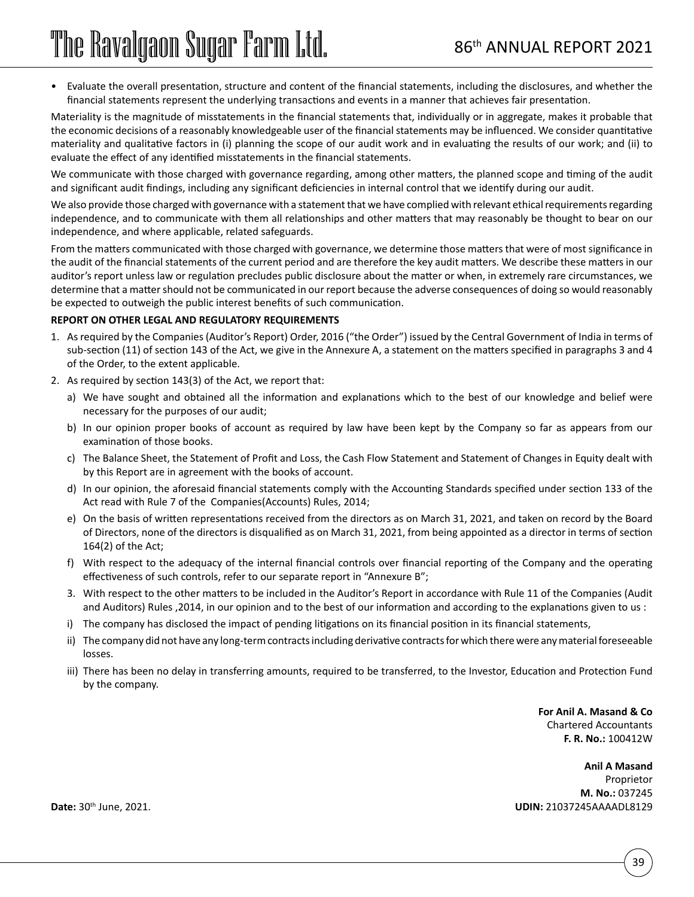- Evaluate the overall presentation, structure and content of the financial statements, including the disclosures, and whether the financial statements represent the underlying transactions and events in a manner that achieves fair presentation.

Materiality is the magnitude of misstatements in the financial statements that, individually or in aggregate, makes it probable that the economic decisions of a reasonably knowledgeable user of the financial statements may be influenced. We consider quantitative materiality and qualitative factors in (i) planning the scope of our audit work and in evaluating the results of our work; and (ii) to evaluate the effect of any identified misstatements in the financial statements.

We communicate with those charged with governance regarding, among other matters, the planned scope and timing of the audit and significant audit findings, including any significant deficiencies in internal control that we identify during our audit.

We also provide those charged with governance with a statement that we have complied with relevant ethical requirements regarding independence, and to communicate with them all relationships and other matters that may reasonably be thought to bear on our independence, and where applicable, related safeguards.

From the matters communicated with those charged with governance, we determine those matters that were of most significance in the audit of the financial statements of the current period and are therefore the key audit matters. We describe these matters in our auditor's report unless law or regulation precludes public disclosure about the matter or when, in extremely rare circumstances, we determine that a matter should not be communicated in our report because the adverse consequences of doing so would reasonably be expected to outweigh the public interest benefits of such communication.

**REPORT ON OTHER LEGAL AND REGULATORY REQUIREMENTS**

1. As required by the Companies (Auditor's Report) Order, 2016 ("the Order") issued by the Central Government of India in terms of sub-section (11) of section 143 of the Act, we give in the Annexure A, a statement on the matters specified in paragraphs 3 and 4 of the Order, to the extent applicable.
2. As required by section 143(3) of the Act, we report that:
   a) We have sought and obtained all the information and explanations which to the best of our knowledge and belief were necessary for the purposes of our audit;
   b) In our opinion proper books of account as required by law have been kept by the Company so far as appears from our examination of those books.
   c) The Balance Sheet, the Statement of Profit and Loss, the Cash Flow Statement and Statement of Changes in Equity dealt with by this Report are in agreement with the books of account.
   d) In our opinion, the aforesaid financial statements comply with the Accounting Standards specified under section 133 of the Act read with Rule 7 of the Companies(Accounts) Rules, 2014;
   e) On the basis of written representations received from the directors as on March 31, 2021, and taken on record by the Board of Directors, none of the directors is disqualified as on March 31, 2021, from being appointed as a director in terms of section 164(2) of the Act;
   f) With respect to the adequacy of the internal financial controls over financial reporting of the Company and the operating effectiveness of such controls, refer to our separate report in "Annexure B";
   3. With respect to the other matters to be included in the Auditor's Report in accordance with Rule 11 of the Companies (Audit and Auditors) Rules ,2014, in our opinion and to the best of our information and according to the explanations given to us :
   i) The company has disclosed the impact of pending litigations on its financial position in its financial statements,
   ii) The company did not have any long-term contracts including derivative contracts for which there were any material foreseeable losses.
   iii) There has been no delay in transferring amounts, required to be transferred, to the Investor, Education and Protection Fund by the company.

**For Anil A. Masand & Co**
Chartered Accountants
**F. R. No.:** 100412W

**Anil A Masand**
Proprietor
**M. No.:** 037245
**UDIN:** 21037245AAAADL8129

**Date:** 30th June, 2021.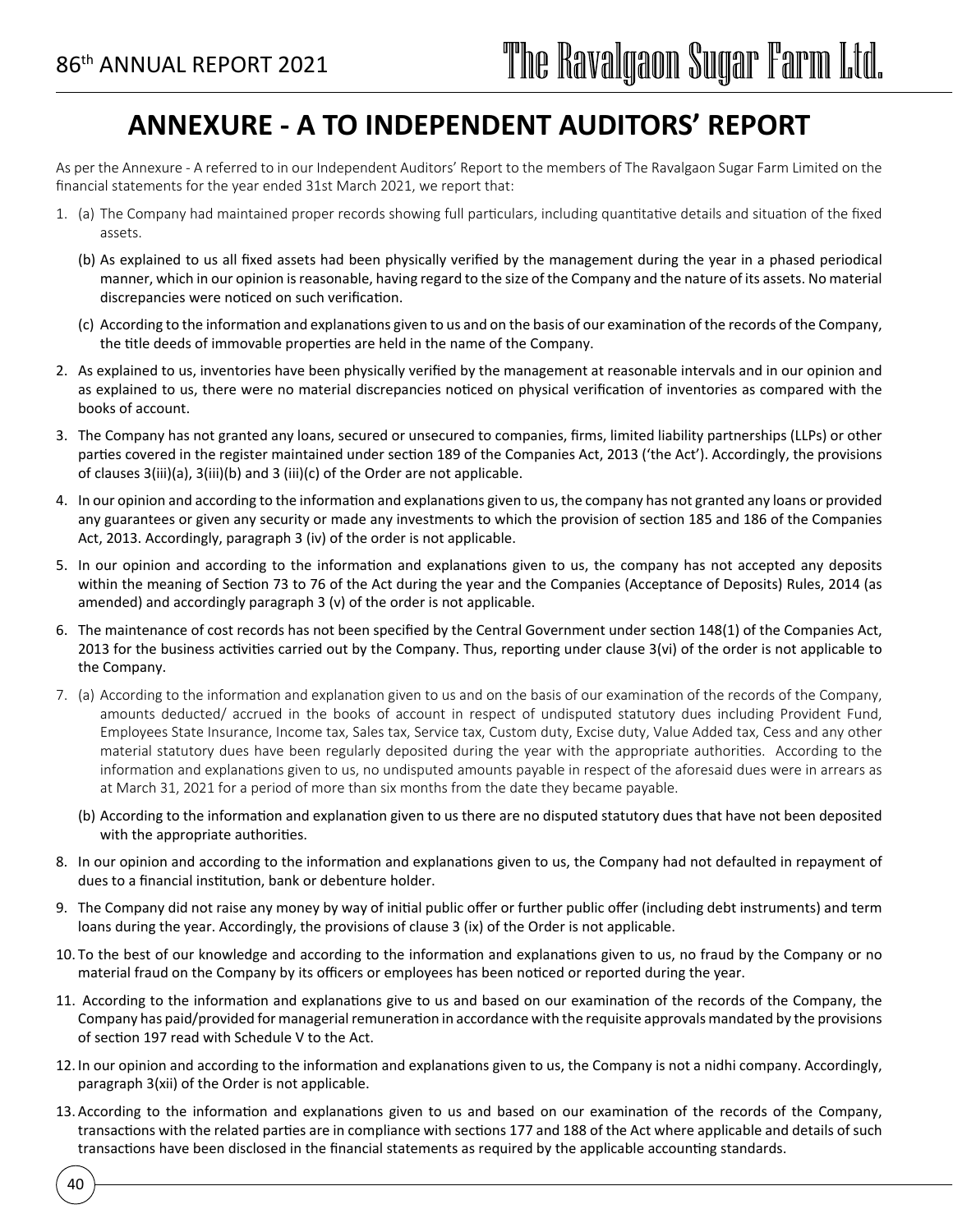# ANNEXURE - A TO INDEPENDENT AUDITORS' REPORT

As per the Annexure - A referred to in our Independent Auditors' Report to the members of The Ravalgaon Sugar Farm Limited on the financial statements for the year ended 31st March 2021, we report that:

1. (a) The Company had maintained proper records showing full particulars, including quantitative details and situation of the fixed assets.

   (b) As explained to us all fixed assets had been physically verified by the management during the year in a phased periodical manner, which in our opinion is reasonable, having regard to the size of the Company and the nature of its assets. No material discrepancies were noticed on such verification.

   (c) According to the information and explanations given to us and on the basis of our examination of the records of the Company, the title deeds of immovable properties are held in the name of the Company.

2. As explained to us, inventories have been physically verified by the management at reasonable intervals and in our opinion and as explained to us, there were no material discrepancies noticed on physical verification of inventories as compared with the books of account.

3. The Company has not granted any loans, secured or unsecured to companies, firms, limited liability partnerships (LLPs) or other parties covered in the register maintained under section 189 of the Companies Act, 2013 ('the Act'). Accordingly, the provisions of clauses 3(iii)(a), 3(iii)(b) and 3 (iii)(c) of the Order are not applicable.

4. In our opinion and according to the information and explanations given to us, the company has not granted any loans or provided any guarantees or given any security or made any investments to which the provision of section 185 and 186 of the Companies Act, 2013. Accordingly, paragraph 3 (iv) of the order is not applicable.

5. In our opinion and according to the information and explanations given to us, the company has not accepted any deposits within the meaning of Section 73 to 76 of the Act during the year and the Companies (Acceptance of Deposits) Rules, 2014 (as amended) and accordingly paragraph 3 (v) of the order is not applicable.

6. The maintenance of cost records has not been specified by the Central Government under section 148(1) of the Companies Act, 2013 for the business activities carried out by the Company. Thus, reporting under clause 3(vi) of the order is not applicable to the Company.

7. (a) According to the information and explanation given to us and on the basis of our examination of the records of the Company, amounts deducted/ accrued in the books of account in respect of undisputed statutory dues including Provident Fund, Employees State Insurance, Income tax, Sales tax, Service tax, Custom duty, Excise duty, Value Added tax, Cess and any other material statutory dues have been regularly deposited during the year with the appropriate authorities. According to the information and explanations given to us, no undisputed amounts payable in respect of the aforesaid dues were in arrears as at March 31, 2021 for a period of more than six months from the date they became payable.

   (b) According to the information and explanation given to us there are no disputed statutory dues that have not been deposited with the appropriate authorities.

8. In our opinion and according to the information and explanations given to us, the Company had not defaulted in repayment of dues to a financial institution, bank or debenture holder.

9. The Company did not raise any money by way of initial public offer or further public offer (including debt instruments) and term loans during the year. Accordingly, the provisions of clause 3 (ix) of the Order is not applicable.

10. To the best of our knowledge and according to the information and explanations given to us, no fraud by the Company or no material fraud on the Company by its officers or employees has been noticed or reported during the year.

11. According to the information and explanations give to us and based on our examination of the records of the Company, the Company has paid/provided for managerial remuneration in accordance with the requisite approvals mandated by the provisions of section 197 read with Schedule V to the Act.

12. In our opinion and according to the information and explanations given to us, the Company is not a nidhi company. Accordingly, paragraph 3(xii) of the Order is not applicable.

13. According to the information and explanations given to us and based on our examination of the records of the Company, transactions with the related parties are in compliance with sections 177 and 188 of the Act where applicable and details of such transactions have been disclosed in the financial statements as required by the applicable accounting standards.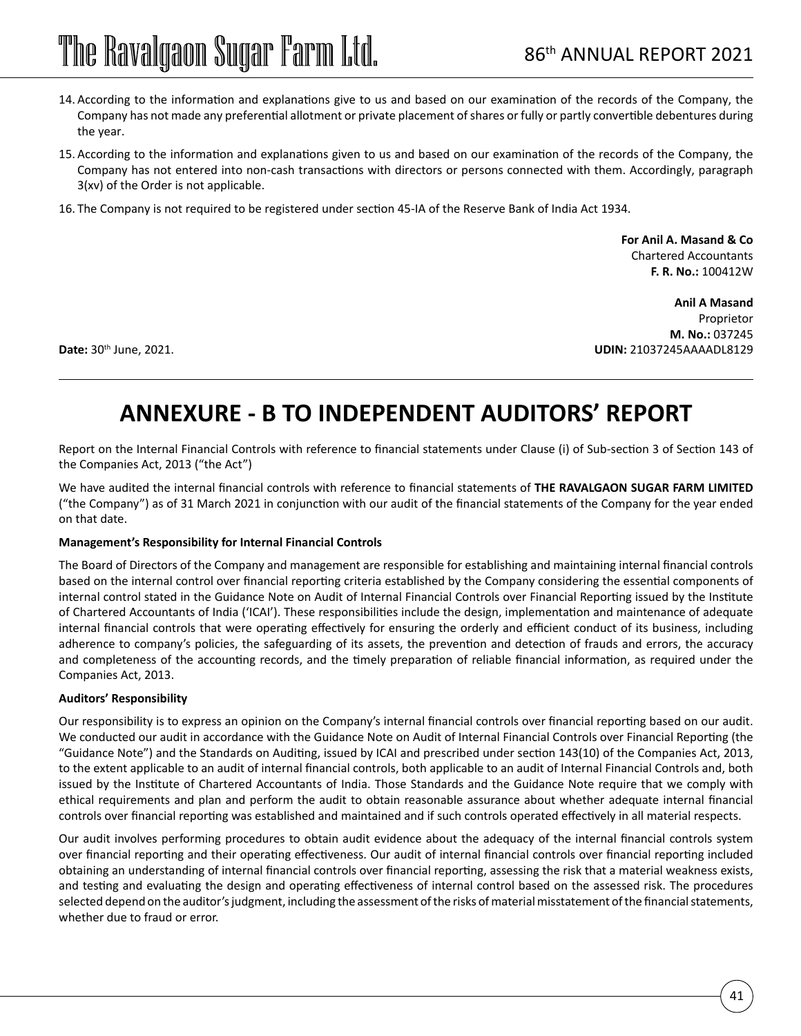14. According to the information and explanations give to us and based on our examination of the records of the Company, the Company has not made any preferential allotment or private placement of shares or fully or partly convertible debentures during the year.

15. According to the information and explanations given to us and based on our examination of the records of the Company, the Company has not entered into non-cash transactions with directors or persons connected with them. Accordingly, paragraph 3(xv) of the Order is not applicable.

16. The Company is not required to be registered under section 45-IA of the Reserve Bank of India Act 1934.

**For Anil A. Masand & Co**
Chartered Accountants
**F. R. No.:** 100412W

**Anil A Masand**
Proprietor
**M. No.:** 037245
**UDIN:** 21037245AAAADL8129

**Date:** 30th June, 2021.

# ANNEXURE - B TO INDEPENDENT AUDITORS' REPORT

Report on the Internal Financial Controls with reference to financial statements under Clause (i) of Sub-section 3 of Section 143 of the Companies Act, 2013 ("the Act")

We have audited the internal financial controls with reference to financial statements of **THE RAVALGAON SUGAR FARM LIMITED** ("the Company") as of 31 March 2021 in conjunction with our audit of the financial statements of the Company for the year ended on that date.

**Management's Responsibility for Internal Financial Controls**

The Board of Directors of the Company and management are responsible for establishing and maintaining internal financial controls based on the internal control over financial reporting criteria established by the Company considering the essential components of internal control stated in the Guidance Note on Audit of Internal Financial Controls over Financial Reporting issued by the Institute of Chartered Accountants of India ('ICAI'). These responsibilities include the design, implementation and maintenance of adequate internal financial controls that were operating effectively for ensuring the orderly and efficient conduct of its business, including adherence to company's policies, the safeguarding of its assets, the prevention and detection of frauds and errors, the accuracy and completeness of the accounting records, and the timely preparation of reliable financial information, as required under the Companies Act, 2013.

**Auditors' Responsibility**

Our responsibility is to express an opinion on the Company's internal financial controls over financial reporting based on our audit. We conducted our audit in accordance with the Guidance Note on Audit of Internal Financial Controls over Financial Reporting (the "Guidance Note") and the Standards on Auditing, issued by ICAI and prescribed under section 143(10) of the Companies Act, 2013, to the extent applicable to an audit of internal financial controls, both applicable to an audit of Internal Financial Controls and, both issued by the Institute of Chartered Accountants of India. Those Standards and the Guidance Note require that we comply with ethical requirements and plan and perform the audit to obtain reasonable assurance about whether adequate internal financial controls over financial reporting was established and maintained and if such controls operated effectively in all material respects.

Our audit involves performing procedures to obtain audit evidence about the adequacy of the internal financial controls system over financial reporting and their operating effectiveness. Our audit of internal financial controls over financial reporting included obtaining an understanding of internal financial controls over financial reporting, assessing the risk that a material weakness exists, and testing and evaluating the design and operating effectiveness of internal control based on the assessed risk. The procedures selected depend on the auditor's judgment, including the assessment of the risks of material misstatement of the financial statements, whether due to fraud or error.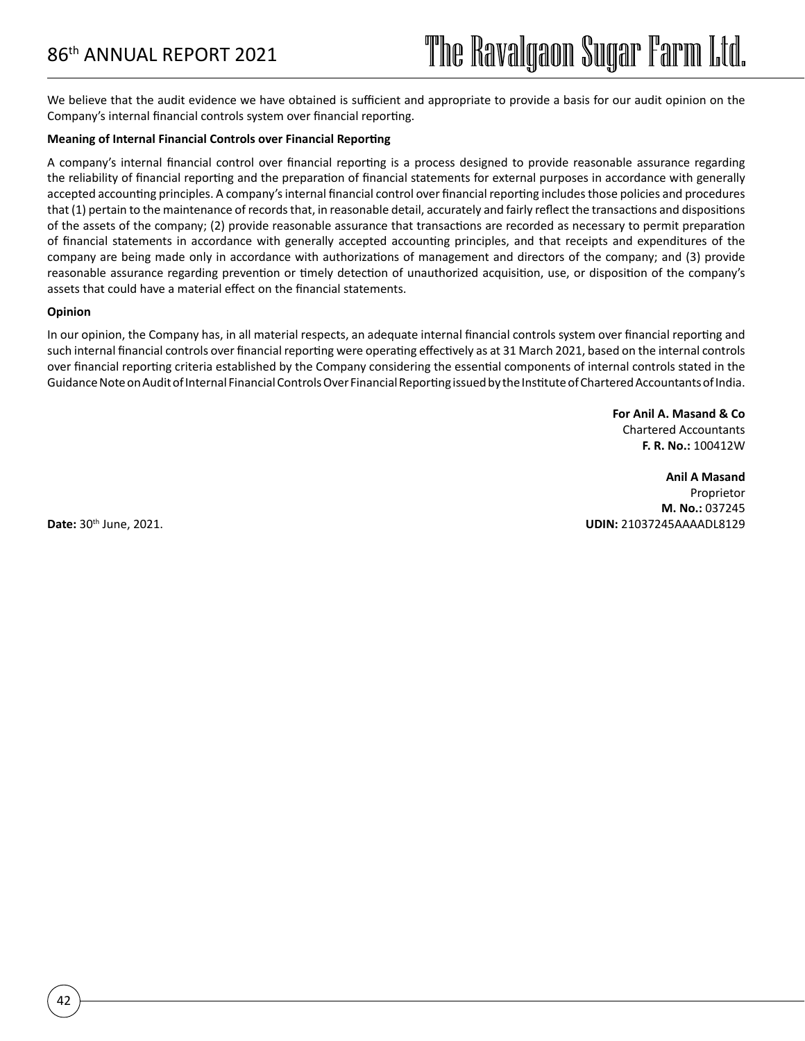We believe that the audit evidence we have obtained is sufficient and appropriate to provide a basis for our audit opinion on the Company's internal financial controls system over financial reporting.

**Meaning of Internal Financial Controls over Financial Reporting**

A company's internal financial control over financial reporting is a process designed to provide reasonable assurance regarding the reliability of financial reporting and the preparation of financial statements for external purposes in accordance with generally accepted accounting principles. A company's internal financial control over financial reporting includes those policies and procedures that (1) pertain to the maintenance of records that, in reasonable detail, accurately and fairly reflect the transactions and dispositions of the assets of the company; (2) provide reasonable assurance that transactions are recorded as necessary to permit preparation of financial statements in accordance with generally accepted accounting principles, and that receipts and expenditures of the company are being made only in accordance with authorizations of management and directors of the company; and (3) provide reasonable assurance regarding prevention or timely detection of unauthorized acquisition, use, or disposition of the company's assets that could have a material effect on the financial statements.

**Opinion**

In our opinion, the Company has, in all material respects, an adequate internal financial controls system over financial reporting and such internal financial controls over financial reporting were operating effectively as at 31 March 2021, based on the internal controls over financial reporting criteria established by the Company considering the essential components of internal controls stated in the Guidance Note on Audit of Internal Financial Controls Over Financial Reporting issued by the Institute of Chartered Accountants of India.

**For Anil A. Masand & Co**
Chartered Accountants
**F. R. No.:** 100412W

**Anil A Masand**
Proprietor
**M. No.:** 037245
**UDIN:** 21037245AAAADL8129

**Date:** 30th June, 2021.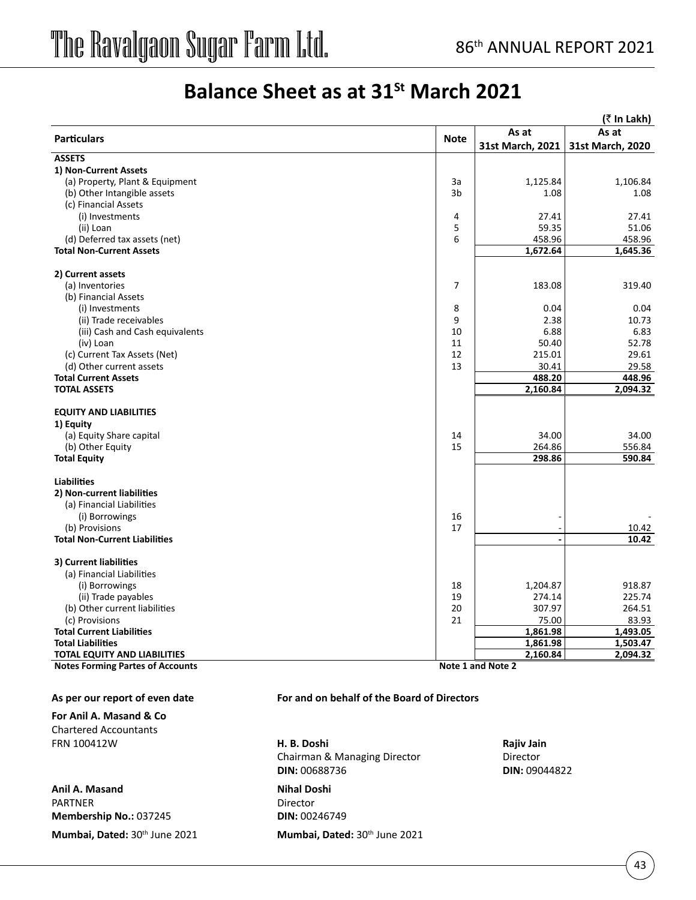# Balance Sheet as at 31St March 2021

(₹ In Lakh)

| Particulars | Note | As at 31st March, 2021 | As at 31st March, 2020 |
|---|---|---|---|
| **ASSETS** | | | |
| **1) Non-Current Assets** | | | |
| (a) Property, Plant & Equipment | 3a | 1,125.84 | 1,106.84 |
| (b) Other Intangible assets | 3b | 1.08 | 1.08 |
| (c) Financial Assets | | | |
| (i) Investments | 4 | 27.41 | 27.41 |
| (ii) Loan | 5 | 59.35 | 51.06 |
| (d) Deferred tax assets (net) | 6 | 458.96 | 458.96 |
| **Total Non-Current Assets** | | **1,672.64** | **1,645.36** |
| **2) Current assets** | | | |
| (a) Inventories | 7 | 183.08 | 319.40 |
| (b) Financial Assets | | | |
| (i) Investments | 8 | 0.04 | 0.04 |
| (ii) Trade receivables | 9 | 2.38 | 10.73 |
| (iii) Cash and Cash equivalents | 10 | 6.88 | 6.83 |
| (iv) Loan | 11 | 50.40 | 52.78 |
| (c) Current Tax Assets (Net) | 12 | 215.01 | 29.61 |
| (d) Other current assets | 13 | 30.41 | 29.58 |
| **Total Current Assets** | | **488.20** | **448.96** |
| **TOTAL ASSETS** | | **2,160.84** | **2,094.32** |
| **EQUITY AND LIABILITIES** | | | |
| **1) Equity** | | | |
| (a) Equity Share capital | 14 | 34.00 | 34.00 |
| (b) Other Equity | 15 | 264.86 | 556.84 |
| **Total Equity** | | **298.86** | **590.84** |
| **Liabilities** | | | |
| **2) Non-current liabilities** | | | |
| (a) Financial Liabilities | | | |
| (i) Borrowings | 16 | - | - |
| (b) Provisions | 17 | - | 10.42 |
| **Total Non-Current Liabilities** | | **-** | **10.42** |
| **3) Current liabilities** | | | |
| (a) Financial Liabilities | | | |
| (i) Borrowings | 18 | 1,204.87 | 918.87 |
| (ii) Trade payables | 19 | 274.14 | 225.74 |
| (b) Other current liabilities | 20 | 307.97 | 264.51 |
| (c) Provisions | 21 | 75.00 | 83.93 |
| **Total Current Liabilities** | | **1,861.98** | **1,493.05** |
| **Total Liabilities** | | **1,861.98** | **1,503.47** |
| **TOTAL EQUITY AND LIABILITIES** | | **2,160.84** | **2,094.32** |
| **Notes Forming Partes of Accounts** | **Note 1 and Note 2** | | |

**As per our report of even date**

**For Anil A. Masand & Co**
Chartered Accountants
FRN 100412W

**Anil A. Masand**
PARTNER
**Membership No.:** 037245

**Mumbai, Dated:** 30th June 2021

**For and on behalf of the Board of Directors**

**H. B. Doshi**
Chairman & Managing Director
**DIN:** 00688736

**Rajiv Jain**
Director
**DIN:** 09044822

**Nihal Doshi**
Director
**DIN:** 00246749

**Mumbai, Dated:** 30th June 2021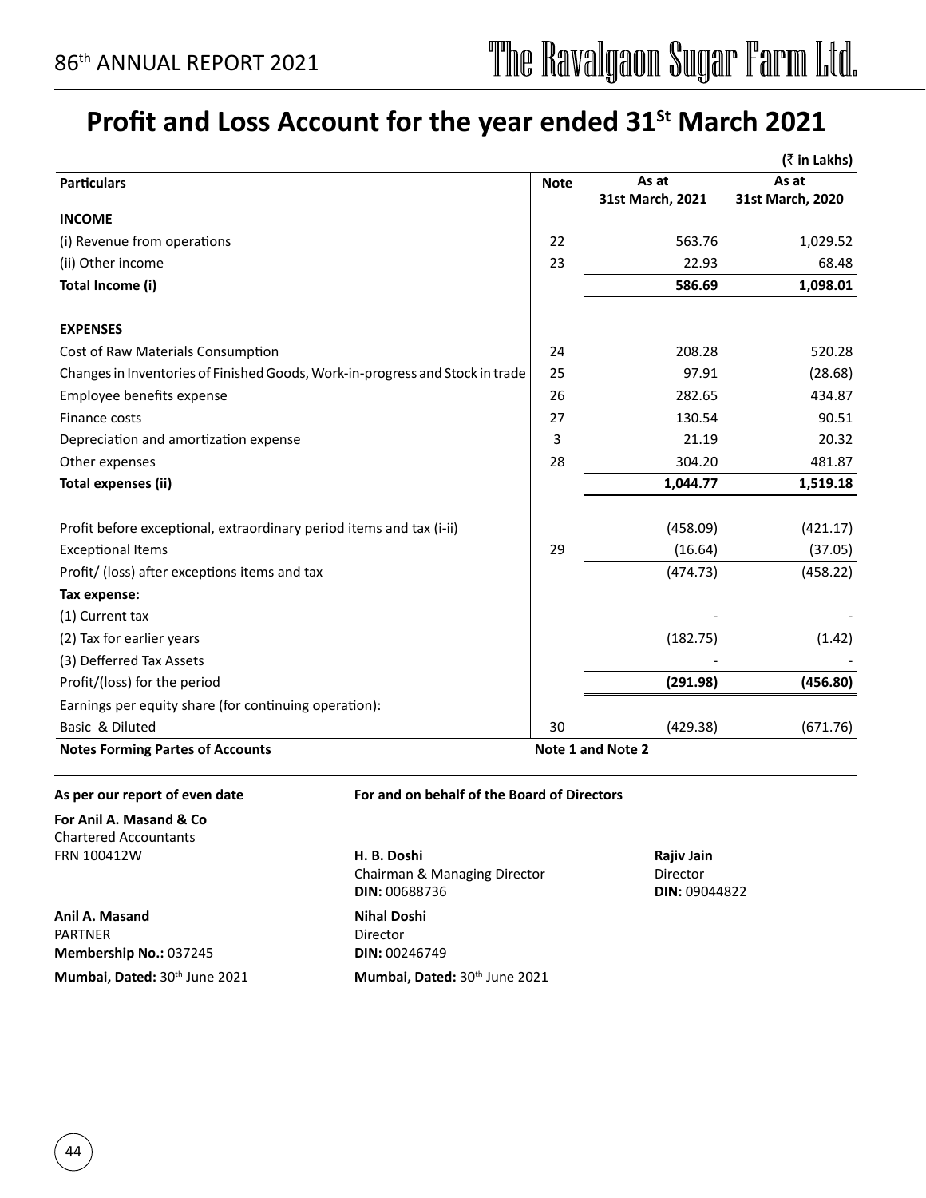# Profit and Loss Account for the year ended 31[St] March 2021

(₹ in Lakhs)

| Particulars | Note | As at 31st March, 2021 | As at 31st March, 2020 |
|---|---|---|---|
| **INCOME** | | | |
| (i) Revenue from operations | 22 | 563.76 | 1,029.52 |
| (ii) Other income | 23 | 22.93 | 68.48 |
| **Total Income (i)** | | **586.69** | **1,098.01** |
| | | | |
| **EXPENSES** | | | |
| Cost of Raw Materials Consumption | 24 | 208.28 | 520.28 |
| Changes in Inventories of Finished Goods, Work-in-progress and Stock in trade | 25 | 97.91 | (28.68) |
| Employee benefits expense | 26 | 282.65 | 434.87 |
| Finance costs | 27 | 130.54 | 90.51 |
| Depreciation and amortization expense | 3 | 21.19 | 20.32 |
| Other expenses | 28 | 304.20 | 481.87 |
| **Total expenses (ii)** | | **1,044.77** | **1,519.18** |
| | | | |
| Profit before exceptional, extraordinary period items and tax (i-ii) | | (458.09) | (421.17) |
| Exceptional Items | 29 | (16.64) | (37.05) |
| Profit/ (loss) after exceptions items and tax | | (474.73) | (458.22) |
| **Tax expense:** | | | |
| (1) Current tax | | - | - |
| (2) Tax for earlier years | | (182.75) | (1.42) |
| (3) Defferred Tax Assets | | - | - |
| Profit/(loss) for the period | | **(291.98)** | **(456.80)** |
| Earnings per equity share (for continuing operation): | | | |
| Basic & Diluted | 30 | (429.38) | (671.76) |
| **Notes Forming Partes of Accounts** | **Note 1 and Note 2** | | |

**As per our report of even date**

**For Anil A. Masand & Co**
Chartered Accountants
FRN 100412W

**Anil A. Masand**
PARTNER
**Membership No.:** 037245
**Mumbai, Dated:** 30th June 2021

**For and on behalf of the Board of Directors**

**H. B. Doshi**
Chairman & Managing Director
**DIN:** 00688736

**Rajiv Jain**
Director
**DIN:** 09044822

**Nihal Doshi**
Director
**DIN:** 00246749

**Mumbai, Dated:** 30th June 2021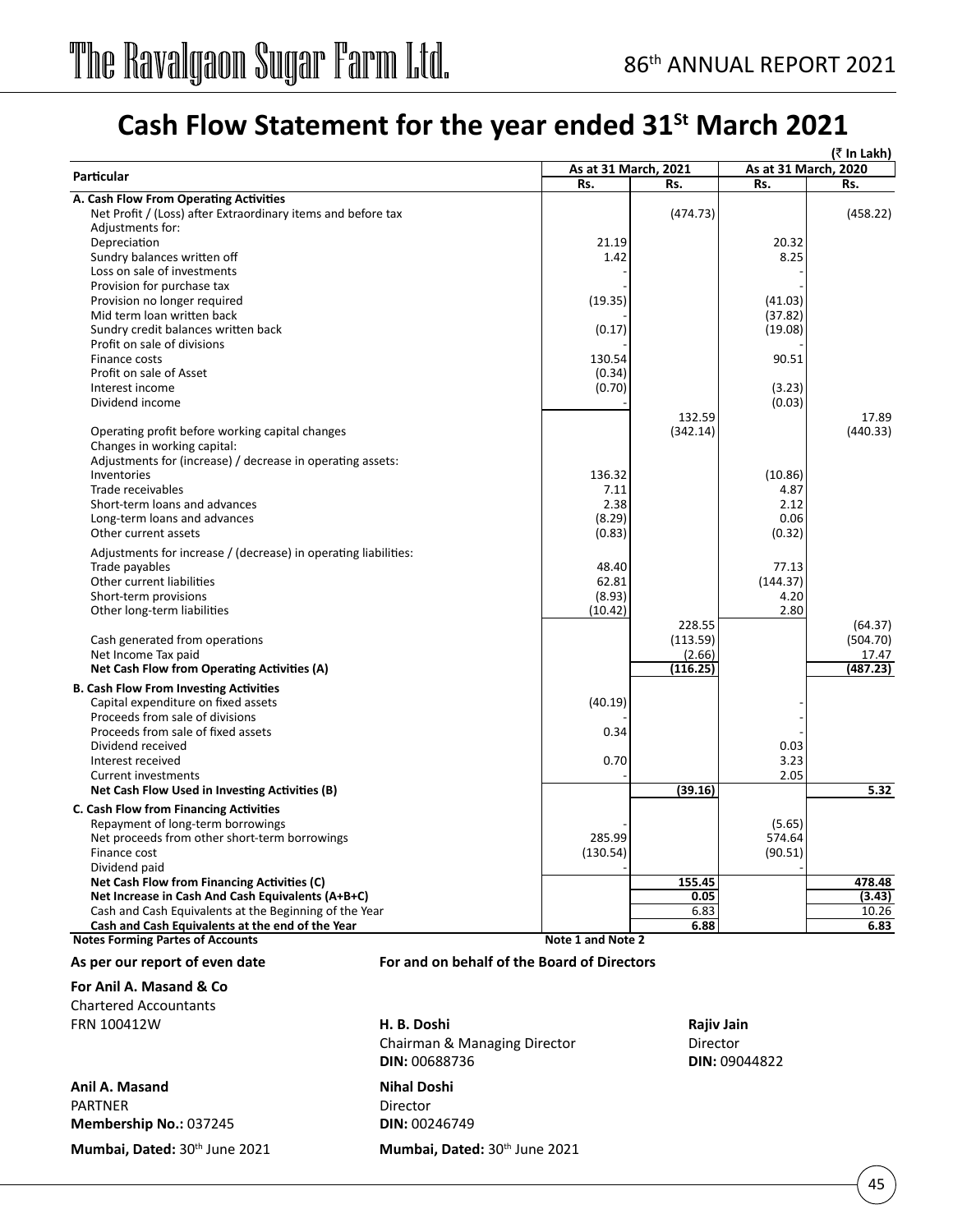# Cash Flow Statement for the year ended 31st March 2021

(₹ In Lakh)

| Particular | As at 31 March, 2021 | | As at 31 March, 2020 | |
|---|---|---|---|---|
| | Rs. | Rs. | Rs. | Rs. |
| **A. Cash Flow From Operating Activities** | | | | |
| Net Profit / (Loss) after Extraordinary items and before tax | | (474.73) | | (458.22) |
| Adjustments for: | | | | |
| Depreciation | 21.19 | | 20.32 | |
| Sundry balances written off | 1.42 | | 8.25 | |
| Loss on sale of investments | - | | - | |
| Provision for purchase tax | - | | - | |
| Provision no longer required | (19.35) | | (41.03) | |
| Mid term loan written back | - | | (37.82) | |
| Sundry credit balances written back | (0.17) | | (19.08) | |
| Profit on sale of divisions | - | | - | |
| Finance costs | 130.54 | | 90.51 | |
| Profit on sale of Asset | (0.34) | | | |
| Interest income | (0.70) | | (3.23) | |
| Dividend income | - | | (0.03) | |
| | | 132.59 | | 17.89 |
| Operating profit before working capital changes | | (342.14) | | (440.33) |
| Changes in working capital: | | | | |
| Adjustments for (increase) / decrease in operating assets: | | | | |
| Inventories | 136.32 | | (10.86) | |
| Trade receivables | 7.11 | | 4.87 | |
| Short-term loans and advances | 2.38 | | 2.12 | |
| Long-term loans and advances | (8.29) | | 0.06 | |
| Other current assets | (0.83) | | (0.32) | |
| Adjustments for increase / (decrease) in operating liabilities: | | | | |
| Trade payables | 48.40 | | 77.13 | |
| Other current liabilities | 62.81 | | (144.37) | |
| Short-term provisions | (8.93) | | 4.20 | |
| Other long-term liabilities | (10.42) | | 2.80 | |
| | | 228.55 | | (64.37) |
| Cash generated from operations | | (113.59) | | (504.70) |
| Net Income Tax paid | | (2.66) | | 17.47 |
| **Net Cash Flow from Operating Activities (A)** | | **(116.25)** | | **(487.23)** |
| **B. Cash Flow From Investing Activities** | | | | |
| Capital expenditure on fixed assets | (40.19) | | - | |
| Proceeds from sale of divisions | - | | - | |
| Proceeds from sale of fixed assets | 0.34 | | - | |
| Dividend received | | | 0.03 | |
| Interest received | 0.70 | | 3.23 | |
| Current investments | - | | 2.05 | |
| **Net Cash Flow Used in Investing Activities (B)** | | **(39.16)** | | **5.32** |
| **C. Cash Flow from Financing Activities** | | | | |
| Repayment of long-term borrowings | - | | (5.65) | |
| Net proceeds from other short-term borrowings | 285.99 | | 574.64 | |
| Finance cost | (130.54) | | (90.51) | |
| Dividend paid | - | | - | |
| **Net Cash Flow from Financing Activities (C)** | | **155.45** | | **478.48** |
| **Net Increase in Cash And Cash Equivalents (A+B+C)** | | **0.05** | | **(3.43)** |
| Cash and Cash Equivalents at the Beginning of the Year | | 6.83 | | 10.26 |
| **Cash and Cash Equivalents at the end of the Year** | | **6.88** | | **6.83** |
| **Notes Forming Partes of Accounts** | **Note 1 and Note 2** | | | |

**As per our report of even date**

**For Anil A. Masand & Co**
Chartered Accountants
FRN 100412W

**Anil A. Masand**
PARTNER
**Membership No.:** 037245

**Mumbai, Dated:** 30th June 2021

**For and on behalf of the Board of Directors**

**H. B. Doshi**
Chairman & Managing Director
**DIN:** 00688736

**Rajiv Jain**
Director
**DIN:** 09044822

**Nihal Doshi**
Director
**DIN:** 00246749

**Mumbai, Dated:** 30th June 2021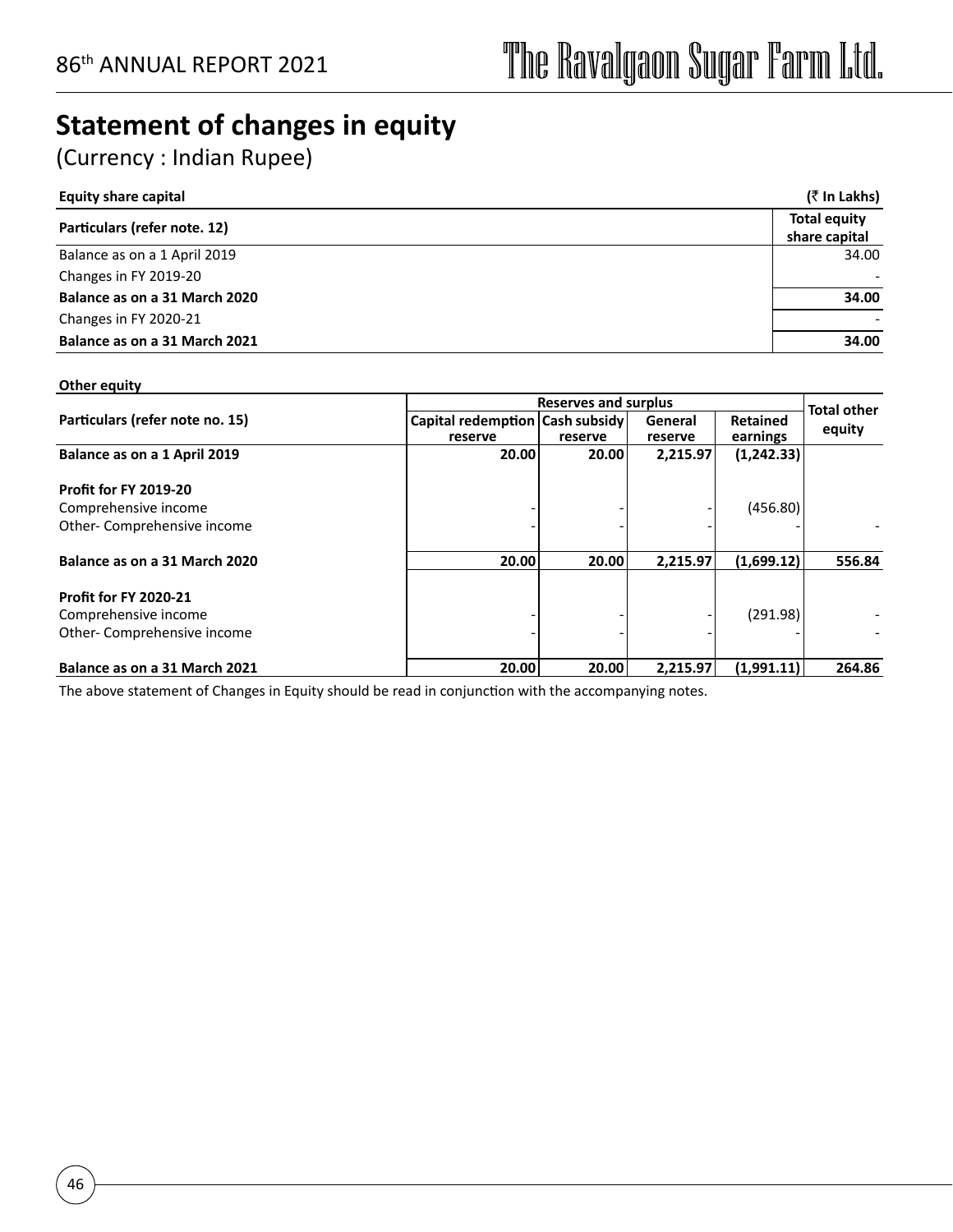# Statement of changes in equity

(Currency : Indian Rupee)

**Equity share capital** **(₹ In Lakhs)**

| Particulars (refer note. 12) | Total equity share capital |
|---|---|
| Balance as on a 1 April 2019 | 34.00 |
| Changes in FY 2019-20 | - |
| **Balance as on a 31 March 2020** | **34.00** |
| Changes in FY 2020-21 | - |
| **Balance as on a 31 March 2021** | **34.00** |

**Other equity**

| Particulars (refer note no. 15) | Reserves and surplus | | | | Total other equity |
|---|---|---|---|---|---|
| | Capital redemption reserve | Cash subsidy reserve | General reserve | Retained earnings | |
| **Balance as on a 1 April 2019** | **20.00** | **20.00** | **2,215.97** | **(1,242.33)** | |
| **Profit for FY 2019-20** | | | | | |
| Comprehensive income | - | - | - | (456.80) | |
| Other- Comprehensive income | - | - | - | - | - |
| **Balance as on a 31 March 2020** | **20.00** | **20.00** | **2,215.97** | **(1,699.12)** | **556.84** |
| **Profit for FY 2020-21** | | | | | |
| Comprehensive income | - | - | - | (291.98) | - |
| Other- Comprehensive income | - | - | - | - | - |
| **Balance as on a 31 March 2021** | **20.00** | **20.00** | **2,215.97** | **(1,991.11)** | **264.86** |

The above statement of Changes in Equity should be read in conjunction with the accompanying notes.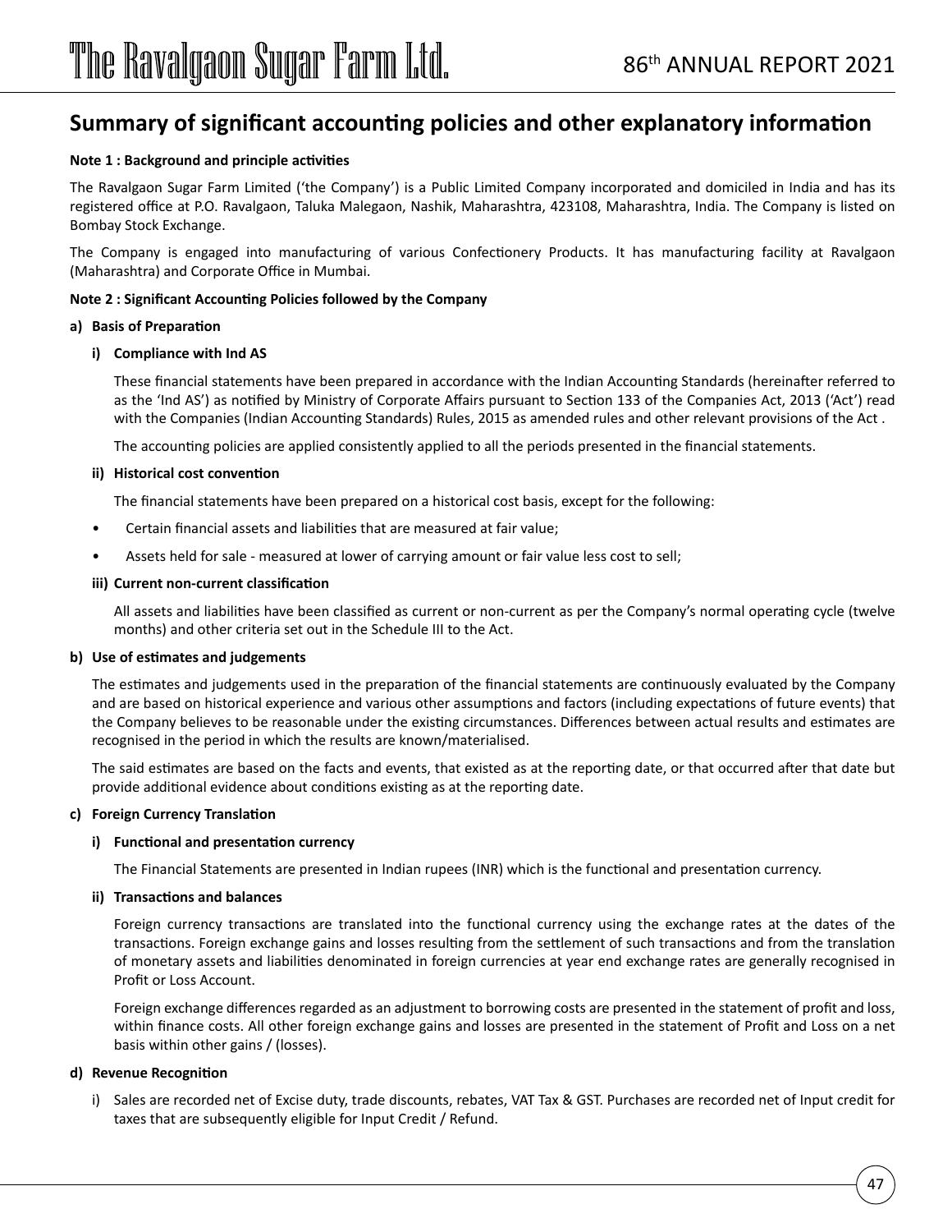# Summary of significant accounting policies and other explanatory information

**Note 1 : Background and principle activities**

The Ravalgaon Sugar Farm Limited ('the Company') is a Public Limited Company incorporated and domiciled in India and has its registered office at P.O. Ravalgaon, Taluka Malegaon, Nashik, Maharashtra, 423108, Maharashtra, India. The Company is listed on Bombay Stock Exchange.

The Company is engaged into manufacturing of various Confectionery Products. It has manufacturing facility at Ravalgaon (Maharashtra) and Corporate Office in Mumbai.

**Note 2 : Significant Accounting Policies followed by the Company**

**a) Basis of Preparation**

**i) Compliance with Ind AS**

These financial statements have been prepared in accordance with the Indian Accounting Standards (hereinafter referred to as the 'Ind AS') as notified by Ministry of Corporate Affairs pursuant to Section 133 of the Companies Act, 2013 ('Act') read with the Companies (Indian Accounting Standards) Rules, 2015 as amended rules and other relevant provisions of the Act .

The accounting policies are applied consistently applied to all the periods presented in the financial statements.

**ii) Historical cost convention**

The financial statements have been prepared on a historical cost basis, except for the following:

- Certain financial assets and liabilities that are measured at fair value;
- Assets held for sale - measured at lower of carrying amount or fair value less cost to sell;

**iii) Current non-current classification**

All assets and liabilities have been classified as current or non-current as per the Company's normal operating cycle (twelve months) and other criteria set out in the Schedule III to the Act.

**b) Use of estimates and judgements**

The estimates and judgements used in the preparation of the financial statements are continuously evaluated by the Company and are based on historical experience and various other assumptions and factors (including expectations of future events) that the Company believes to be reasonable under the existing circumstances. Differences between actual results and estimates are recognised in the period in which the results are known/materialised.

The said estimates are based on the facts and events, that existed as at the reporting date, or that occurred after that date but provide additional evidence about conditions existing as at the reporting date.

**c) Foreign Currency Translation**

**i) Functional and presentation currency**

The Financial Statements are presented in Indian rupees (INR) which is the functional and presentation currency.

**ii) Transactions and balances**

Foreign currency transactions are translated into the functional currency using the exchange rates at the dates of the transactions. Foreign exchange gains and losses resulting from the settlement of such transactions and from the translation of monetary assets and liabilities denominated in foreign currencies at year end exchange rates are generally recognised in Profit or Loss Account.

Foreign exchange differences regarded as an adjustment to borrowing costs are presented in the statement of profit and loss, within finance costs. All other foreign exchange gains and losses are presented in the statement of Profit and Loss on a net basis within other gains / (losses).

**d) Revenue Recognition**

i) Sales are recorded net of Excise duty, trade discounts, rebates, VAT Tax & GST. Purchases are recorded net of Input credit for taxes that are subsequently eligible for Input Credit / Refund.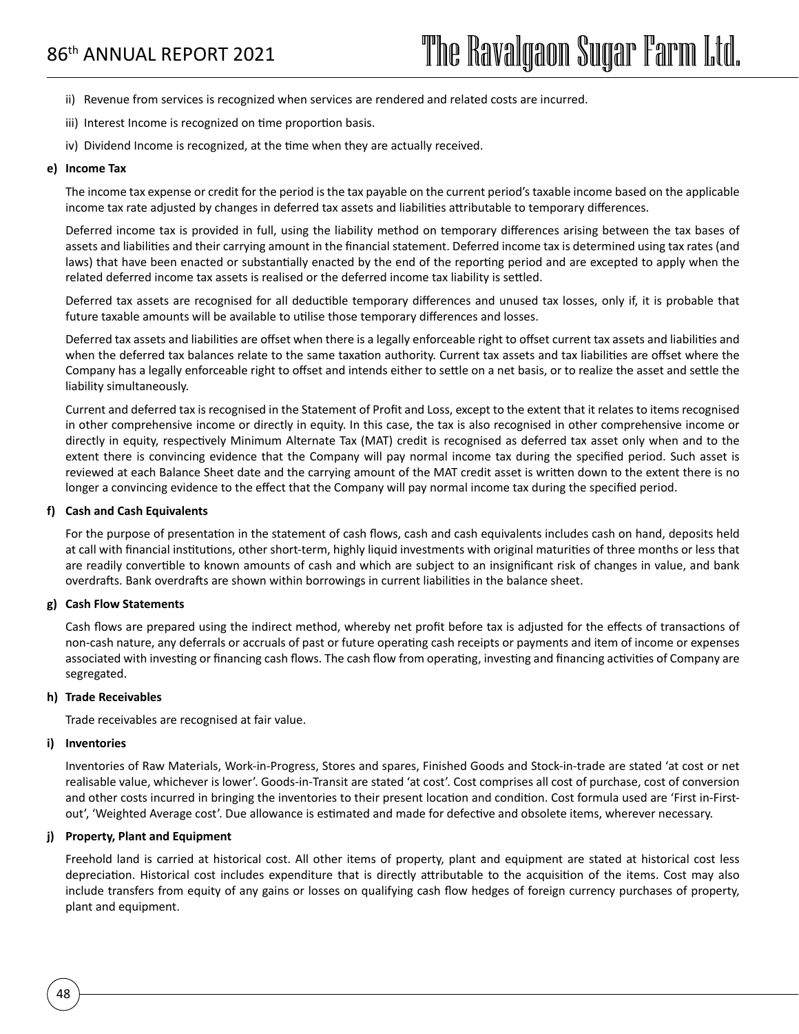ii) Revenue from services is recognized when services are rendered and related costs are incurred.

iii) Interest Income is recognized on time proportion basis.

iv) Dividend Income is recognized, at the time when they are actually received.

**e) Income Tax**

The income tax expense or credit for the period is the tax payable on the current period's taxable income based on the applicable income tax rate adjusted by changes in deferred tax assets and liabilities attributable to temporary differences.

Deferred income tax is provided in full, using the liability method on temporary differences arising between the tax bases of assets and liabilities and their carrying amount in the financial statement. Deferred income tax is determined using tax rates (and laws) that have been enacted or substantially enacted by the end of the reporting period and are excepted to apply when the related deferred income tax assets is realised or the deferred income tax liability is settled.

Deferred tax assets are recognised for all deductible temporary differences and unused tax losses, only if, it is probable that future taxable amounts will be available to utilise those temporary differences and losses.

Deferred tax assets and liabilities are offset when there is a legally enforceable right to offset current tax assets and liabilities and when the deferred tax balances relate to the same taxation authority. Current tax assets and tax liabilities are offset where the Company has a legally enforceable right to offset and intends either to settle on a net basis, or to realize the asset and settle the liability simultaneously.

Current and deferred tax is recognised in the Statement of Profit and Loss, except to the extent that it relates to items recognised in other comprehensive income or directly in equity. In this case, the tax is also recognised in other comprehensive income or directly in equity, respectively Minimum Alternate Tax (MAT) credit is recognised as deferred tax asset only when and to the extent there is convincing evidence that the Company will pay normal income tax during the specified period. Such asset is reviewed at each Balance Sheet date and the carrying amount of the MAT credit asset is written down to the extent there is no longer a convincing evidence to the effect that the Company will pay normal income tax during the specified period.

**f) Cash and Cash Equivalents**

For the purpose of presentation in the statement of cash flows, cash and cash equivalents includes cash on hand, deposits held at call with financial institutions, other short-term, highly liquid investments with original maturities of three months or less that are readily convertible to known amounts of cash and which are subject to an insignificant risk of changes in value, and bank overdrafts. Bank overdrafts are shown within borrowings in current liabilities in the balance sheet.

**g) Cash Flow Statements**

Cash flows are prepared using the indirect method, whereby net profit before tax is adjusted for the effects of transactions of non-cash nature, any deferrals or accruals of past or future operating cash receipts or payments and item of income or expenses associated with investing or financing cash flows. The cash flow from operating, investing and financing activities of Company are segregated.

**h) Trade Receivables**

Trade receivables are recognised at fair value.

**i) Inventories**

Inventories of Raw Materials, Work-in-Progress, Stores and spares, Finished Goods and Stock-in-trade are stated 'at cost or net realisable value, whichever is lower'. Goods-in-Transit are stated 'at cost'. Cost comprises all cost of purchase, cost of conversion and other costs incurred in bringing the inventories to their present location and condition. Cost formula used are 'First in-First-out', 'Weighted Average cost'. Due allowance is estimated and made for defective and obsolete items, wherever necessary.

**j) Property, Plant and Equipment**

Freehold land is carried at historical cost. All other items of property, plant and equipment are stated at historical cost less depreciation. Historical cost includes expenditure that is directly attributable to the acquisition of the items. Cost may also include transfers from equity of any gains or losses on qualifying cash flow hedges of foreign currency purchases of property, plant and equipment.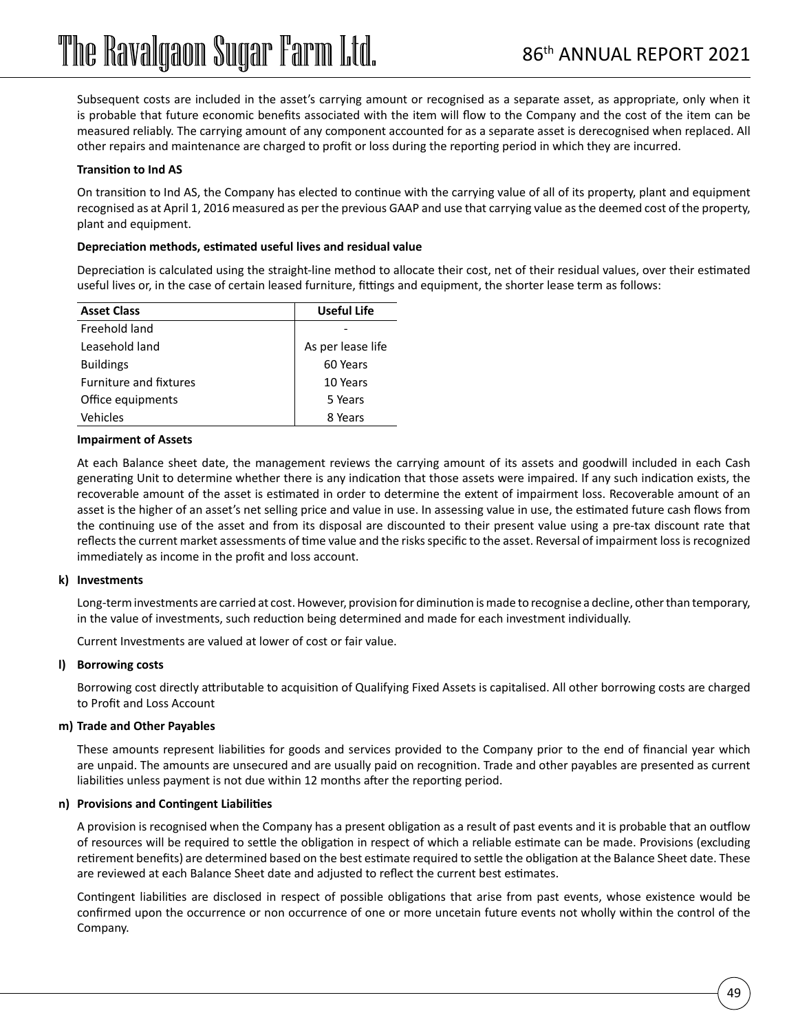Subsequent costs are included in the asset's carrying amount or recognised as a separate asset, as appropriate, only when it is probable that future economic benefits associated with the item will flow to the Company and the cost of the item can be measured reliably. The carrying amount of any component accounted for as a separate asset is derecognised when replaced. All other repairs and maintenance are charged to profit or loss during the reporting period in which they are incurred.

**Transition to Ind AS**

On transition to Ind AS, the Company has elected to continue with the carrying value of all of its property, plant and equipment recognised as at April 1, 2016 measured as per the previous GAAP and use that carrying value as the deemed cost of the property, plant and equipment.

**Depreciation methods, estimated useful lives and residual value**

Depreciation is calculated using the straight-line method to allocate their cost, net of their residual values, over their estimated useful lives or, in the case of certain leased furniture, fittings and equipment, the shorter lease term as follows:

| Asset Class | Useful Life |
|---|---|
| Freehold land | - |
| Leasehold land | As per lease life |
| Buildings | 60 Years |
| Furniture and fixtures | 10 Years |
| Office equipments | 5 Years |
| Vehicles | 8 Years |

**Impairment of Assets**

At each Balance sheet date, the management reviews the carrying amount of its assets and goodwill included in each Cash generating Unit to determine whether there is any indication that those assets were impaired. If any such indication exists, the recoverable amount of the asset is estimated in order to determine the extent of impairment loss. Recoverable amount of an asset is the higher of an asset's net selling price and value in use. In assessing value in use, the estimated future cash flows from the continuing use of the asset and from its disposal are discounted to their present value using a pre-tax discount rate that reflects the current market assessments of time value and the risks specific to the asset. Reversal of impairment loss is recognized immediately as income in the profit and loss account.

**k) Investments**

Long-term investments are carried at cost. However, provision for diminution is made to recognise a decline, other than temporary, in the value of investments, such reduction being determined and made for each investment individually.

Current Investments are valued at lower of cost or fair value.

**l) Borrowing costs**

Borrowing cost directly attributable to acquisition of Qualifying Fixed Assets is capitalised. All other borrowing costs are charged to Profit and Loss Account

**m) Trade and Other Payables**

These amounts represent liabilities for goods and services provided to the Company prior to the end of financial year which are unpaid. The amounts are unsecured and are usually paid on recognition. Trade and other payables are presented as current liabilities unless payment is not due within 12 months after the reporting period.

**n) Provisions and Contingent Liabilities**

A provision is recognised when the Company has a present obligation as a result of past events and it is probable that an outflow of resources will be required to settle the obligation in respect of which a reliable estimate can be made. Provisions (excluding retirement benefits) are determined based on the best estimate required to settle the obligation at the Balance Sheet date. These are reviewed at each Balance Sheet date and adjusted to reflect the current best estimates.

Contingent liabilities are disclosed in respect of possible obligations that arise from past events, whose existence would be confirmed upon the occurrence or non occurrence of one or more uncetain future events not wholly within the control of the Company.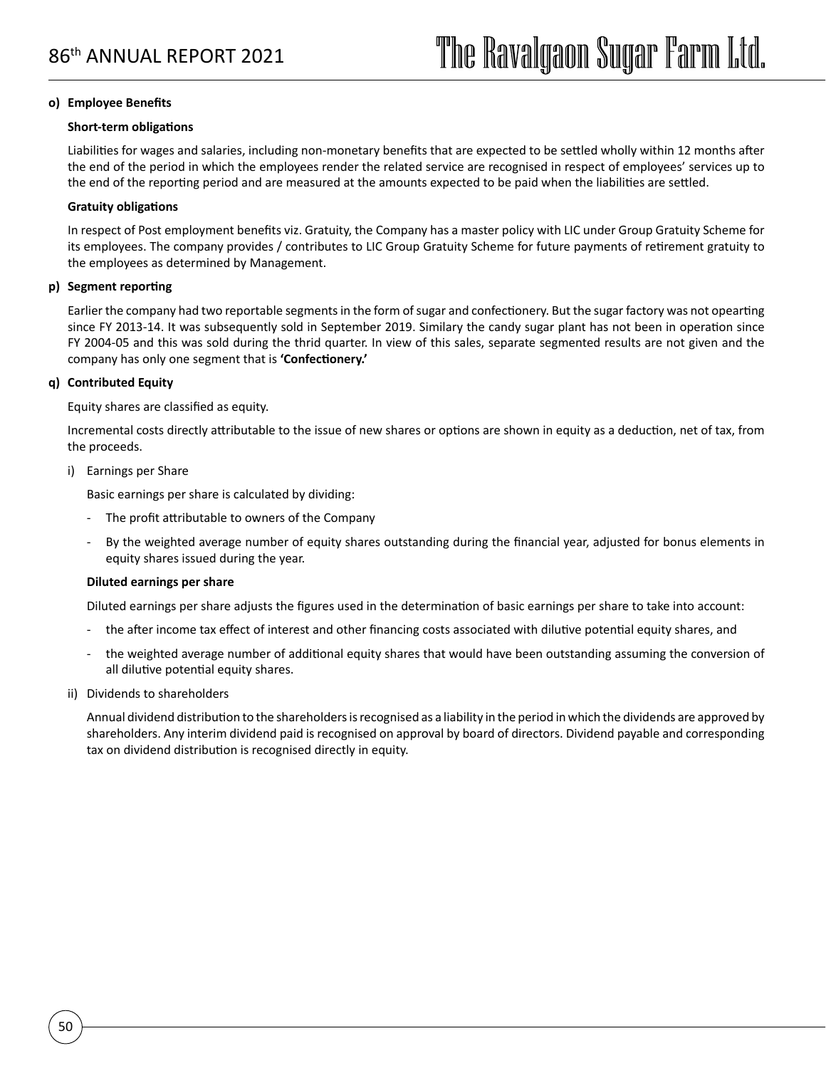**o) Employee Benefits**

**Short-term obligations**

Liabilities for wages and salaries, including non-monetary benefits that are expected to be settled wholly within 12 months after the end of the period in which the employees render the related service are recognised in respect of employees' services up to the end of the reporting period and are measured at the amounts expected to be paid when the liabilities are settled.

**Gratuity obligations**

In respect of Post employment benefits viz. Gratuity, the Company has a master policy with LIC under Group Gratuity Scheme for its employees. The company provides / contributes to LIC Group Gratuity Scheme for future payments of retirement gratuity to the employees as determined by Management.

**p) Segment reporting**

Earlier the company had two reportable segments in the form of sugar and confectionery. But the sugar factory was not opearting since FY 2013-14. It was subsequently sold in September 2019. Similary the candy sugar plant has not been in operation since FY 2004-05 and this was sold during the thrid quarter. In view of this sales, separate segmented results are not given and the company has only one segment that is **'Confectionery.'**

**q) Contributed Equity**

Equity shares are classified as equity.

Incremental costs directly attributable to the issue of new shares or options are shown in equity as a deduction, net of tax, from the proceeds.

i) Earnings per Share

Basic earnings per share is calculated by dividing:

- The profit attributable to owners of the Company
- By the weighted average number of equity shares outstanding during the financial year, adjusted for bonus elements in equity shares issued during the year.

**Diluted earnings per share**

Diluted earnings per share adjusts the figures used in the determination of basic earnings per share to take into account:

- the after income tax effect of interest and other financing costs associated with dilutive potential equity shares, and
- the weighted average number of additional equity shares that would have been outstanding assuming the conversion of all dilutive potential equity shares.

ii) Dividends to shareholders

Annual dividend distribution to the shareholders is recognised as a liability in the period in which the dividends are approved by shareholders. Any interim dividend paid is recognised on approval by board of directors. Dividend payable and corresponding tax on dividend distribution is recognised directly in equity.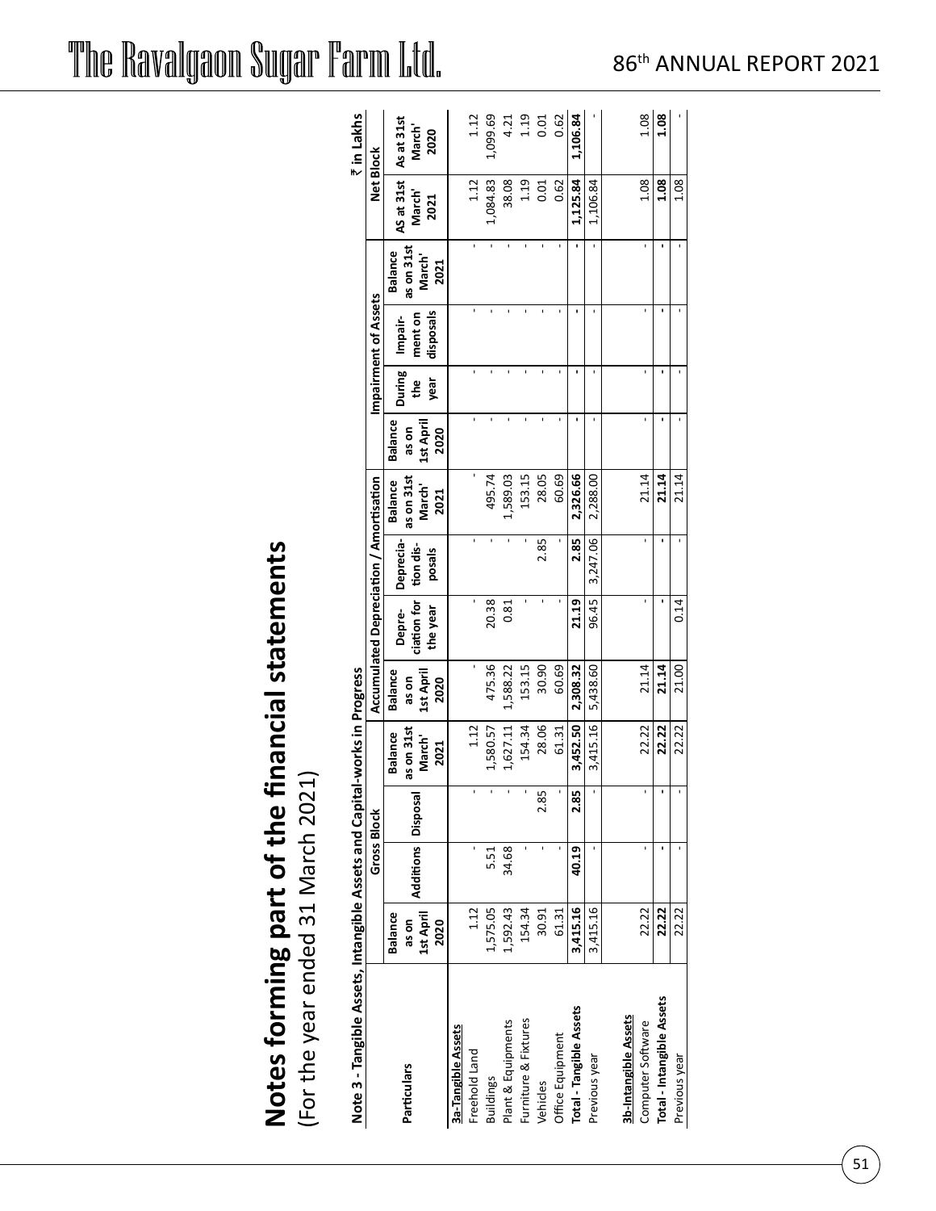# Notes forming part of the financial statements

(For the year ended 31 March 2021)

**Note 3 - Tangible Assets, Intangible Assets and Capital-works in Progress**

₹ in Lakhs

| Particulars | Gross Block | | | | Accumulated Depreciation / Amortisation | | | | Impairment of Assets | | | | Net Block | |
|---|---|---|---|---|---|---|---|---|---|---|---|---|---|---|
| | Balance as on 1st April 2020 | Additions | Disposal | Balance as on 31st March' 2021 | Balance as on 1st April 2020 | Depreciation for the year | Depreciation disposals | Balance as on 31st March' 2021 | Balance as on 1st April 2020 | During the year | Impairment on disposals | Balance as on 31st March' 2021 | AS at 31st March' 2021 | As at 31st March' 2020 |
| **3a-Tangible Assets** | | | | | | | | | | | | | | |
| Freehold Land | 1.12 | - | - | 1.12 | - | - | - | - | - | - | - | - | 1.12 | 1.12 |
| Buildings | 1,575.05 | 5.51 | - | 1,580.57 | 475.36 | 20.38 | - | 495.74 | - | - | - | - | 1,084.83 | 1,099.69 |
| Plant & Equipments | 1,592.43 | 34.68 | - | 1,627.11 | 1,588.22 | 0.81 | - | 1,589.03 | - | - | - | - | 38.08 | 4.21 |
| Furniture & Fixtures | 154.34 | - | - | 154.34 | 153.15 | - | - | 153.15 | - | - | - | - | 1.19 | 1.19 |
| Vehicles | 30.91 | - | 2.85 | 28.06 | 30.90 | - | 2.85 | 28.05 | - | - | - | - | 0.01 | 0.01 |
| Office Equipment | 61.31 | - | - | 61.31 | 60.69 | - | - | 60.69 | - | - | - | - | 0.62 | 0.62 |
| **Total - Tangible Assets** | **3,415.16** | **40.19** | **2.85** | **3,452.50** | **2,308.32** | **21.19** | **2.85** | **2,326.66** | **-** | **-** | **-** | **-** | **1,125.84** | **1,106.84** |
| Previous year | 3,415.16 | - | - | 3,415.16 | 5,438.60 | 96.45 | 3,247.06 | 2,288.00 | - | - | - | - | 1,106.84 | - |
| **3b-Intangible Assets** | | | | | | | | | | | | | | |
| Computer Software | 22.22 | - | - | 22.22 | 21.14 | - | - | 21.14 | - | - | - | - | 1.08 | 1.08 |
| **Total - Intangible Assets** | **22.22** | **-** | **-** | **22.22** | **21.14** | **-** | **-** | **21.14** | **-** | **-** | **-** | **-** | **1.08** | **1.08** |
| Previous year | 22.22 | - | - | 22.22 | 21.00 | 0.14 | - | 21.14 | - | - | - | - | 1.08 | - |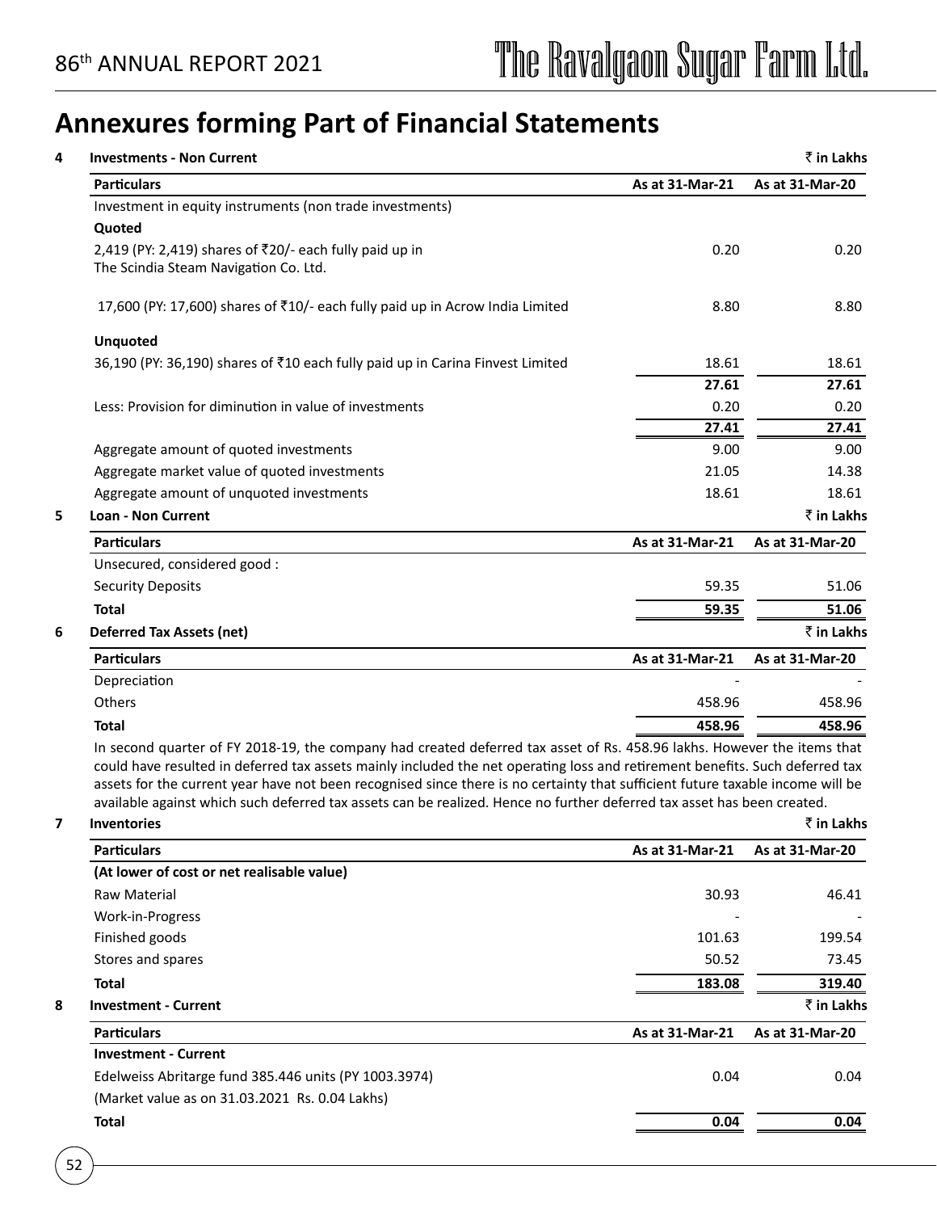# Annexures forming Part of Financial Statements

**4 Investments - Non Current** ₹ in Lakhs

| Particulars | As at 31-Mar-21 | As at 31-Mar-20 |
|---|---|---|
| Investment in equity instruments (non trade investments) | | |
| **Quoted** | | |
| 2,419 (PY: 2,419) shares of ₹20/- each fully paid up in The Scindia Steam Navigation Co. Ltd. | 0.20 | 0.20 |
| 17,600 (PY: 17,600) shares of ₹10/- each fully paid up in Acrow India Limited | 8.80 | 8.80 |
| **Unquoted** | | |
| 36,190 (PY: 36,190) shares of ₹10 each fully paid up in Carina Finvest Limited | 18.61 | 18.61 |
| | **27.61** | **27.61** |
| Less: Provision for diminution in value of investments | 0.20 | 0.20 |
| | **27.41** | **27.41** |
| Aggregate amount of quoted investments | 9.00 | 9.00 |
| Aggregate market value of quoted investments | 21.05 | 14.38 |
| Aggregate amount of unquoted investments | 18.61 | 18.61 |

**5 Loan - Non Current** ₹ in Lakhs

| Particulars | As at 31-Mar-21 | As at 31-Mar-20 |
|---|---|---|
| Unsecured, considered good : | | |
| Security Deposits | 59.35 | 51.06 |
| **Total** | **59.35** | **51.06** |

**6 Deferred Tax Assets (net)** ₹ in Lakhs

| Particulars | As at 31-Mar-21 | As at 31-Mar-20 |
|---|---|---|
| Depreciation | - | - |
| Others | 458.96 | 458.96 |
| **Total** | **458.96** | **458.96** |

In second quarter of FY 2018-19, the company had created deferred tax asset of Rs. 458.96 lakhs. However the items that could have resulted in deferred tax assets mainly included the net operating loss and retirement benefits. Such deferred tax assets for the current year have not been recognised since there is no certainty that sufficient future taxable income will be available against which such deferred tax assets can be realized. Hence no further deferred tax asset has been created.

**7 Inventories** ₹ in Lakhs

| Particulars | As at 31-Mar-21 | As at 31-Mar-20 |
|---|---|---|
| **(At lower of cost or net realisable value)** | | |
| Raw Material | 30.93 | 46.41 |
| Work-in-Progress | - | - |
| Finished goods | 101.63 | 199.54 |
| Stores and spares | 50.52 | 73.45 |
| **Total** | **183.08** | **319.40** |

**8 Investment - Current** ₹ in Lakhs

| Particulars | As at 31-Mar-21 | As at 31-Mar-20 |
|---|---|---|
| **Investment - Current** | | |
| Edelweiss Abritarge fund 385.446 units (PY 1003.3974) | 0.04 | 0.04 |
| (Market value as on 31.03.2021 Rs. 0.04 Lakhs) | | |
| **Total** | **0.04** | **0.04** |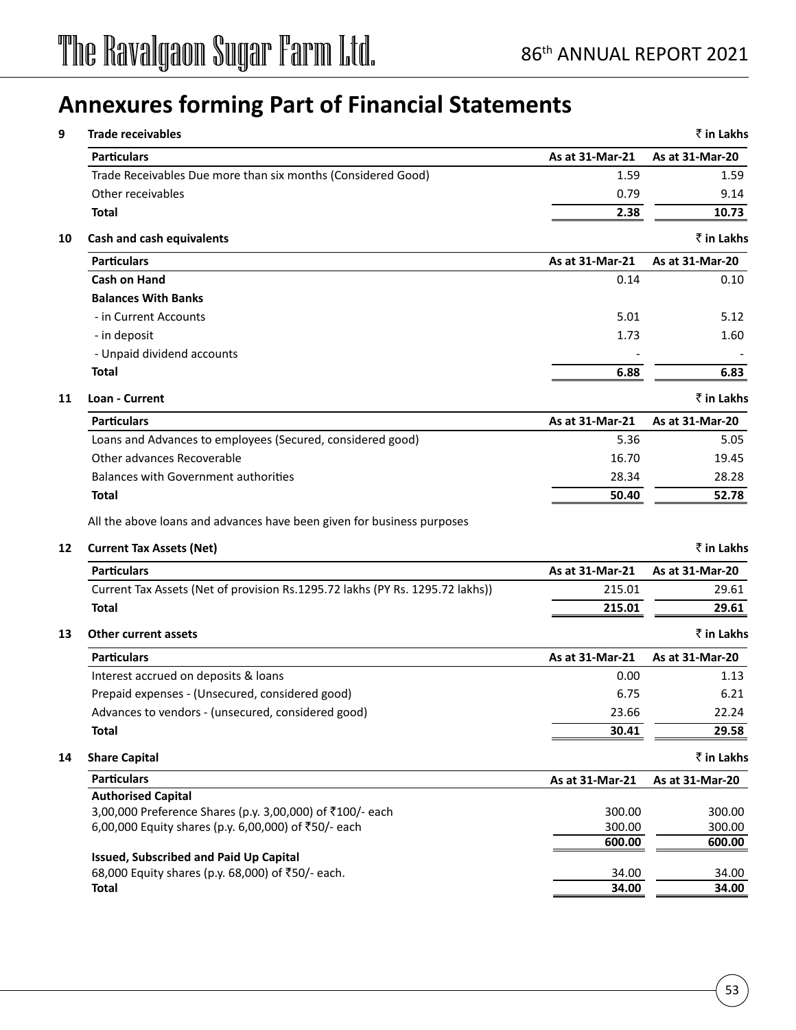# Annexures forming Part of Financial Statements

**9 Trade receivables** ₹ in Lakhs

| Particulars | As at 31-Mar-21 | As at 31-Mar-20 |
|---|---|---|
| Trade Receivables Due more than six months (Considered Good) | 1.59 | 1.59 |
| Other receivables | 0.79 | 9.14 |
| **Total** | **2.38** | **10.73** |

**10 Cash and cash equivalents** ₹ in Lakhs

| Particulars | As at 31-Mar-21 | As at 31-Mar-20 |
|---|---|---|
| **Cash on Hand** | 0.14 | 0.10 |
| **Balances With Banks** | | |
| - in Current Accounts | 5.01 | 5.12 |
| - in deposit | 1.73 | 1.60 |
| - Unpaid dividend accounts | - | - |
| **Total** | **6.88** | **6.83** |

**11 Loan - Current** ₹ in Lakhs

| Particulars | As at 31-Mar-21 | As at 31-Mar-20 |
|---|---|---|
| Loans and Advances to employees (Secured, considered good) | 5.36 | 5.05 |
| Other advances Recoverable | 16.70 | 19.45 |
| Balances with Government authorities | 28.34 | 28.28 |
| **Total** | **50.40** | **52.78** |

All the above loans and advances have been given for business purposes

**12 Current Tax Assets (Net)** ₹ in Lakhs

| Particulars | As at 31-Mar-21 | As at 31-Mar-20 |
|---|---|---|
| Current Tax Assets (Net of provision Rs.1295.72 lakhs (PY Rs. 1295.72 lakhs)) | 215.01 | 29.61 |
| **Total** | **215.01** | **29.61** |

**13 Other current assets** ₹ in Lakhs

| Particulars | As at 31-Mar-21 | As at 31-Mar-20 |
|---|---|---|
| Interest accrued on deposits & loans | 0.00 | 1.13 |
| Prepaid expenses - (Unsecured, considered good) | 6.75 | 6.21 |
| Advances to vendors - (unsecured, considered good) | 23.66 | 22.24 |
| **Total** | **30.41** | **29.58** |

**14 Share Capital** ₹ in Lakhs

| Particulars | As at 31-Mar-21 | As at 31-Mar-20 |
|---|---|---|
| **Authorised Capital** | | |
| 3,00,000 Preference Shares (p.y. 3,00,000) of ₹100/- each | 300.00 | 300.00 |
| 6,00,000 Equity shares (p.y. 6,00,000) of ₹50/- each | 300.00 | 300.00 |
| | **600.00** | **600.00** |
| **Issued, Subscribed and Paid Up Capital** | | |
| 68,000 Equity shares (p.y. 68,000) of ₹50/- each. | 34.00 | 34.00 |
| **Total** | **34.00** | **34.00** |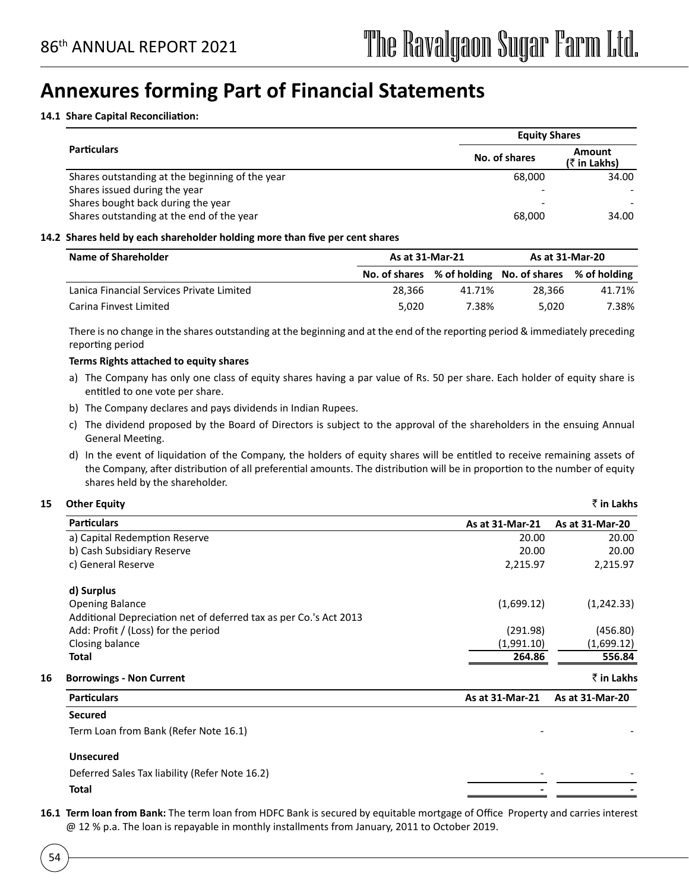# Annexures forming Part of Financial Statements

**14.1 Share Capital Reconciliation:**

| Particulars | Equity Shares | |
|---|---|---|
| | No. of shares | Amount (₹ in Lakhs) |
| Shares outstanding at the beginning of the year | 68,000 | 34.00 |
| Shares issued during the year | - | - |
| Shares bought back during the year | - | - |
| Shares outstanding at the end of the year | 68,000 | 34.00 |

**14.2 Shares held by each shareholder holding more than five per cent shares**

| Name of Shareholder | As at 31-Mar-21 | | As at 31-Mar-20 | |
|---|---|---|---|---|
| | No. of shares | % of holding | No. of shares | % of holding |
| Lanica Financial Services Private Limited | 28,366 | 41.71% | 28,366 | 41.71% |
| Carina Finvest Limited | 5,020 | 7.38% | 5,020 | 7.38% |

There is no change in the shares outstanding at the beginning and at the end of the reporting period & immediately preceding reporting period

**Terms Rights attached to equity shares**

a) The Company has only one class of equity shares having a par value of Rs. 50 per share. Each holder of equity share is entitled to one vote per share.

b) The Company declares and pays dividends in Indian Rupees.

c) The dividend proposed by the Board of Directors is subject to the approval of the shareholders in the ensuing Annual General Meeting.

d) In the event of liquidation of the Company, the holders of equity shares will be entitled to receive remaining assets of the Company, after distribution of all preferential amounts. The distribution will be in proportion to the number of equity shares held by the shareholder.

**15 Other Equity** ₹ in Lakhs

| Particulars | As at 31-Mar-21 | As at 31-Mar-20 |
|---|---|---|
| a) Capital Redemption Reserve | 20.00 | 20.00 |
| b) Cash Subsidiary Reserve | 20.00 | 20.00 |
| c) General Reserve | 2,215.97 | 2,215.97 |
| **d) Surplus** | | |
| Opening Balance | (1,699.12) | (1,242.33) |
| Additional Depreciation net of deferred tax as per Co.'s Act 2013 | | |
| Add: Profit / (Loss) for the period | (291.98) | (456.80) |
| Closing balance | (1,991.10) | (1,699.12) |
| **Total** | **264.86** | **556.84** |

**16 Borrowings - Non Current** ₹ in Lakhs

| Particulars | As at 31-Mar-21 | As at 31-Mar-20 |
|---|---|---|
| **Secured** | | |
| Term Loan from Bank (Refer Note 16.1) | - | - |
| **Unsecured** | | |
| Deferred Sales Tax liability (Refer Note 16.2) | - | - |
| **Total** | **-** | **-** |

**16.1 Term loan from Bank:** The term loan from HDFC Bank is secured by equitable mortgage of Office Property and carries interest @ 12 % p.a. The loan is repayable in monthly installments from January, 2011 to October 2019.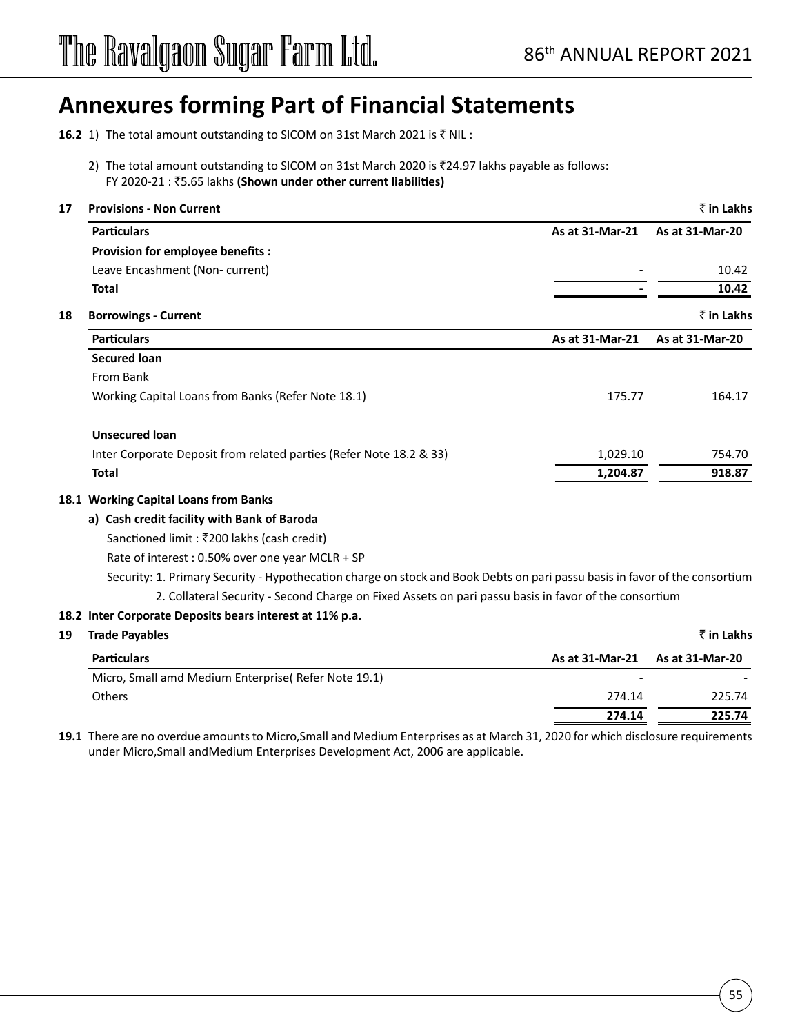# Annexures forming Part of Financial Statements

**16.2** 1) The total amount outstanding to SICOM on 31st March 2021 is ₹ NIL :

2) The total amount outstanding to SICOM on 31st March 2020 is ₹24.97 lakhs payable as follows:
FY 2020-21 : ₹5.65 lakhs **(Shown under other current liabilities)**

**17 Provisions - Non Current** ₹ in Lakhs

| Particulars | As at 31-Mar-21 | As at 31-Mar-20 |
|---|---|---|
| **Provision for employee benefits :** | | |
| Leave Encashment (Non- current) | - | 10.42 |
| **Total** | **-** | **10.42** |

**18 Borrowings - Current** ₹ in Lakhs

| Particulars | As at 31-Mar-21 | As at 31-Mar-20 |
|---|---|---|
| **Secured loan** | | |
| From Bank | | |
| Working Capital Loans from Banks (Refer Note 18.1) | 175.77 | 164.17 |
| **Unsecured loan** | | |
| Inter Corporate Deposit from related parties (Refer Note 18.2 & 33) | 1,029.10 | 754.70 |
| **Total** | **1,204.87** | **918.87** |

**18.1 Working Capital Loans from Banks**

**a) Cash credit facility with Bank of Baroda**

Sanctioned limit : ₹200 lakhs (cash credit)

Rate of interest : 0.50% over one year MCLR + SP

Security: 1. Primary Security - Hypothecation charge on stock and Book Debts on pari passu basis in favor of the consortium

2. Collateral Security - Second Charge on Fixed Assets on pari passu basis in favor of the consortium

**18.2 Inter Corporate Deposits bears interest at 11% p.a.**

**19 Trade Payables** ₹ in Lakhs

| Particulars | As at 31-Mar-21 | As at 31-Mar-20 |
|---|---|---|
| Micro, Small amd Medium Enterprise( Refer Note 19.1) | - | - |
| Others | 274.14 | 225.74 |
| | **274.14** | **225.74** |

**19.1** There are no overdue amounts to Micro,Small and Medium Enterprises as at March 31, 2020 for which disclosure requirements under Micro,Small andMedium Enterprises Development Act, 2006 are applicable.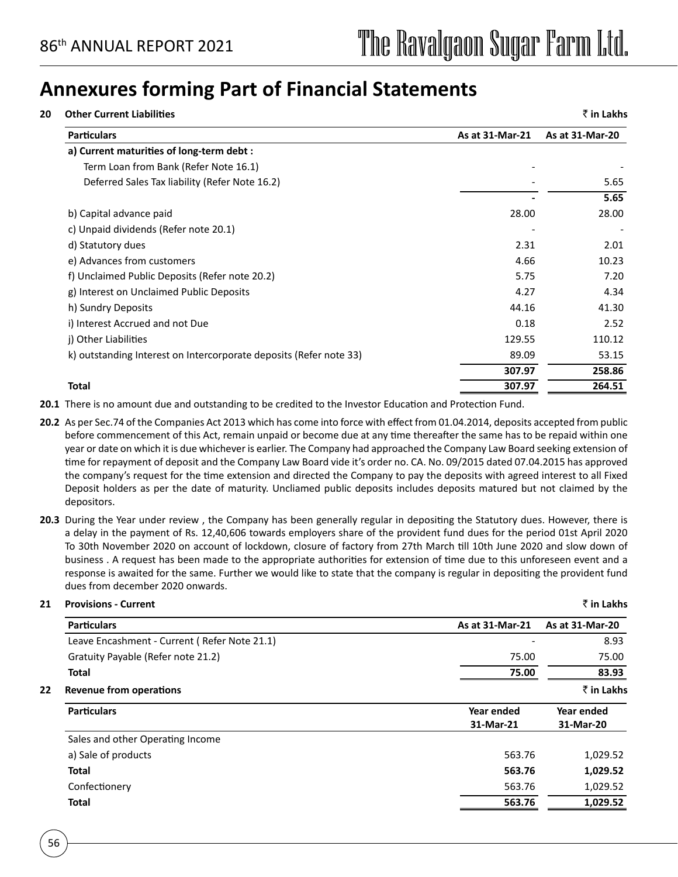# Annexures forming Part of Financial Statements

**20 Other Current Liabilities** **₹ in Lakhs**

| Particulars | As at 31-Mar-21 | As at 31-Mar-20 |
|---|---|---|
| **a) Current maturities of long-term debt :** | | |
| Term Loan from Bank (Refer Note 16.1) | - | - |
| Deferred Sales Tax liability (Refer Note 16.2) | - | 5.65 |
| | **-** | **5.65** |
| b) Capital advance paid | 28.00 | 28.00 |
| c) Unpaid dividends (Refer note 20.1) | - | - |
| d) Statutory dues | 2.31 | 2.01 |
| e) Advances from customers | 4.66 | 10.23 |
| f) Unclaimed Public Deposits (Refer note 20.2) | 5.75 | 7.20 |
| g) Interest on Unclaimed Public Deposits | 4.27 | 4.34 |
| h) Sundry Deposits | 44.16 | 41.30 |
| i) Interest Accrued and not Due | 0.18 | 2.52 |
| j) Other Liabilities | 129.55 | 110.12 |
| k) outstanding Interest on Intercorporate deposits (Refer note 33) | 89.09 | 53.15 |
| | **307.97** | **258.86** |
| **Total** | **307.97** | **264.51** |

**20.1** There is no amount due and outstanding to be credited to the Investor Education and Protection Fund.

**20.2** As per Sec.74 of the Companies Act 2013 which has come into force with effect from 01.04.2014, deposits accepted from public before commencement of this Act, remain unpaid or become due at any time thereafter the same has to be repaid within one year or date on which it is due whichever is earlier. The Company had approached the Company Law Board seeking extension of time for repayment of deposit and the Company Law Board vide it's order no. CA. No. 09/2015 dated 07.04.2015 has approved the company's request for the time extension and directed the Company to pay the deposits with agreed interest to all Fixed Deposit holders as per the date of maturity. Uncliamed public deposits includes deposits matured but not claimed by the depositors.

**20.3** During the Year under review , the Company has been generally regular in depositing the Statutory dues. However, there is a delay in the payment of Rs. 12,40,606 towards employers share of the provident fund dues for the period 01st April 2020 To 30th November 2020 on account of lockdown, closure of factory from 27th March till 10th June 2020 and slow down of business . A request has been made to the appropriate authorities for extension of time due to this unforeseen event and a response is awaited for the same. Further we would like to state that the company is regular in depositing the provident fund dues from december 2020 onwards.

**21 Provisions - Current** **₹ in Lakhs**

| Particulars | As at 31-Mar-21 | As at 31-Mar-20 |
|---|---|---|
| Leave Encashment - Current ( Refer Note 21.1) | - | 8.93 |
| Gratuity Payable (Refer note 21.2) | 75.00 | 75.00 |
| **Total** | **75.00** | **83.93** |

**22 Revenue from operations** **₹ in Lakhs**

| Particulars | Year ended 31-Mar-21 | Year ended 31-Mar-20 |
|---|---|---|
| Sales and other Operating Income | | |
| a) Sale of products | 563.76 | 1,029.52 |
| **Total** | **563.76** | **1,029.52** |
| Confectionery | 563.76 | 1,029.52 |
| **Total** | **563.76** | **1,029.52** |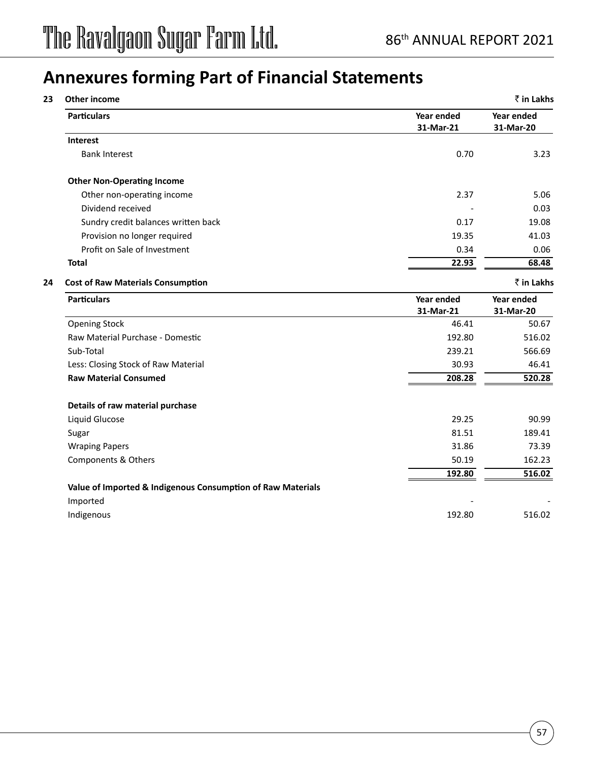# Annexures forming Part of Financial Statements

**23 Other income** ₹ **in Lakhs**

| Particulars | Year ended 31-Mar-21 | Year ended 31-Mar-20 |
|---|---|---|
| **Interest** | | |
| Bank Interest | 0.70 | 3.23 |
| **Other Non-Operating Income** | | |
| Other non-operating income | 2.37 | 5.06 |
| Dividend received | - | 0.03 |
| Sundry credit balances written back | 0.17 | 19.08 |
| Provision no longer required | 19.35 | 41.03 |
| Profit on Sale of Investment | 0.34 | 0.06 |
| **Total** | **22.93** | **68.48** |

**24 Cost of Raw Materials Consumption** ₹ **in Lakhs**

| Particulars | Year ended 31-Mar-21 | Year ended 31-Mar-20 |
|---|---|---|
| Opening Stock | 46.41 | 50.67 |
| Raw Material Purchase - Domestic | 192.80 | 516.02 |
| Sub-Total | 239.21 | 566.69 |
| Less: Closing Stock of Raw Material | 30.93 | 46.41 |
| **Raw Material Consumed** | **208.28** | **520.28** |
| | | |
| **Details of raw material purchase** | | |
| Liquid Glucose | 29.25 | 90.99 |
| Sugar | 81.51 | 189.41 |
| Wraping Papers | 31.86 | 73.39 |
| Components & Others | 50.19 | 162.23 |
| | **192.80** | **516.02** |
| **Value of Imported & Indigenous Consumption of Raw Materials** | | |
| Imported | - | - |
| Indigenous | 192.80 | 516.02 |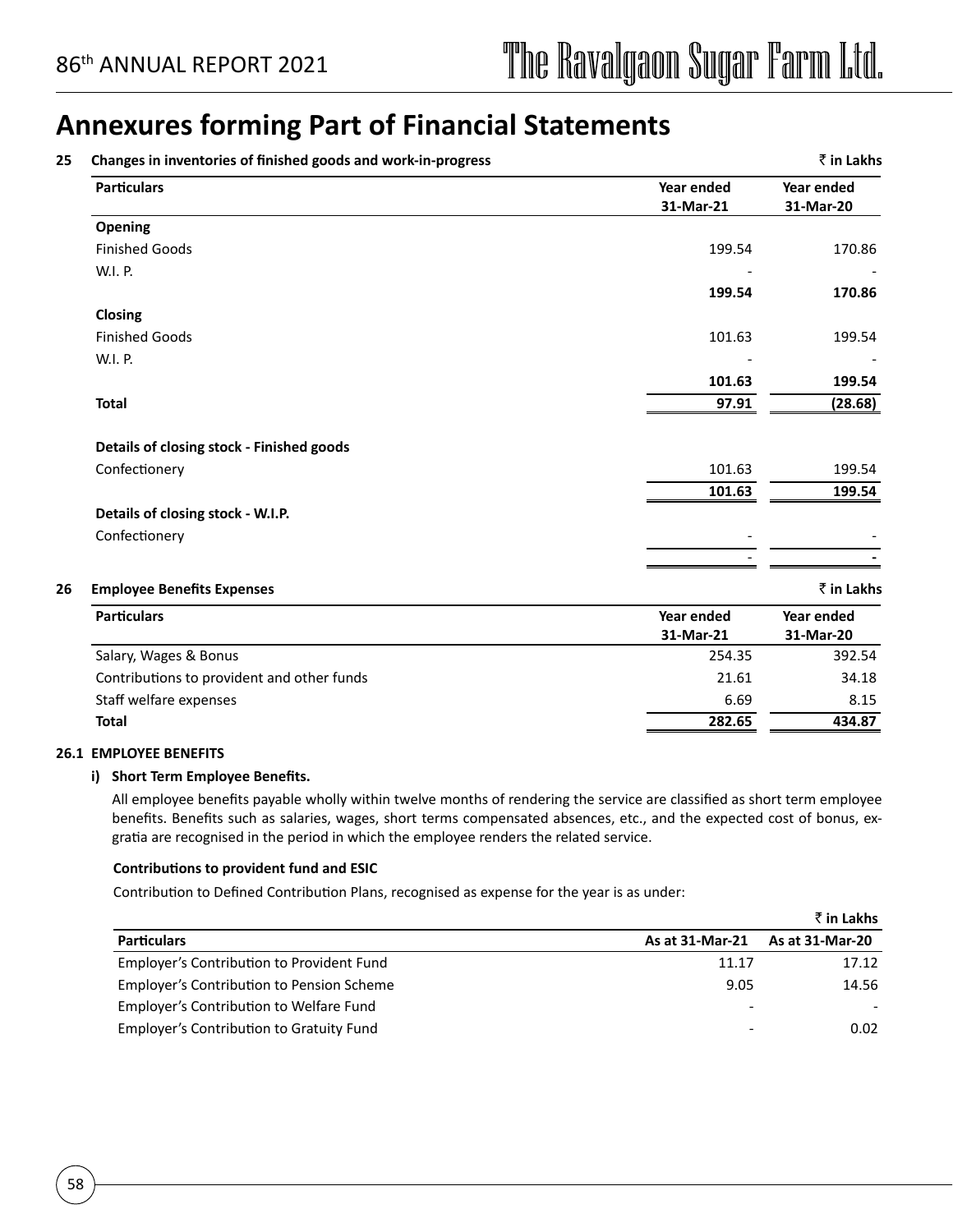# Annexures forming Part of Financial Statements

**25 Changes in inventories of finished goods and work-in-progress** ₹ in Lakhs

| Particulars | Year ended 31-Mar-21 | Year ended 31-Mar-20 |
|---|---|---|
| **Opening** | | |
| Finished Goods | 199.54 | 170.86 |
| W.I. P. | - | - |
| | **199.54** | **170.86** |
| **Closing** | | |
| Finished Goods | 101.63 | 199.54 |
| W.I. P. | - | - |
| | **101.63** | **199.54** |
| **Total** | **97.91** | **(28.68)** |
| **Details of closing stock - Finished goods** | | |
| Confectionery | 101.63 | 199.54 |
| | **101.63** | **199.54** |
| **Details of closing stock - W.I.P.** | | |
| Confectionery | - | - |
| | - | - |

**26 Employee Benefits Expenses** ₹ in Lakhs

| Particulars | Year ended 31-Mar-21 | Year ended 31-Mar-20 |
|---|---|---|
| Salary, Wages & Bonus | 254.35 | 392.54 |
| Contributions to provident and other funds | 21.61 | 34.18 |
| Staff welfare expenses | 6.69 | 8.15 |
| **Total** | **282.65** | **434.87** |

**26.1 EMPLOYEE BENEFITS**

**i) Short Term Employee Benefits.**

All employee benefits payable wholly within twelve months of rendering the service are classified as short term employee benefits. Benefits such as salaries, wages, short terms compensated absences, etc., and the expected cost of bonus, ex-gratia are recognised in the period in which the employee renders the related service.

**Contributions to provident fund and ESIC**

Contribution to Defined Contribution Plans, recognised as expense for the year is as under:

₹ in Lakhs

| Particulars | As at 31-Mar-21 | As at 31-Mar-20 |
|---|---|---|
| Employer's Contribution to Provident Fund | 11.17 | 17.12 |
| Employer's Contribution to Pension Scheme | 9.05 | 14.56 |
| Employer's Contribution to Welfare Fund | - | - |
| Employer's Contribution to Gratuity Fund | - | 0.02 |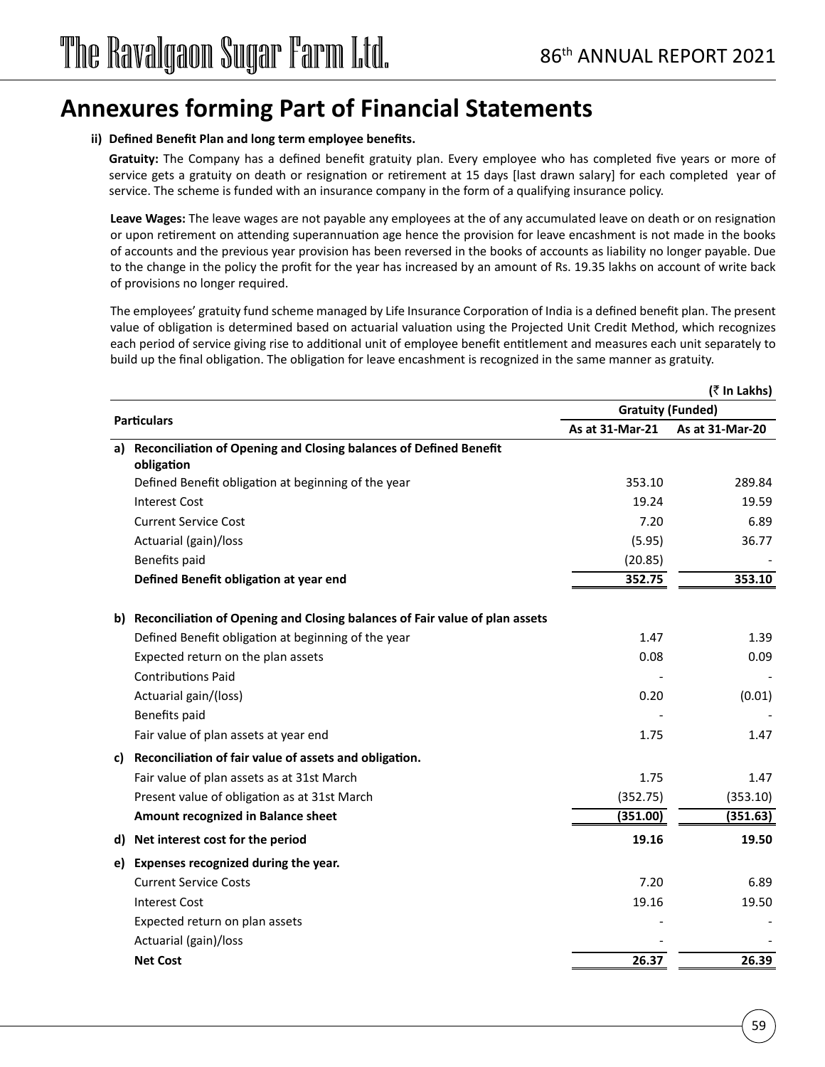# Annexures forming Part of Financial Statements

**ii) Defined Benefit Plan and long term employee benefits.**

**Gratuity:** The Company has a defined benefit gratuity plan. Every employee who has completed five years or more of service gets a gratuity on death or resignation or retirement at 15 days [last drawn salary] for each completed year of service. The scheme is funded with an insurance company in the form of a qualifying insurance policy.

**Leave Wages:** The leave wages are not payable any employees at the of any accumulated leave on death or on resignation or upon retirement on attending superannuation age hence the provision for leave encashment is not made in the books of accounts and the previous year provision has been reversed in the books of accounts as liability no longer payable. Due to the change in the policy the profit for the year has increased by an amount of Rs. 19.35 lakhs on account of write back of provisions no longer required.

The employees' gratuity fund scheme managed by Life Insurance Corporation of India is a defined benefit plan. The present value of obligation is determined based on actuarial valuation using the Projected Unit Credit Method, which recognizes each period of service giving rise to additional unit of employee benefit entitlement and measures each unit separately to build up the final obligation. The obligation for leave encashment is recognized in the same manner as gratuity.

**(₹ In Lakhs)**

| Particulars | Gratuity (Funded) | |
|---|---|---|
| | **As at 31-Mar-21** | **As at 31-Mar-20** |
| **a) Reconciliation of Opening and Closing balances of Defined Benefit obligation** | | |
| Defined Benefit obligation at beginning of the year | 353.10 | 289.84 |
| Interest Cost | 19.24 | 19.59 |
| Current Service Cost | 7.20 | 6.89 |
| Actuarial (gain)/loss | (5.95) | 36.77 |
| Benefits paid | (20.85) | - |
| **Defined Benefit obligation at year end** | **352.75** | **353.10** |
| **b) Reconciliation of Opening and Closing balances of Fair value of plan assets** | | |
| Defined Benefit obligation at beginning of the year | 1.47 | 1.39 |
| Expected return on the plan assets | 0.08 | 0.09 |
| Contributions Paid | - | - |
| Actuarial gain/(loss) | 0.20 | (0.01) |
| Benefits paid | - | - |
| Fair value of plan assets at year end | 1.75 | 1.47 |
| **c) Reconciliation of fair value of assets and obligation.** | | |
| Fair value of plan assets as at 31st March | 1.75 | 1.47 |
| Present value of obligation as at 31st March | (352.75) | (353.10) |
| **Amount recognized in Balance sheet** | **(351.00)** | **(351.63)** |
| **d) Net interest cost for the period** | **19.16** | **19.50** |
| **e) Expenses recognized during the year.** | | |
| Current Service Costs | 7.20 | 6.89 |
| Interest Cost | 19.16 | 19.50 |
| Expected return on plan assets | - | - |
| Actuarial (gain)/loss | - | - |
| **Net Cost** | **26.37** | **26.39** |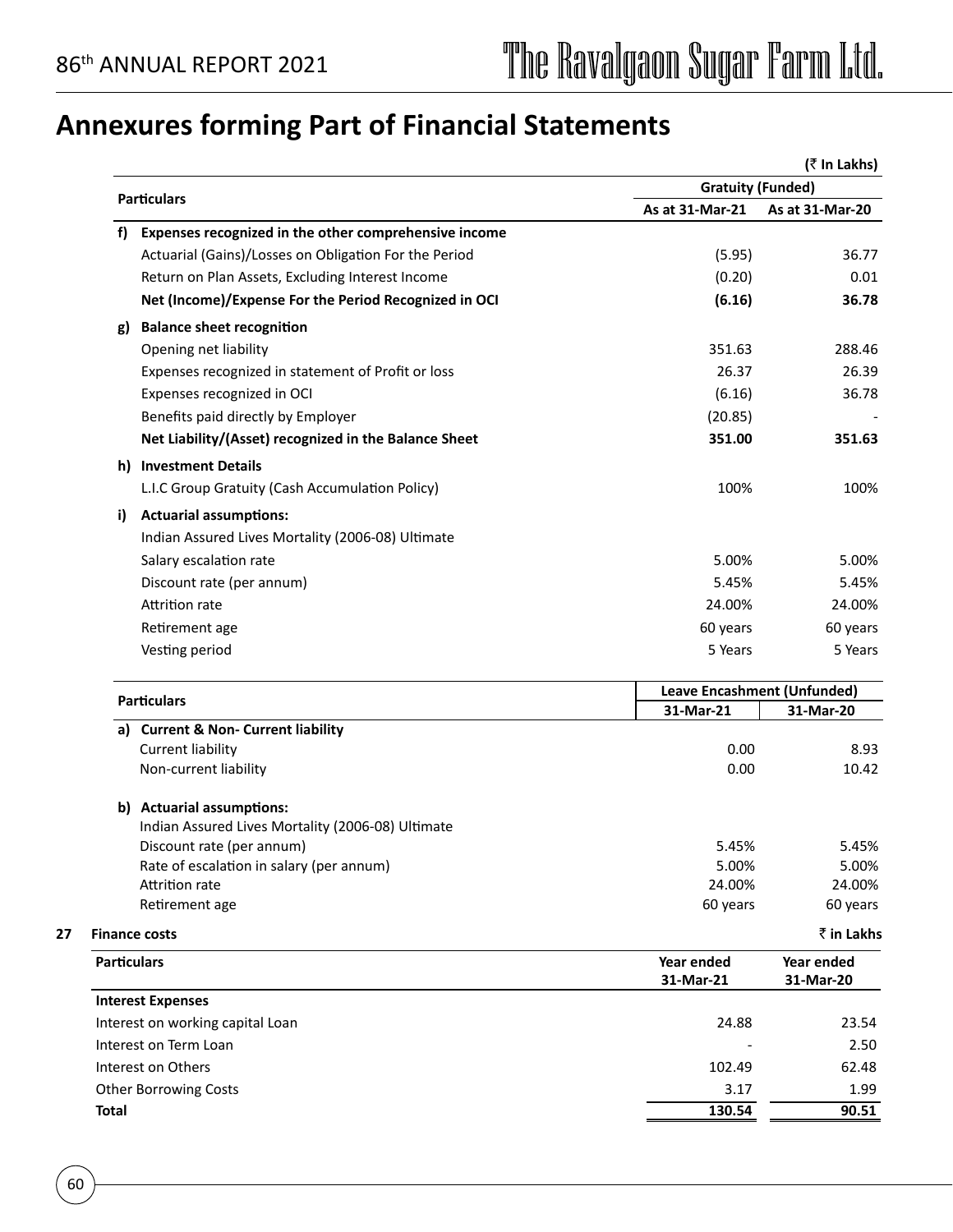# Annexures forming Part of Financial Statements

(₹ In Lakhs)

| Particulars | Gratuity (Funded) | |
|---|---|---|
| | As at 31-Mar-21 | As at 31-Mar-20 |
| **f) Expenses recognized in the other comprehensive income** | | |
| Actuarial (Gains)/Losses on Obligation For the Period | (5.95) | 36.77 |
| Return on Plan Assets, Excluding Interest Income | (0.20) | 0.01 |
| **Net (Income)/Expense For the Period Recognized in OCI** | **(6.16)** | **36.78** |
| **g) Balance sheet recognition** | | |
| Opening net liability | 351.63 | 288.46 |
| Expenses recognized in statement of Profit or loss | 26.37 | 26.39 |
| Expenses recognized in OCI | (6.16) | 36.78 |
| Benefits paid directly by Employer | (20.85) | - |
| **Net Liability/(Asset) recognized in the Balance Sheet** | **351.00** | **351.63** |
| **h) Investment Details** | | |
| L.I.C Group Gratuity (Cash Accumulation Policy) | 100% | 100% |
| **i) Actuarial assumptions:** | | |
| Indian Assured Lives Mortality (2006-08) Ultimate | | |
| Salary escalation rate | 5.00% | 5.00% |
| Discount rate (per annum) | 5.45% | 5.45% |
| Attrition rate | 24.00% | 24.00% |
| Retirement age | 60 years | 60 years |
| Vesting period | 5 Years | 5 Years |

| Particulars | Leave Encashment (Unfunded) | |
|---|---|---|
| | 31-Mar-21 | 31-Mar-20 |
| **a) Current & Non- Current liability** | | |
| Current liability | 0.00 | 8.93 |
| Non-current liability | 0.00 | 10.42 |
| **b) Actuarial assumptions:** | | |
| Indian Assured Lives Mortality (2006-08) Ultimate | | |
| Discount rate (per annum) | 5.45% | 5.45% |
| Rate of escalation in salary (per annum) | 5.00% | 5.00% |
| Attrition rate | 24.00% | 24.00% |
| Retirement age | 60 years | 60 years |

## 27 Finance costs

₹ in Lakhs

| Particulars | Year ended 31-Mar-21 | Year ended 31-Mar-20 |
|---|---|---|
| **Interest Expenses** | | |
| Interest on working capital Loan | 24.88 | 23.54 |
| Interest on Term Loan | - | 2.50 |
| Interest on Others | 102.49 | 62.48 |
| Other Borrowing Costs | 3.17 | 1.99 |
| **Total** | **130.54** | **90.51** |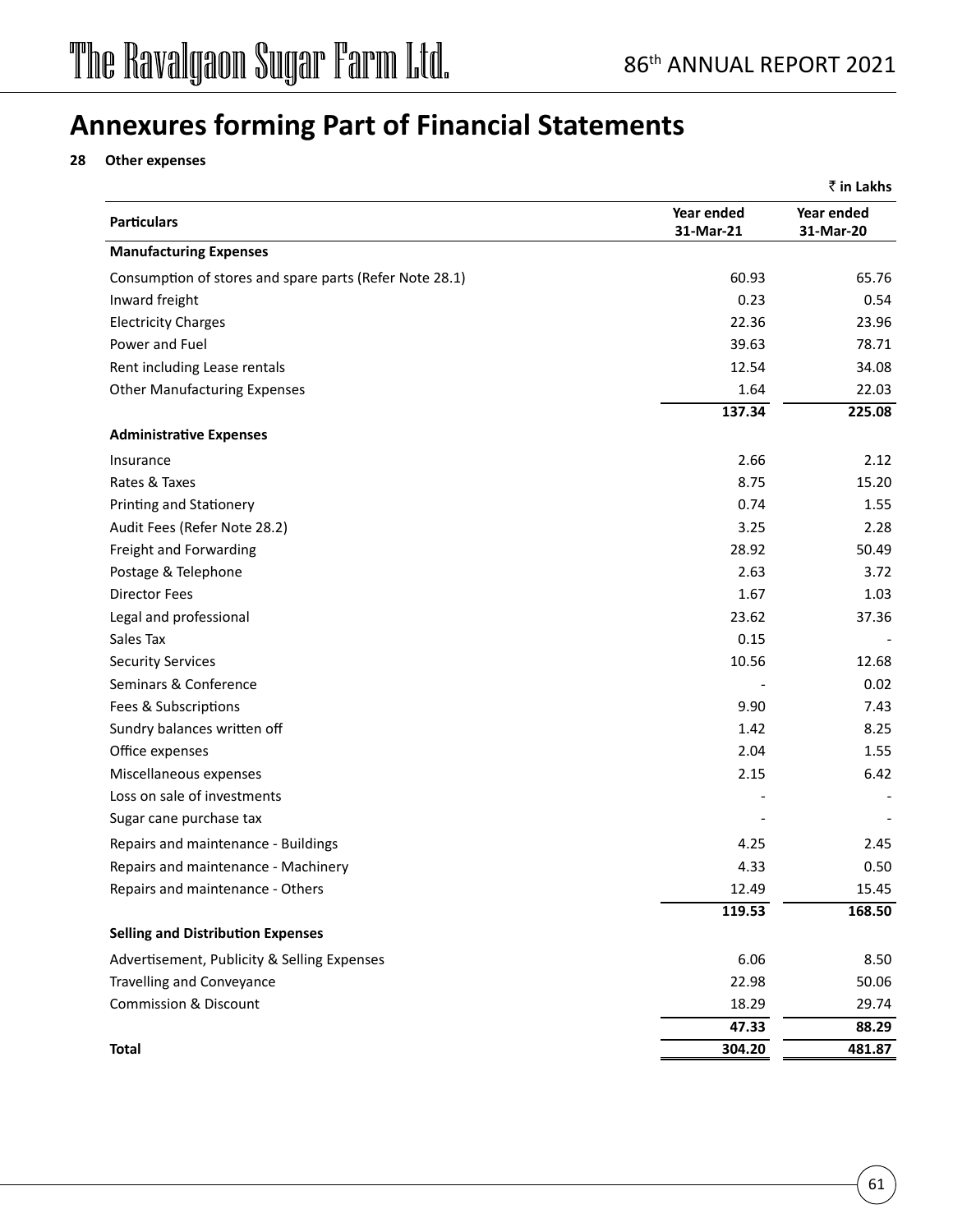# Annexures forming Part of Financial Statements

**28 Other expenses**

₹ **in Lakhs**

| Particulars | Year ended 31-Mar-21 | Year ended 31-Mar-20 |
|---|---|---|
| **Manufacturing Expenses** | | |
| Consumption of stores and spare parts (Refer Note 28.1) | 60.93 | 65.76 |
| Inward freight | 0.23 | 0.54 |
| Electricity Charges | 22.36 | 23.96 |
| Power and Fuel | 39.63 | 78.71 |
| Rent including Lease rentals | 12.54 | 34.08 |
| Other Manufacturing Expenses | 1.64 | 22.03 |
| | **137.34** | **225.08** |
| **Administrative Expenses** | | |
| Insurance | 2.66 | 2.12 |
| Rates & Taxes | 8.75 | 15.20 |
| Printing and Stationery | 0.74 | 1.55 |
| Audit Fees (Refer Note 28.2) | 3.25 | 2.28 |
| Freight and Forwarding | 28.92 | 50.49 |
| Postage & Telephone | 2.63 | 3.72 |
| Director Fees | 1.67 | 1.03 |
| Legal and professional | 23.62 | 37.36 |
| Sales Tax | 0.15 | - |
| Security Services | 10.56 | 12.68 |
| Seminars & Conference | - | 0.02 |
| Fees & Subscriptions | 9.90 | 7.43 |
| Sundry balances written off | 1.42 | 8.25 |
| Office expenses | 2.04 | 1.55 |
| Miscellaneous expenses | 2.15 | 6.42 |
| Loss on sale of investments | - | - |
| Sugar cane purchase tax | - | - |
| Repairs and maintenance - Buildings | 4.25 | 2.45 |
| Repairs and maintenance - Machinery | 4.33 | 0.50 |
| Repairs and maintenance - Others | 12.49 | 15.45 |
| | **119.53** | **168.50** |
| **Selling and Distribution Expenses** | | |
| Advertisement, Publicity & Selling Expenses | 6.06 | 8.50 |
| Travelling and Conveyance | 22.98 | 50.06 |
| Commission & Discount | 18.29 | 29.74 |
| | **47.33** | **88.29** |
| **Total** | **304.20** | **481.87** |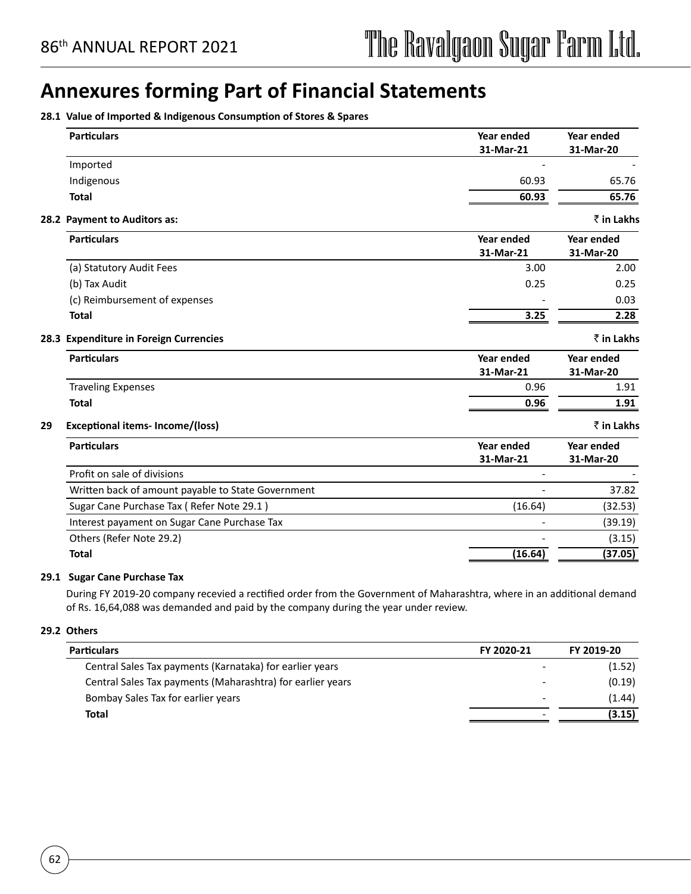# Annexures forming Part of Financial Statements

**28.1 Value of Imported & Indigenous Consumption of Stores & Spares**

| Particulars | Year ended 31-Mar-21 | Year ended 31-Mar-20 |
|---|---|---|
| Imported | - | - |
| Indigenous | 60.93 | 65.76 |
| **Total** | **60.93** | **65.76** |

**28.2 Payment to Auditors as:** ₹ in Lakhs

| Particulars | Year ended 31-Mar-21 | Year ended 31-Mar-20 |
|---|---|---|
| (a) Statutory Audit Fees | 3.00 | 2.00 |
| (b) Tax Audit | 0.25 | 0.25 |
| (c) Reimbursement of expenses | - | 0.03 |
| **Total** | **3.25** | **2.28** |

**28.3 Expenditure in Foreign Currencies** ₹ in Lakhs

| Particulars | Year ended 31-Mar-21 | Year ended 31-Mar-20 |
|---|---|---|
| Traveling Expenses | 0.96 | 1.91 |
| **Total** | **0.96** | **1.91** |

**29 Exceptional items- Income/(loss)** ₹ in Lakhs

| Particulars | Year ended 31-Mar-21 | Year ended 31-Mar-20 |
|---|---|---|
| Profit on sale of divisions | - | - |
| Written back of amount payable to State Government | - | 37.82 |
| Sugar Cane Purchase Tax ( Refer Note 29.1 ) | (16.64) | (32.53) |
| Interest payament on Sugar Cane Purchase Tax | - | (39.19) |
| Others (Refer Note 29.2) | - | (3.15) |
| **Total** | **(16.64)** | **(37.05)** |

**29.1 Sugar Cane Purchase Tax**

During FY 2019-20 company recevied a rectified order from the Government of Maharashtra, where in an additional demand of Rs. 16,64,088 was demanded and paid by the company during the year under review.

**29.2 Others**

| Particulars | FY 2020-21 | FY 2019-20 |
|---|---|---|
| Central Sales Tax payments (Karnataka) for earlier years | - | (1.52) |
| Central Sales Tax payments (Maharashtra) for earlier years | - | (0.19) |
| Bombay Sales Tax for earlier years | - | (1.44) |
| **Total** | - | **(3.15)** |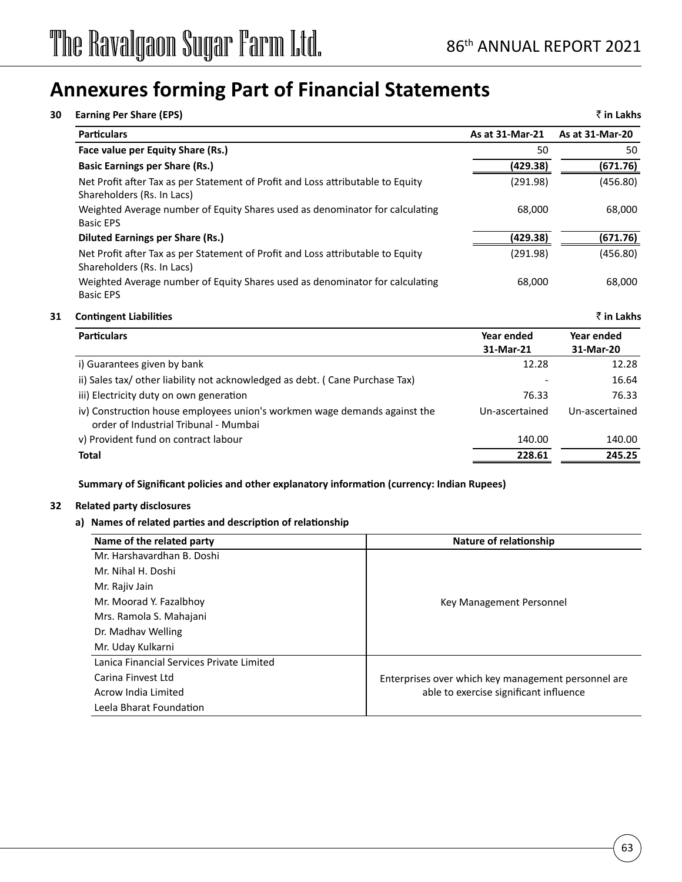# Annexures forming Part of Financial Statements

**30 Earning Per Share (EPS)** ₹ in Lakhs

| Particulars | As at 31-Mar-21 | As at 31-Mar-20 |
|---|---|---|
| **Face value per Equity Share (Rs.)** | 50 | 50 |
| **Basic Earnings per Share (Rs.)** | **(429.38)** | **(671.76)** |
| Net Profit after Tax as per Statement of Profit and Loss attributable to Equity Shareholders (Rs. In Lacs) | (291.98) | (456.80) |
| Weighted Average number of Equity Shares used as denominator for calculating Basic EPS | 68,000 | 68,000 |
| **Diluted Earnings per Share (Rs.)** | **(429.38)** | **(671.76)** |
| Net Profit after Tax as per Statement of Profit and Loss attributable to Equity Shareholders (Rs. In Lacs) | (291.98) | (456.80) |
| Weighted Average number of Equity Shares used as denominator for calculating Basic EPS | 68,000 | 68,000 |

**31 Contingent Liabilities** ₹ in Lakhs

| Particulars | Year ended 31-Mar-21 | Year ended 31-Mar-20 |
|---|---|---|
| i) Guarantees given by bank | 12.28 | 12.28 |
| ii) Sales tax/ other liability not acknowledged as debt. ( Cane Purchase Tax) | - | 16.64 |
| iii) Electricity duty on own generation | 76.33 | 76.33 |
| iv) Construction house employees union's workmen wage demands against the order of Industrial Tribunal - Mumbai | Un-ascertained | Un-ascertained |
| v) Provident fund on contract labour | 140.00 | 140.00 |
| **Total** | **228.61** | **245.25** |

**Summary of Significant policies and other explanatory information (currency: Indian Rupees)**

**32 Related party disclosures**

**a) Names of related parties and description of relationship**

| Name of the related party | Nature of relationship |
|---|---|
| Mr. Harshavardhan B. Doshi | Key Management Personnel |
| Mr. Nihal H. Doshi | |
| Mr. Rajiv Jain | |
| Mr. Moorad Y. Fazalbhoy | |
| Mrs. Ramola S. Mahajani | |
| Dr. Madhav Welling | |
| Mr. Uday Kulkarni | |
| Lanica Financial Services Private Limited | Enterprises over which key management personnel are able to exercise significant influence |
| Carina Finvest Ltd | |
| Acrow India Limited | |
| Leela Bharat Foundation | |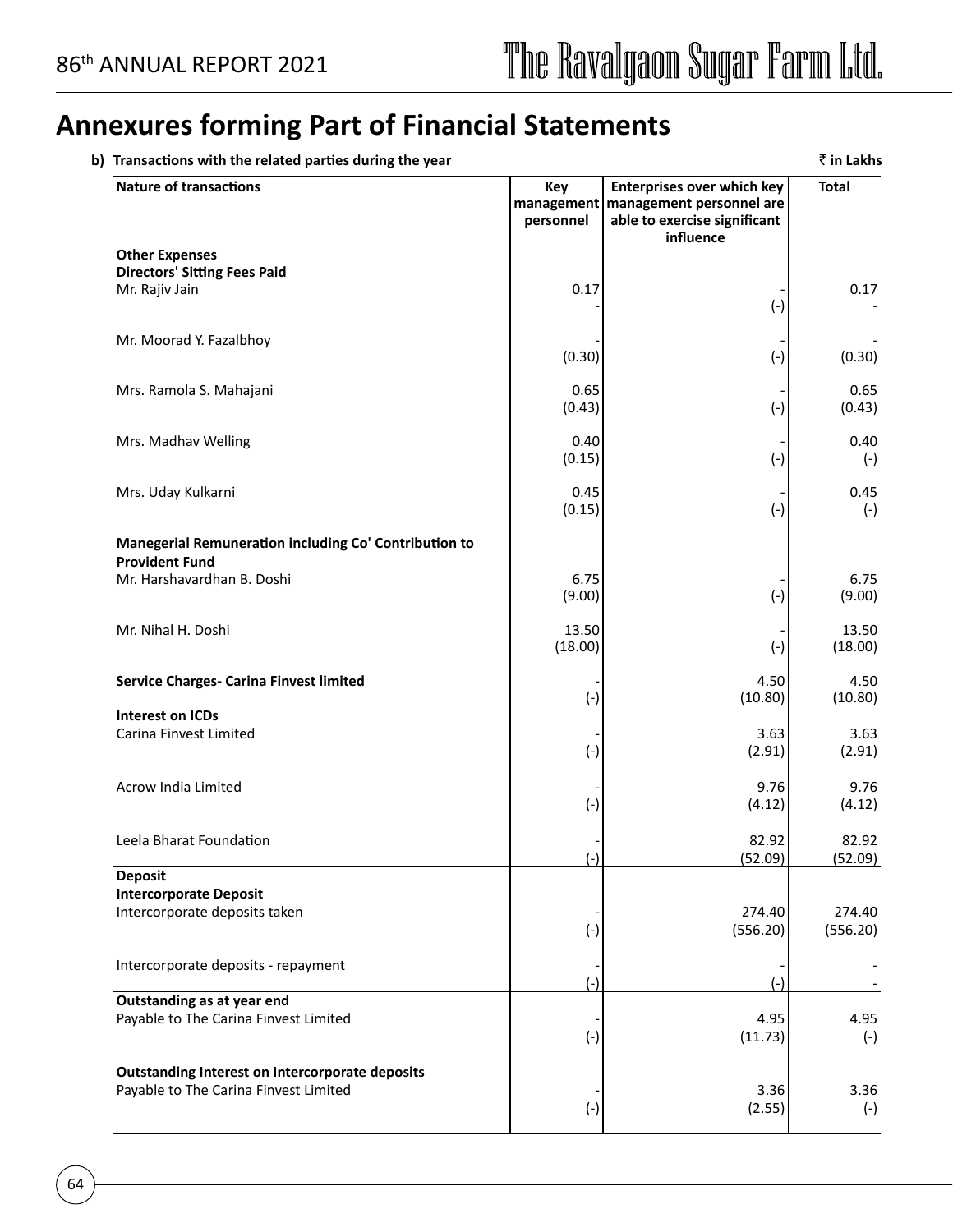# Annexures forming Part of Financial Statements

**b) Transactions with the related parties during the year** ₹ **in Lakhs**

| Nature of transactions | Key management personnel | Enterprises over which key management personnel are able to exercise significant influence | Total |
|---|---|---|---|
| **Other Expenses** | | | |
| **Directors' Sitting Fees Paid** | | | |
| Mr. Rajiv Jain | 0.17 | - | 0.17 |
| | - | (-) | - |
| Mr. Moorad Y. Fazalbhoy | - | - | - |
| | (0.30) | (-) | (0.30) |
| Mrs. Ramola S. Mahajani | 0.65 | - | 0.65 |
| | (0.43) | (-) | (0.43) |
| Mrs. Madhav Welling | 0.40 | - | 0.40 |
| | (0.15) | (-) | (-) |
| Mrs. Uday Kulkarni | 0.45 | - | 0.45 |
| | (0.15) | (-) | (-) |
| **Manegerial Remuneration including Co' Contribution to Provident Fund** | | | |
| Mr. Harshavardhan B. Doshi | 6.75 | - | 6.75 |
| | (9.00) | (-) | (9.00) |
| Mr. Nihal H. Doshi | 13.50 | - | 13.50 |
| | (18.00) | (-) | (18.00) |
| **Service Charges- Carina Finvest limited** | - | 4.50 | 4.50 |
| | (-) | (10.80) | (10.80) |
| **Interest on ICDs** | | | |
| Carina Finvest Limited | - | 3.63 | 3.63 |
| | (-) | (2.91) | (2.91) |
| Acrow India Limited | - | 9.76 | 9.76 |
| | (-) | (4.12) | (4.12) |
| Leela Bharat Foundation | - | 82.92 | 82.92 |
| | (-) | (52.09) | (52.09) |
| **Deposit** | | | |
| **Intercorporate Deposit** | | | |
| Intercorporate deposits taken | - | 274.40 | 274.40 |
| | (-) | (556.20) | (556.20) |
| Intercorporate deposits - repayment | - | - | - |
| | (-) | (-) | - |
| **Outstanding as at year end** | | | |
| Payable to The Carina Finvest Limited | - | 4.95 | 4.95 |
| | (-) | (11.73) | (-) |
| **Outstanding Interest on Intercorporate deposits** | | | |
| Payable to The Carina Finvest Limited | - | 3.36 | 3.36 |
| | (-) | (2.55) | (-) |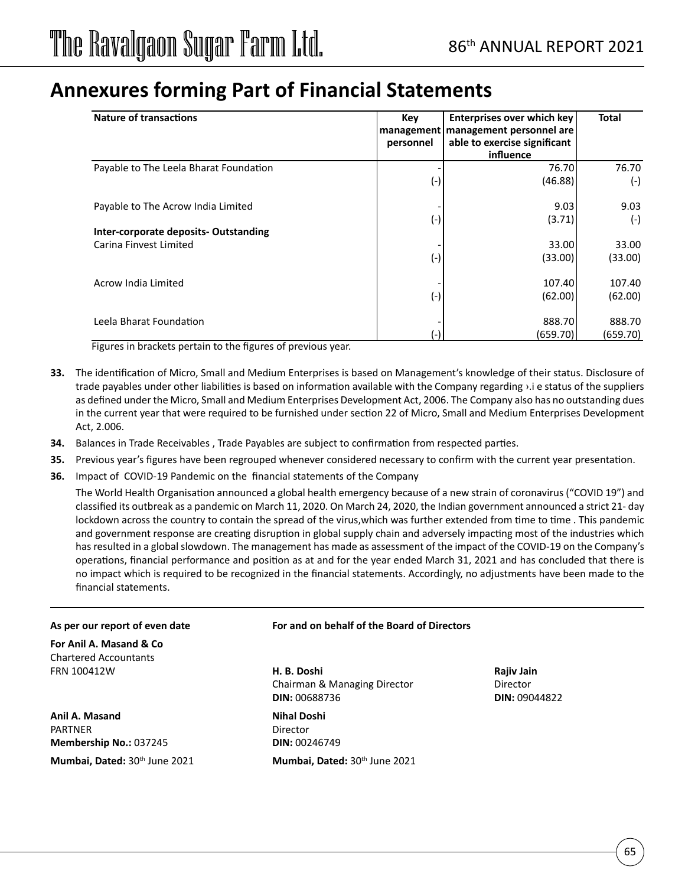## Annexures forming Part of Financial Statements

| Nature of transactions | Key management personnel | Enterprises over which key management personnel are able to exercise significant influence | Total |
|---|---|---|---|
| Payable to The Leela Bharat Foundation | - | 76.70 | 76.70 |
| | (-) | (46.88) | (-) |
| Payable to The Acrow India Limited | - | 9.03 | 9.03 |
| | (-) | (3.71) | (-) |
| **Inter-corporate deposits- Outstanding** | | | |
| Carina Finvest Limited | - | 33.00 | 33.00 |
| | (-) | (33.00) | (33.00) |
| Acrow India Limited | - | 107.40 | 107.40 |
| | (-) | (62.00) | (62.00) |
| Leela Bharat Foundation | - | 888.70 | 888.70 |
| | (-) | (659.70) | (659.70) |

Figures in brackets pertain to the figures of previous year.

**33.** The identification of Micro, Small and Medium Enterprises is based on Management's knowledge of their status. Disclosure of trade payables under other liabilities is based on information available with the Company regarding ›.i e status of the suppliers as defined under the Micro, Small and Medium Enterprises Development Act, 2006. The Company also has no outstanding dues in the current year that were required to be furnished under section 22 of Micro, Small and Medium Enterprises Development Act, 2.006.

**34.** Balances in Trade Receivables , Trade Payables are subject to confirmation from respected parties.

**35.** Previous year's figures have been regrouped whenever considered necessary to confirm with the current year presentation.

**36.** Impact of COVID-19 Pandemic on the financial statements of the Company

The World Health Organisation announced a global health emergency because of a new strain of coronavirus ("COVID 19") and classified its outbreak as a pandemic on March 11, 2020. On March 24, 2020, the Indian government announced a strict 21- day lockdown across the country to contain the spread of the virus,which was further extended from time to time . This pandemic and government response are creating disruption in global supply chain and adversely impacting most of the industries which has resulted in a global slowdown. The management has made as assessment of the impact of the COVID-19 on the Company's operations, financial performance and position as at and for the year ended March 31, 2021 and has concluded that there is no impact which is required to be recognized in the financial statements. Accordingly, no adjustments have been made to the financial statements.

---

**As per our report of even date**

**For Anil A. Masand & Co**
Chartered Accountants
FRN 100412W

**Anil A. Masand**
PARTNER
**Membership No.:** 037245

**Mumbai, Dated:** 30th June 2021

**For and on behalf of the Board of Directors**

**H. B. Doshi**
Chairman & Managing Director
**DIN:** 00688736

**Rajiv Jain**
Director
**DIN:** 09044822

**Nihal Doshi**
Director
**DIN:** 00246749

**Mumbai, Dated:** 30th June 2021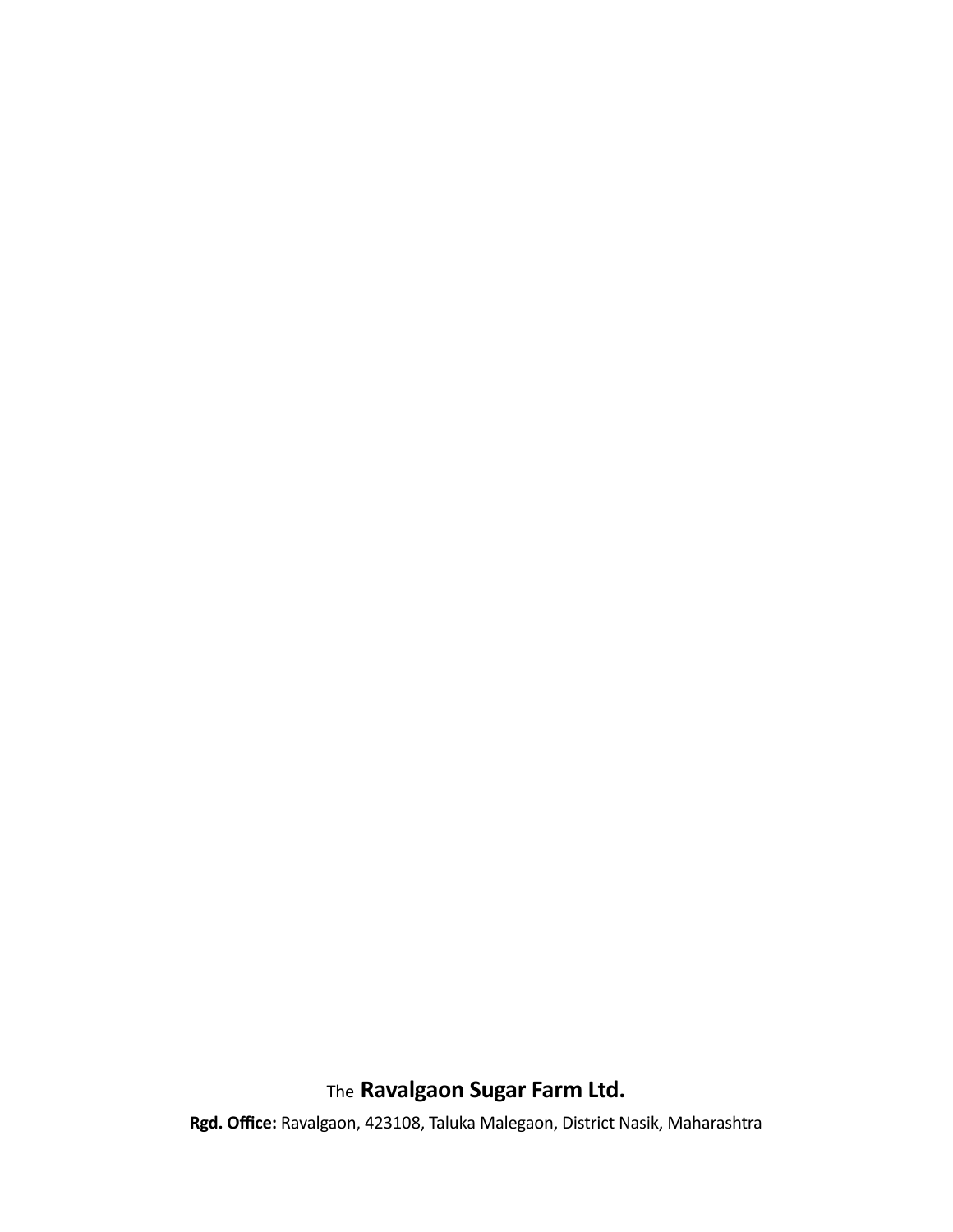The **Ravalgaon Sugar Farm Ltd.**

**Rgd. Office:** Ravalgaon, 423108, Taluka Malegaon, District Nasik, Maharashtra